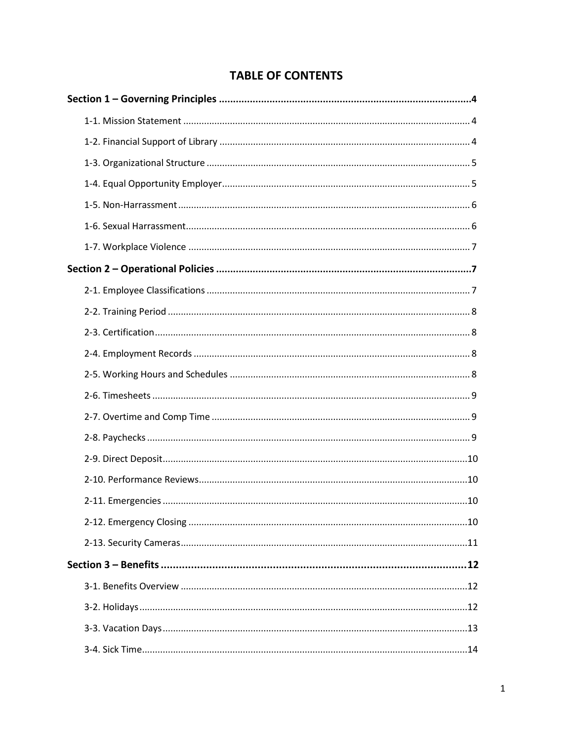# TABLE OF CONTENTS

**Section 1 – Governing Principles ........................................................................................4**

1-1. Mission Statement ........................................................................................................ 4

1-2. Financial Support of Library ........................................................................................ 4

1-3. Organizational Structure .............................................................................................. 5

1-4. Equal Opportunity Employer......................................................................................... 5

1-5. Non-Harrassment .......................................................................................................... 6

1-6. Sexual Harrassment....................................................................................................... 6

1-7. Workplace Violence ...................................................................................................... 7

**Section 2 – Operational Policies .........................................................................................7**

2-1. Employee Classifications .............................................................................................. 7

2-2. Training Period ............................................................................................................. 8

2-3. Certification.................................................................................................................. 8

2-4. Employment Records .................................................................................................... 8

2-5. Working Hours and Schedules ...................................................................................... 8

2-6. Timesheets .................................................................................................................... 9

2-7. Overtime and Comp Time ............................................................................................. 9

2-8. Paychecks ..................................................................................................................... 9

2-9. Direct Deposit...............................................................................................................10

2-10. Performance Reviews..................................................................................................10

2-11. Emergencies ...............................................................................................................10

2-12. Emergency Closing .....................................................................................................10

2-13. Security Cameras........................................................................................................11

**Section 3 – Benefits ..........................................................................................................12**

3-1. Benefits Overview ........................................................................................................12

3-2. Holidays........................................................................................................................12

3-3. Vacation Days...............................................................................................................13

3-4. Sick Time.......................................................................................................................14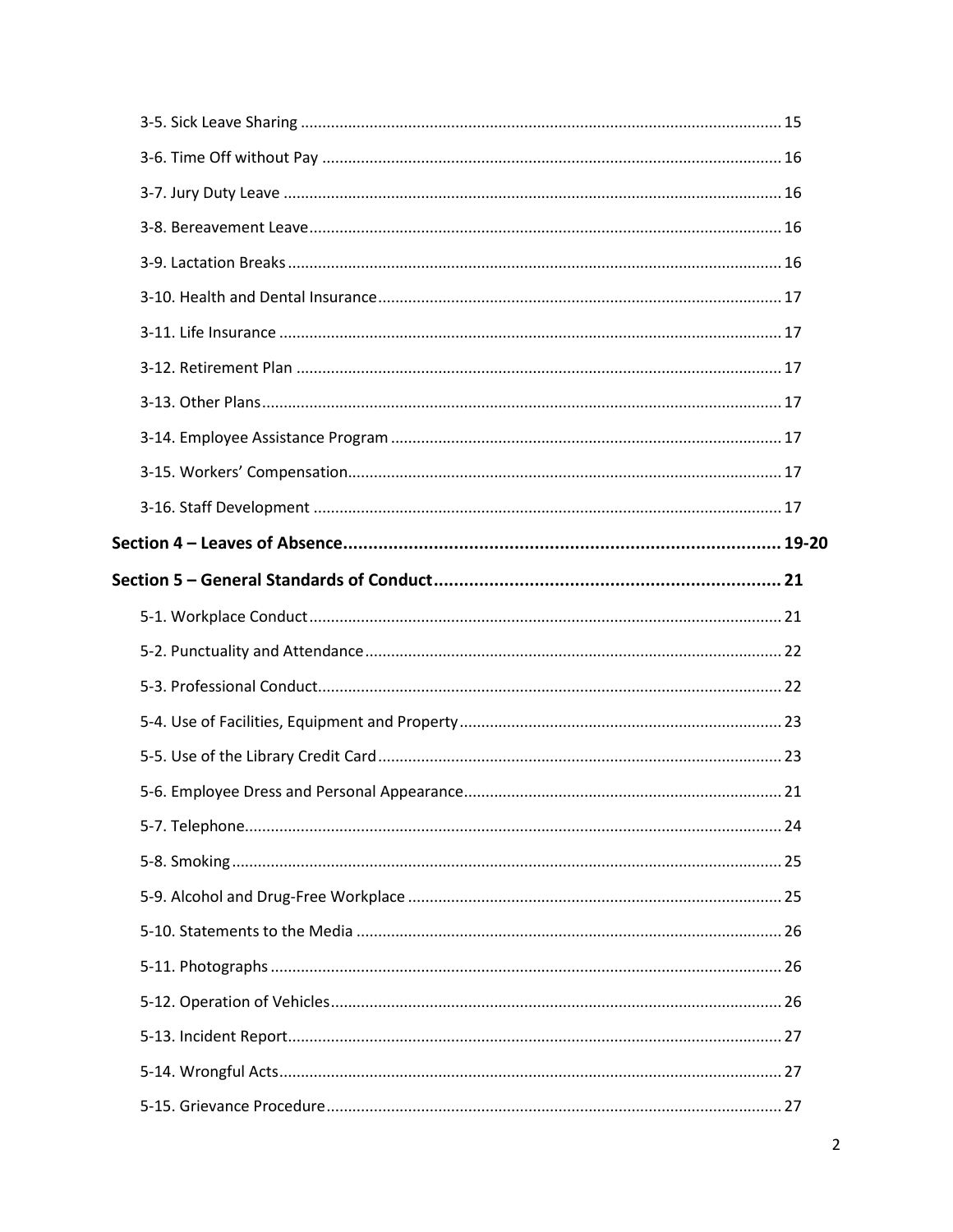3-5. Sick Leave Sharing ............................................................................................................. 15

3-6. Time Off without Pay ........................................................................................................ 16

3-7. Jury Duty Leave ................................................................................................................. 16

3-8. Bereavement Leave ........................................................................................................... 16

3-9. Lactation Breaks ................................................................................................................ 16

3-10. Health and Dental Insurance ........................................................................................... 17

3-11. Life Insurance .................................................................................................................. 17

3-12. Retirement Plan .............................................................................................................. 17

3-13. Other Plans ...................................................................................................................... 17

3-14. Employee Assistance Program ........................................................................................ 17

3-15. Workers' Compensation .................................................................................................. 17

3-16. Staff Development .......................................................................................................... 17

**Section 4 – Leaves of Absence ....................................................................................... 19-20**

**Section 5 – General Standards of Conduct ..................................................................... 21**

5-1. Workplace Conduct ........................................................................................................... 21

5-2. Punctuality and Attendance .............................................................................................. 22

5-3. Professional Conduct ......................................................................................................... 22

5-4. Use of Facilities, Equipment and Property ......................................................................... 23

5-5. Use of the Library Credit Card ........................................................................................... 23

5-6. Employee Dress and Personal Appearance ........................................................................ 21

5-7. Telephone .......................................................................................................................... 24

5-8. Smoking ............................................................................................................................. 25

5-9. Alcohol and Drug-Free Workplace ..................................................................................... 25

5-10. Statements to the Media ................................................................................................. 26

5-11. Photographs .................................................................................................................... 26

5-12. Operation of Vehicles ...................................................................................................... 26

5-13. Incident Report ................................................................................................................ 27

5-14. Wrongful Acts .................................................................................................................. 27

5-15. Grievance Procedure ....................................................................................................... 27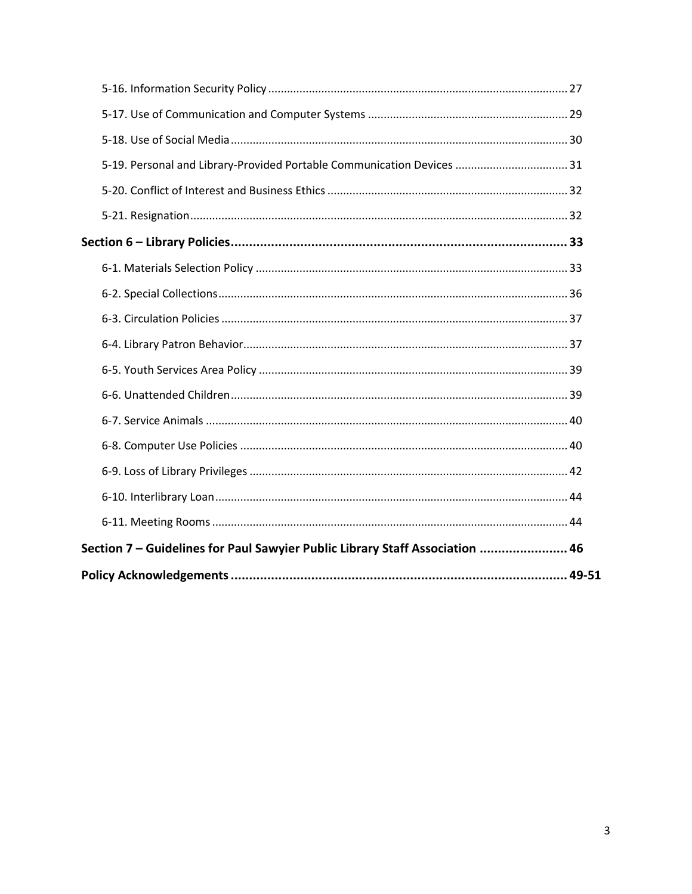5-16. Information Security Policy ................................................................................................ 27

5-17. Use of Communication and Computer Systems ................................................................ 29

5-18. Use of Social Media ........................................................................................................... 30

5-19. Personal and Library-Provided Portable Communication Devices .................................... 31

5-20. Conflict of Interest and Business Ethics ............................................................................ 32

5-21. Resignation ........................................................................................................................ 32

**Section 6 – Library Policies .......................................................................................... 33**

6-1. Materials Selection Policy ................................................................................................... 33

6-2. Special Collections ............................................................................................................... 36

6-3. Circulation Policies .............................................................................................................. 37

6-4. Library Patron Behavior ....................................................................................................... 37

6-5. Youth Services Area Policy .................................................................................................. 39

6-6. Unattended Children ........................................................................................................... 39

6-7. Service Animals ................................................................................................................... 40

6-8. Computer Use Policies ........................................................................................................ 40

6-9. Loss of Library Privileges ..................................................................................................... 42

6-10. Interlibrary Loan ................................................................................................................ 44

6-11. Meeting Rooms ................................................................................................................. 44

**Section 7 – Guidelines for Paul Sawyier Public Library Staff Association ........................ 46**

**Policy Acknowledgements ........................................................................................... 49-51**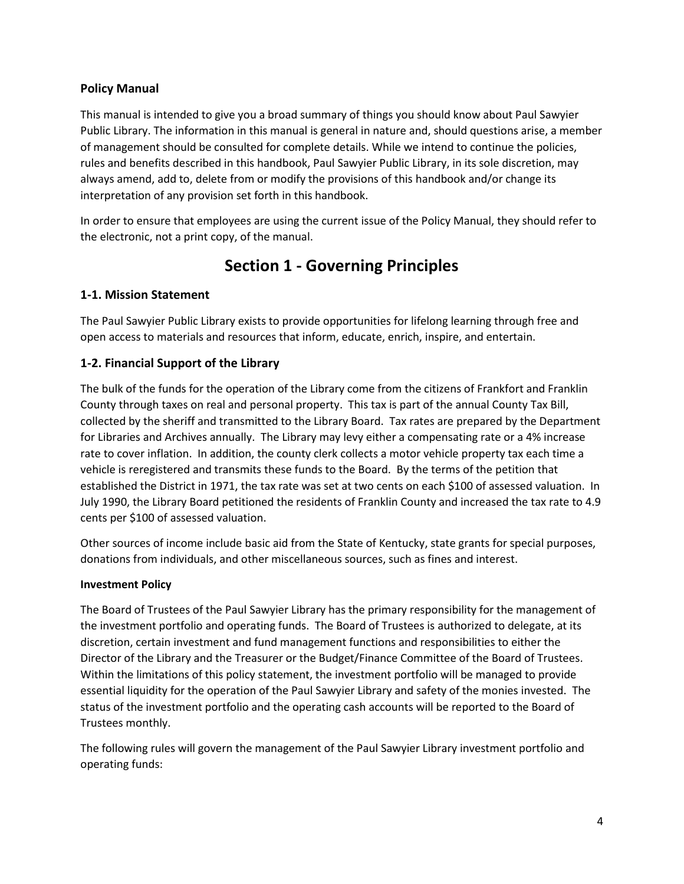### Policy Manual

This manual is intended to give you a broad summary of things you should know about Paul Sawyier Public Library. The information in this manual is general in nature and, should questions arise, a member of management should be consulted for complete details. While we intend to continue the policies, rules and benefits described in this handbook, Paul Sawyier Public Library, in its sole discretion, may always amend, add to, delete from or modify the provisions of this handbook and/or change its interpretation of any provision set forth in this handbook.

In order to ensure that employees are using the current issue of the Policy Manual, they should refer to the electronic, not a print copy, of the manual.

# Section 1 - Governing Principles

## 1-1. Mission Statement

The Paul Sawyier Public Library exists to provide opportunities for lifelong learning through free and open access to materials and resources that inform, educate, enrich, inspire, and entertain.

## 1-2. Financial Support of the Library

The bulk of the funds for the operation of the Library come from the citizens of Frankfort and Franklin County through taxes on real and personal property. This tax is part of the annual County Tax Bill, collected by the sheriff and transmitted to the Library Board. Tax rates are prepared by the Department for Libraries and Archives annually. The Library may levy either a compensating rate or a 4% increase rate to cover inflation. In addition, the county clerk collects a motor vehicle property tax each time a vehicle is reregistered and transmits these funds to the Board. By the terms of the petition that established the District in 1971, the tax rate was set at two cents on each $100 of assessed valuation. In July 1990, the Library Board petitioned the residents of Franklin County and increased the tax rate to 4.9 cents per $100 of assessed valuation.

Other sources of income include basic aid from the State of Kentucky, state grants for special purposes, donations from individuals, and other miscellaneous sources, such as fines and interest.

### Investment Policy

The Board of Trustees of the Paul Sawyier Library has the primary responsibility for the management of the investment portfolio and operating funds. The Board of Trustees is authorized to delegate, at its discretion, certain investment and fund management functions and responsibilities to either the Director of the Library and the Treasurer or the Budget/Finance Committee of the Board of Trustees. Within the limitations of this policy statement, the investment portfolio will be managed to provide essential liquidity for the operation of the Paul Sawyier Library and safety of the monies invested. The status of the investment portfolio and the operating cash accounts will be reported to the Board of Trustees monthly.

The following rules will govern the management of the Paul Sawyier Library investment portfolio and operating funds: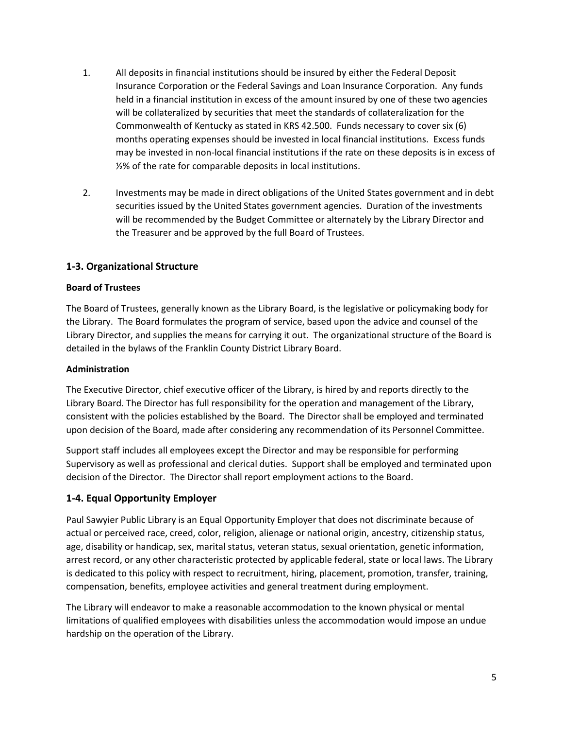1. All deposits in financial institutions should be insured by either the Federal Deposit Insurance Corporation or the Federal Savings and Loan Insurance Corporation. Any funds held in a financial institution in excess of the amount insured by one of these two agencies will be collateralized by securities that meet the standards of collateralization for the Commonwealth of Kentucky as stated in KRS 42.500. Funds necessary to cover six (6) months operating expenses should be invested in local financial institutions. Excess funds may be invested in non-local financial institutions if the rate on these deposits is in excess of ½% of the rate for comparable deposits in local institutions.

2. Investments may be made in direct obligations of the United States government and in debt securities issued by the United States government agencies. Duration of the investments will be recommended by the Budget Committee or alternately by the Library Director and the Treasurer and be approved by the full Board of Trustees.

## 1-3. Organizational Structure

**Board of Trustees**

The Board of Trustees, generally known as the Library Board, is the legislative or policymaking body for the Library. The Board formulates the program of service, based upon the advice and counsel of the Library Director, and supplies the means for carrying it out. The organizational structure of the Board is detailed in the bylaws of the Franklin County District Library Board.

**Administration**

The Executive Director, chief executive officer of the Library, is hired by and reports directly to the Library Board. The Director has full responsibility for the operation and management of the Library, consistent with the policies established by the Board. The Director shall be employed and terminated upon decision of the Board, made after considering any recommendation of its Personnel Committee.

Support staff includes all employees except the Director and may be responsible for performing Supervisory as well as professional and clerical duties. Support shall be employed and terminated upon decision of the Director. The Director shall report employment actions to the Board.

## 1-4. Equal Opportunity Employer

Paul Sawyier Public Library is an Equal Opportunity Employer that does not discriminate because of actual or perceived race, creed, color, religion, alienage or national origin, ancestry, citizenship status, age, disability or handicap, sex, marital status, veteran status, sexual orientation, genetic information, arrest record, or any other characteristic protected by applicable federal, state or local laws. The Library is dedicated to this policy with respect to recruitment, hiring, placement, promotion, transfer, training, compensation, benefits, employee activities and general treatment during employment.

The Library will endeavor to make a reasonable accommodation to the known physical or mental limitations of qualified employees with disabilities unless the accommodation would impose an undue hardship on the operation of the Library.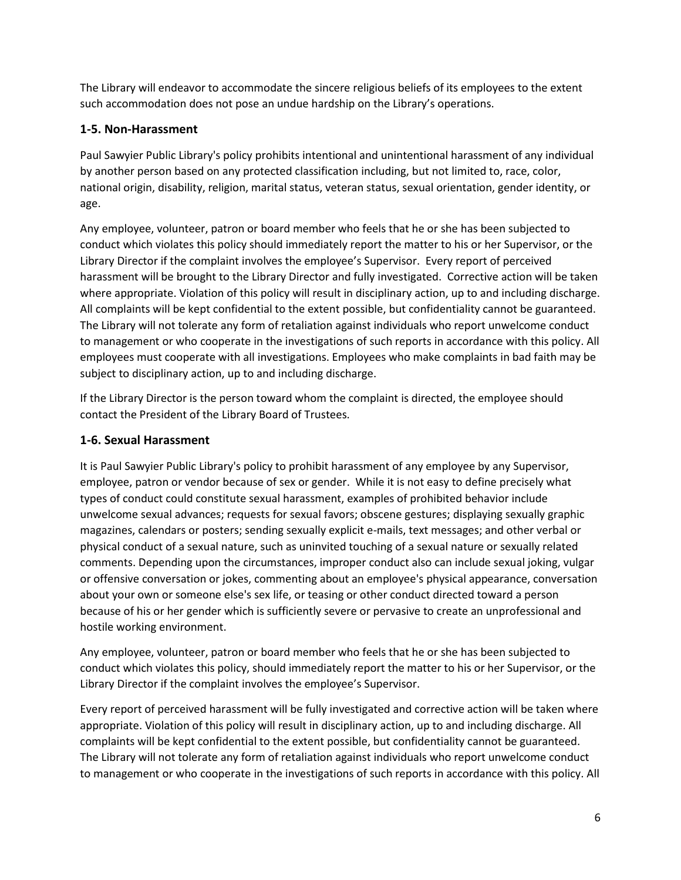The Library will endeavor to accommodate the sincere religious beliefs of its employees to the extent such accommodation does not pose an undue hardship on the Library's operations.

### 1-5. Non-Harassment

Paul Sawyier Public Library's policy prohibits intentional and unintentional harassment of any individual by another person based on any protected classification including, but not limited to, race, color, national origin, disability, religion, marital status, veteran status, sexual orientation, gender identity, or age.

Any employee, volunteer, patron or board member who feels that he or she has been subjected to conduct which violates this policy should immediately report the matter to his or her Supervisor, or the Library Director if the complaint involves the employee's Supervisor. Every report of perceived harassment will be brought to the Library Director and fully investigated. Corrective action will be taken where appropriate. Violation of this policy will result in disciplinary action, up to and including discharge. All complaints will be kept confidential to the extent possible, but confidentiality cannot be guaranteed. The Library will not tolerate any form of retaliation against individuals who report unwelcome conduct to management or who cooperate in the investigations of such reports in accordance with this policy. All employees must cooperate with all investigations. Employees who make complaints in bad faith may be subject to disciplinary action, up to and including discharge.

If the Library Director is the person toward whom the complaint is directed, the employee should contact the President of the Library Board of Trustees.

### 1-6. Sexual Harassment

It is Paul Sawyier Public Library's policy to prohibit harassment of any employee by any Supervisor, employee, patron or vendor because of sex or gender. While it is not easy to define precisely what types of conduct could constitute sexual harassment, examples of prohibited behavior include unwelcome sexual advances; requests for sexual favors; obscene gestures; displaying sexually graphic magazines, calendars or posters; sending sexually explicit e-mails, text messages; and other verbal or physical conduct of a sexual nature, such as uninvited touching of a sexual nature or sexually related comments. Depending upon the circumstances, improper conduct also can include sexual joking, vulgar or offensive conversation or jokes, commenting about an employee's physical appearance, conversation about your own or someone else's sex life, or teasing or other conduct directed toward a person because of his or her gender which is sufficiently severe or pervasive to create an unprofessional and hostile working environment.

Any employee, volunteer, patron or board member who feels that he or she has been subjected to conduct which violates this policy, should immediately report the matter to his or her Supervisor, or the Library Director if the complaint involves the employee's Supervisor.

Every report of perceived harassment will be fully investigated and corrective action will be taken where appropriate. Violation of this policy will result in disciplinary action, up to and including discharge. All complaints will be kept confidential to the extent possible, but confidentiality cannot be guaranteed. The Library will not tolerate any form of retaliation against individuals who report unwelcome conduct to management or who cooperate in the investigations of such reports in accordance with this policy. All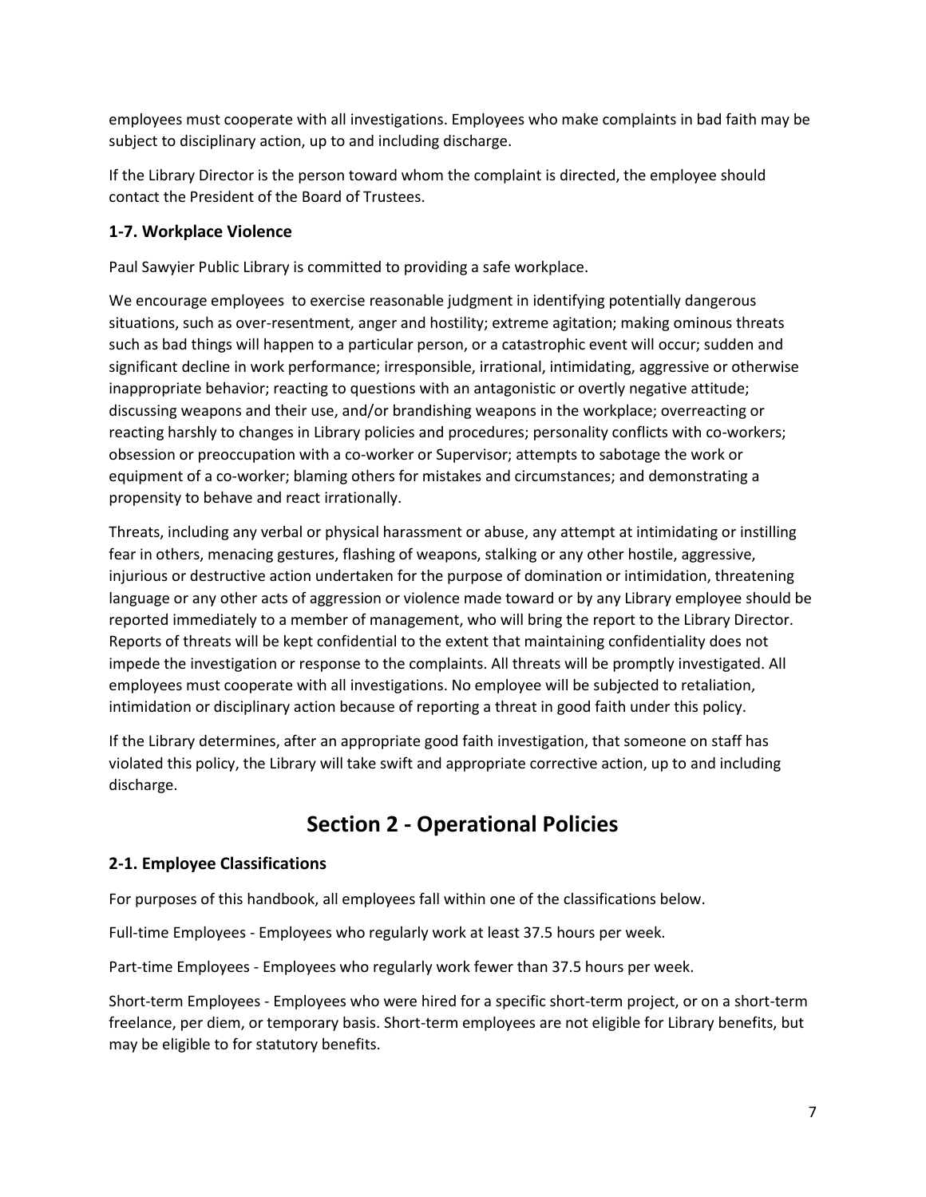employees must cooperate with all investigations. Employees who make complaints in bad faith may be subject to disciplinary action, up to and including discharge.

If the Library Director is the person toward whom the complaint is directed, the employee should contact the President of the Board of Trustees.

### 1-7. Workplace Violence

Paul Sawyier Public Library is committed to providing a safe workplace.

We encourage employees to exercise reasonable judgment in identifying potentially dangerous situations, such as over-resentment, anger and hostility; extreme agitation; making ominous threats such as bad things will happen to a particular person, or a catastrophic event will occur; sudden and significant decline in work performance; irresponsible, irrational, intimidating, aggressive or otherwise inappropriate behavior; reacting to questions with an antagonistic or overtly negative attitude; discussing weapons and their use, and/or brandishing weapons in the workplace; overreacting or reacting harshly to changes in Library policies and procedures; personality conflicts with co-workers; obsession or preoccupation with a co-worker or Supervisor; attempts to sabotage the work or equipment of a co-worker; blaming others for mistakes and circumstances; and demonstrating a propensity to behave and react irrationally.

Threats, including any verbal or physical harassment or abuse, any attempt at intimidating or instilling fear in others, menacing gestures, flashing of weapons, stalking or any other hostile, aggressive, injurious or destructive action undertaken for the purpose of domination or intimidation, threatening language or any other acts of aggression or violence made toward or by any Library employee should be reported immediately to a member of management, who will bring the report to the Library Director. Reports of threats will be kept confidential to the extent that maintaining confidentiality does not impede the investigation or response to the complaints. All threats will be promptly investigated. All employees must cooperate with all investigations. No employee will be subjected to retaliation, intimidation or disciplinary action because of reporting a threat in good faith under this policy.

If the Library determines, after an appropriate good faith investigation, that someone on staff has violated this policy, the Library will take swift and appropriate corrective action, up to and including discharge.

## Section 2 - Operational Policies

### 2-1. Employee Classifications

For purposes of this handbook, all employees fall within one of the classifications below.

Full-time Employees - Employees who regularly work at least 37.5 hours per week.

Part-time Employees - Employees who regularly work fewer than 37.5 hours per week.

Short-term Employees - Employees who were hired for a specific short-term project, or on a short-term freelance, per diem, or temporary basis. Short-term employees are not eligible for Library benefits, but may be eligible to for statutory benefits.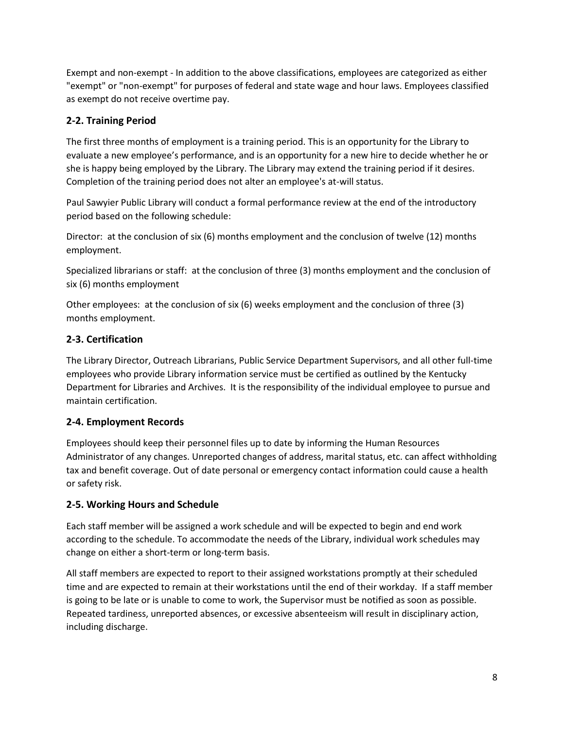Exempt and non-exempt - In addition to the above classifications, employees are categorized as either "exempt" or "non-exempt" for purposes of federal and state wage and hour laws. Employees classified as exempt do not receive overtime pay.

## 2-2. Training Period

The first three months of employment is a training period. This is an opportunity for the Library to evaluate a new employee's performance, and is an opportunity for a new hire to decide whether he or she is happy being employed by the Library. The Library may extend the training period if it desires. Completion of the training period does not alter an employee's at-will status.

Paul Sawyier Public Library will conduct a formal performance review at the end of the introductory period based on the following schedule:

Director: at the conclusion of six (6) months employment and the conclusion of twelve (12) months employment.

Specialized librarians or staff: at the conclusion of three (3) months employment and the conclusion of six (6) months employment

Other employees: at the conclusion of six (6) weeks employment and the conclusion of three (3) months employment.

## 2-3. Certification

The Library Director, Outreach Librarians, Public Service Department Supervisors, and all other full-time employees who provide Library information service must be certified as outlined by the Kentucky Department for Libraries and Archives. It is the responsibility of the individual employee to pursue and maintain certification.

## 2-4. Employment Records

Employees should keep their personnel files up to date by informing the Human Resources Administrator of any changes. Unreported changes of address, marital status, etc. can affect withholding tax and benefit coverage. Out of date personal or emergency contact information could cause a health or safety risk.

## 2-5. Working Hours and Schedule

Each staff member will be assigned a work schedule and will be expected to begin and end work according to the schedule. To accommodate the needs of the Library, individual work schedules may change on either a short-term or long-term basis.

All staff members are expected to report to their assigned workstations promptly at their scheduled time and are expected to remain at their workstations until the end of their workday. If a staff member is going to be late or is unable to come to work, the Supervisor must be notified as soon as possible. Repeated tardiness, unreported absences, or excessive absenteeism will result in disciplinary action, including discharge.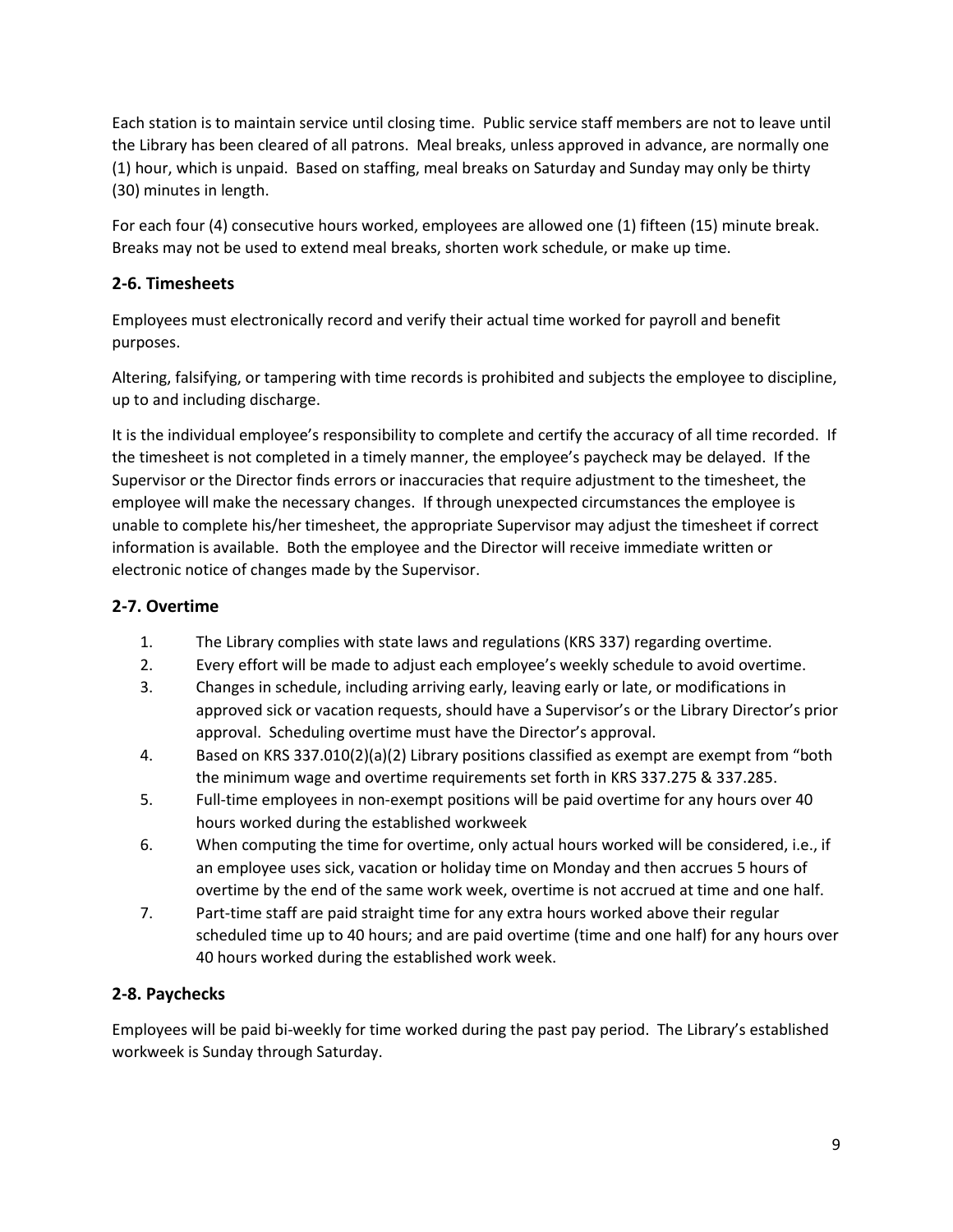Each station is to maintain service until closing time. Public service staff members are not to leave until the Library has been cleared of all patrons. Meal breaks, unless approved in advance, are normally one (1) hour, which is unpaid. Based on staffing, meal breaks on Saturday and Sunday may only be thirty (30) minutes in length.

For each four (4) consecutive hours worked, employees are allowed one (1) fifteen (15) minute break. Breaks may not be used to extend meal breaks, shorten work schedule, or make up time.

## 2-6. Timesheets

Employees must electronically record and verify their actual time worked for payroll and benefit purposes.

Altering, falsifying, or tampering with time records is prohibited and subjects the employee to discipline, up to and including discharge.

It is the individual employee's responsibility to complete and certify the accuracy of all time recorded. If the timesheet is not completed in a timely manner, the employee's paycheck may be delayed. If the Supervisor or the Director finds errors or inaccuracies that require adjustment to the timesheet, the employee will make the necessary changes. If through unexpected circumstances the employee is unable to complete his/her timesheet, the appropriate Supervisor may adjust the timesheet if correct information is available. Both the employee and the Director will receive immediate written or electronic notice of changes made by the Supervisor.

## 2-7. Overtime

1. The Library complies with state laws and regulations (KRS 337) regarding overtime.
2. Every effort will be made to adjust each employee's weekly schedule to avoid overtime.
3. Changes in schedule, including arriving early, leaving early or late, or modifications in approved sick or vacation requests, should have a Supervisor's or the Library Director's prior approval. Scheduling overtime must have the Director's approval.
4. Based on KRS 337.010(2)(a)(2) Library positions classified as exempt are exempt from "both the minimum wage and overtime requirements set forth in KRS 337.275 & 337.285.
5. Full-time employees in non-exempt positions will be paid overtime for any hours over 40 hours worked during the established workweek
6. When computing the time for overtime, only actual hours worked will be considered, i.e., if an employee uses sick, vacation or holiday time on Monday and then accrues 5 hours of overtime by the end of the same work week, overtime is not accrued at time and one half.
7. Part-time staff are paid straight time for any extra hours worked above their regular scheduled time up to 40 hours; and are paid overtime (time and one half) for any hours over 40 hours worked during the established work week.

## 2-8. Paychecks

Employees will be paid bi-weekly for time worked during the past pay period. The Library's established workweek is Sunday through Saturday.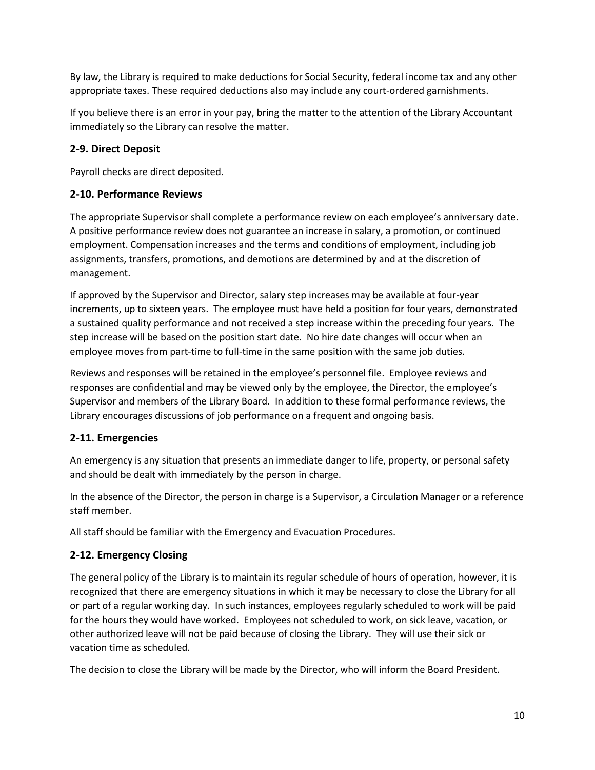By law, the Library is required to make deductions for Social Security, federal income tax and any other appropriate taxes. These required deductions also may include any court-ordered garnishments.

If you believe there is an error in your pay, bring the matter to the attention of the Library Accountant immediately so the Library can resolve the matter.

### 2-9. Direct Deposit

Payroll checks are direct deposited.

### 2-10. Performance Reviews

The appropriate Supervisor shall complete a performance review on each employee's anniversary date. A positive performance review does not guarantee an increase in salary, a promotion, or continued employment. Compensation increases and the terms and conditions of employment, including job assignments, transfers, promotions, and demotions are determined by and at the discretion of management.

If approved by the Supervisor and Director, salary step increases may be available at four-year increments, up to sixteen years. The employee must have held a position for four years, demonstrated a sustained quality performance and not received a step increase within the preceding four years. The step increase will be based on the position start date. No hire date changes will occur when an employee moves from part-time to full-time in the same position with the same job duties.

Reviews and responses will be retained in the employee's personnel file. Employee reviews and responses are confidential and may be viewed only by the employee, the Director, the employee's Supervisor and members of the Library Board. In addition to these formal performance reviews, the Library encourages discussions of job performance on a frequent and ongoing basis.

### 2-11. Emergencies

An emergency is any situation that presents an immediate danger to life, property, or personal safety and should be dealt with immediately by the person in charge.

In the absence of the Director, the person in charge is a Supervisor, a Circulation Manager or a reference staff member.

All staff should be familiar with the Emergency and Evacuation Procedures.

### 2-12. Emergency Closing

The general policy of the Library is to maintain its regular schedule of hours of operation, however, it is recognized that there are emergency situations in which it may be necessary to close the Library for all or part of a regular working day. In such instances, employees regularly scheduled to work will be paid for the hours they would have worked. Employees not scheduled to work, on sick leave, vacation, or other authorized leave will not be paid because of closing the Library. They will use their sick or vacation time as scheduled.

The decision to close the Library will be made by the Director, who will inform the Board President.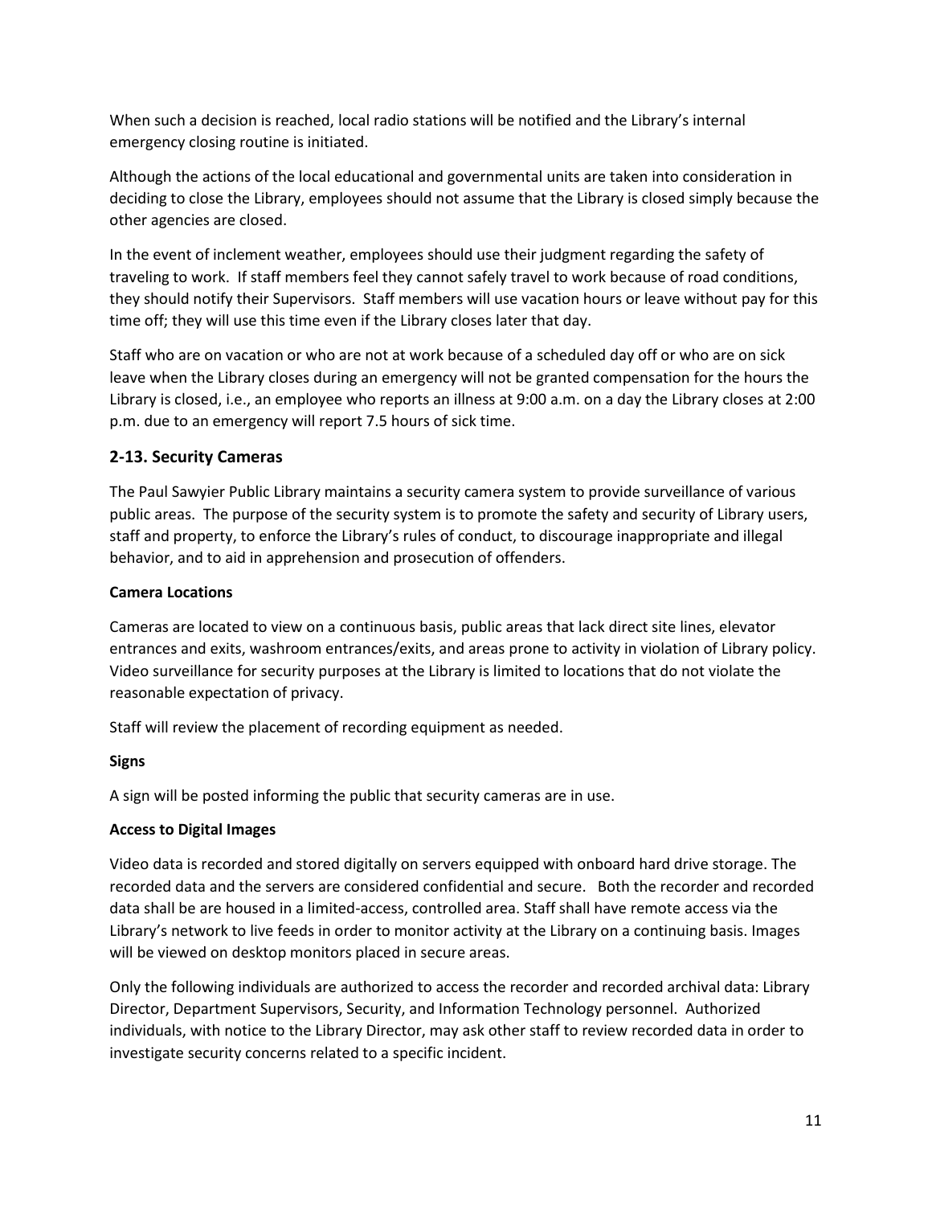When such a decision is reached, local radio stations will be notified and the Library's internal emergency closing routine is initiated.

Although the actions of the local educational and governmental units are taken into consideration in deciding to close the Library, employees should not assume that the Library is closed simply because the other agencies are closed.

In the event of inclement weather, employees should use their judgment regarding the safety of traveling to work. If staff members feel they cannot safely travel to work because of road conditions, they should notify their Supervisors. Staff members will use vacation hours or leave without pay for this time off; they will use this time even if the Library closes later that day.

Staff who are on vacation or who are not at work because of a scheduled day off or who are on sick leave when the Library closes during an emergency will not be granted compensation for the hours the Library is closed, i.e., an employee who reports an illness at 9:00 a.m. on a day the Library closes at 2:00 p.m. due to an emergency will report 7.5 hours of sick time.

## 2-13. Security Cameras

The Paul Sawyier Public Library maintains a security camera system to provide surveillance of various public areas. The purpose of the security system is to promote the safety and security of Library users, staff and property, to enforce the Library's rules of conduct, to discourage inappropriate and illegal behavior, and to aid in apprehension and prosecution of offenders.

**Camera Locations**

Cameras are located to view on a continuous basis, public areas that lack direct site lines, elevator entrances and exits, washroom entrances/exits, and areas prone to activity in violation of Library policy. Video surveillance for security purposes at the Library is limited to locations that do not violate the reasonable expectation of privacy.

Staff will review the placement of recording equipment as needed.

**Signs**

A sign will be posted informing the public that security cameras are in use.

**Access to Digital Images**

Video data is recorded and stored digitally on servers equipped with onboard hard drive storage. The recorded data and the servers are considered confidential and secure. Both the recorder and recorded data shall be are housed in a limited-access, controlled area. Staff shall have remote access via the Library's network to live feeds in order to monitor activity at the Library on a continuing basis. Images will be viewed on desktop monitors placed in secure areas.

Only the following individuals are authorized to access the recorder and recorded archival data: Library Director, Department Supervisors, Security, and Information Technology personnel. Authorized individuals, with notice to the Library Director, may ask other staff to review recorded data in order to investigate security concerns related to a specific incident.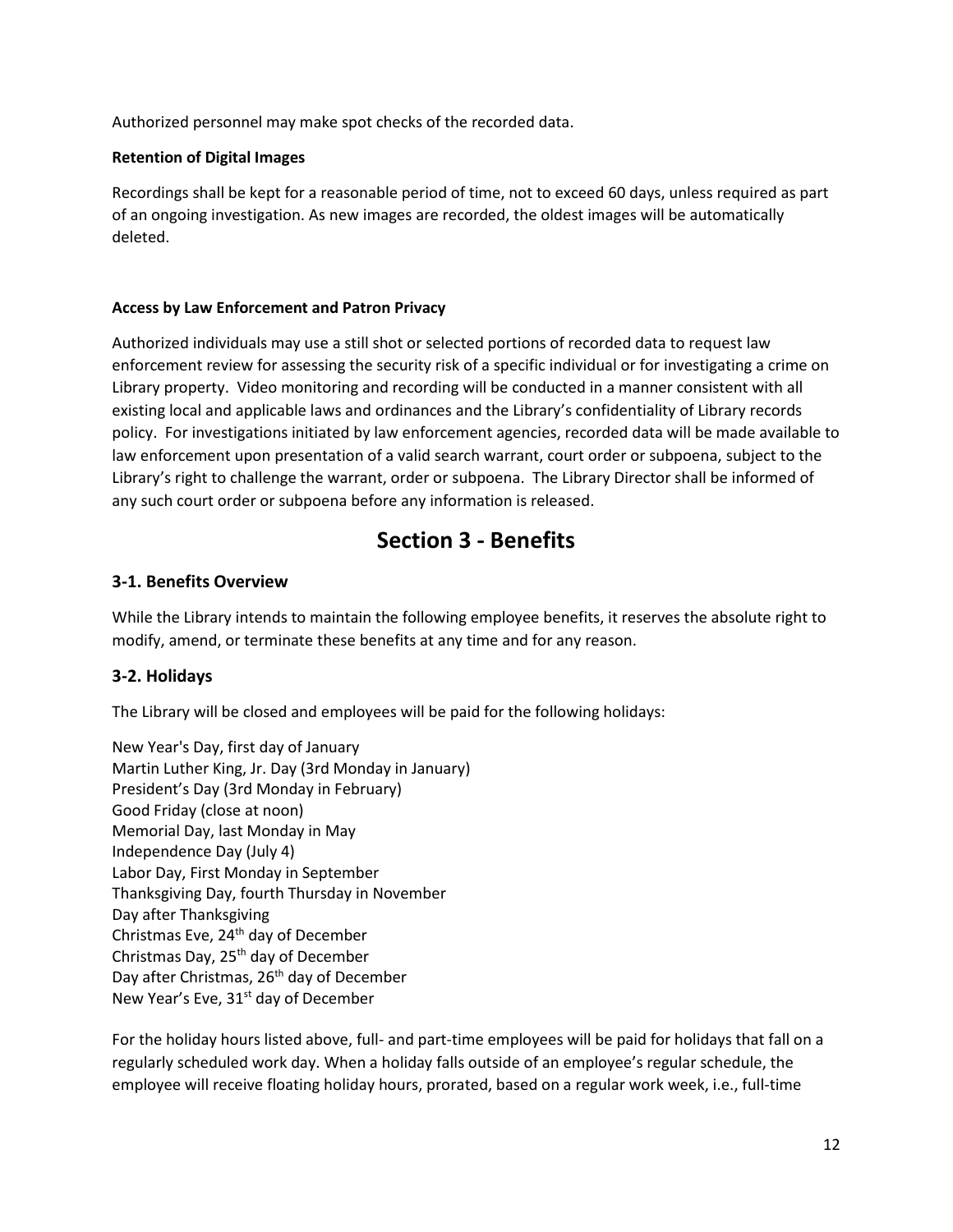Authorized personnel may make spot checks of the recorded data.

**Retention of Digital Images**

Recordings shall be kept for a reasonable period of time, not to exceed 60 days, unless required as part of an ongoing investigation. As new images are recorded, the oldest images will be automatically deleted.

**Access by Law Enforcement and Patron Privacy**

Authorized individuals may use a still shot or selected portions of recorded data to request law enforcement review for assessing the security risk of a specific individual or for investigating a crime on Library property. Video monitoring and recording will be conducted in a manner consistent with all existing local and applicable laws and ordinances and the Library's confidentiality of Library records policy. For investigations initiated by law enforcement agencies, recorded data will be made available to law enforcement upon presentation of a valid search warrant, court order or subpoena, subject to the Library's right to challenge the warrant, order or subpoena. The Library Director shall be informed of any such court order or subpoena before any information is released.

# Section 3 - Benefits

## 3-1. Benefits Overview

While the Library intends to maintain the following employee benefits, it reserves the absolute right to modify, amend, or terminate these benefits at any time and for any reason.

## 3-2. Holidays

The Library will be closed and employees will be paid for the following holidays:

New Year's Day, first day of January
Martin Luther King, Jr. Day (3rd Monday in January)
President's Day (3rd Monday in February)
Good Friday (close at noon)
Memorial Day, last Monday in May
Independence Day (July 4)
Labor Day, First Monday in September
Thanksgiving Day, fourth Thursday in November
Day after Thanksgiving
Christmas Eve, 24th day of December
Christmas Day, 25th day of December
Day after Christmas, 26th day of December
New Year's Eve, 31st day of December

For the holiday hours listed above, full- and part-time employees will be paid for holidays that fall on a regularly scheduled work day. When a holiday falls outside of an employee's regular schedule, the employee will receive floating holiday hours, prorated, based on a regular work week, i.e., full-time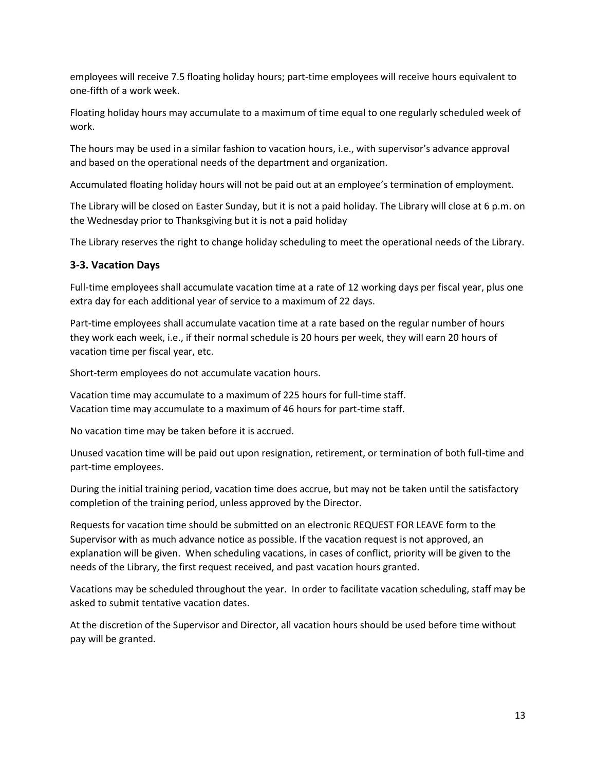employees will receive 7.5 floating holiday hours; part-time employees will receive hours equivalent to one-fifth of a work week.

Floating holiday hours may accumulate to a maximum of time equal to one regularly scheduled week of work.

The hours may be used in a similar fashion to vacation hours, i.e., with supervisor's advance approval and based on the operational needs of the department and organization.

Accumulated floating holiday hours will not be paid out at an employee's termination of employment.

The Library will be closed on Easter Sunday, but it is not a paid holiday. The Library will close at 6 p.m. on the Wednesday prior to Thanksgiving but it is not a paid holiday

The Library reserves the right to change holiday scheduling to meet the operational needs of the Library.

### 3-3. Vacation Days

Full-time employees shall accumulate vacation time at a rate of 12 working days per fiscal year, plus one extra day for each additional year of service to a maximum of 22 days.

Part-time employees shall accumulate vacation time at a rate based on the regular number of hours they work each week, i.e., if their normal schedule is 20 hours per week, they will earn 20 hours of vacation time per fiscal year, etc.

Short-term employees do not accumulate vacation hours.

Vacation time may accumulate to a maximum of 225 hours for full-time staff.
Vacation time may accumulate to a maximum of 46 hours for part-time staff.

No vacation time may be taken before it is accrued.

Unused vacation time will be paid out upon resignation, retirement, or termination of both full-time and part-time employees.

During the initial training period, vacation time does accrue, but may not be taken until the satisfactory completion of the training period, unless approved by the Director.

Requests for vacation time should be submitted on an electronic REQUEST FOR LEAVE form to the Supervisor with as much advance notice as possible. If the vacation request is not approved, an explanation will be given. When scheduling vacations, in cases of conflict, priority will be given to the needs of the Library, the first request received, and past vacation hours granted.

Vacations may be scheduled throughout the year. In order to facilitate vacation scheduling, staff may be asked to submit tentative vacation dates.

At the discretion of the Supervisor and Director, all vacation hours should be used before time without pay will be granted.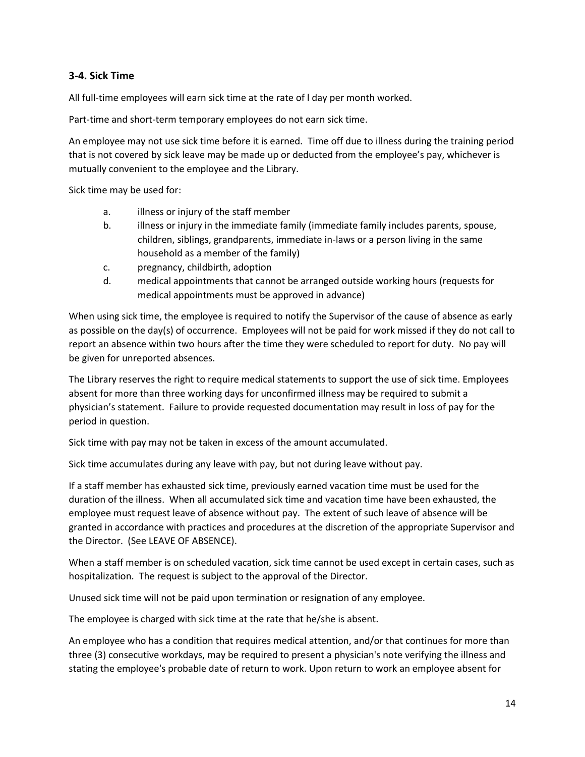### 3-4. Sick Time

All full-time employees will earn sick time at the rate of l day per month worked.

Part-time and short-term temporary employees do not earn sick time.

An employee may not use sick time before it is earned. Time off due to illness during the training period that is not covered by sick leave may be made up or deducted from the employee's pay, whichever is mutually convenient to the employee and the Library.

Sick time may be used for:

a. illness or injury of the staff member
b. illness or injury in the immediate family (immediate family includes parents, spouse, children, siblings, grandparents, immediate in-laws or a person living in the same household as a member of the family)
c. pregnancy, childbirth, adoption
d. medical appointments that cannot be arranged outside working hours (requests for medical appointments must be approved in advance)

When using sick time, the employee is required to notify the Supervisor of the cause of absence as early as possible on the day(s) of occurrence. Employees will not be paid for work missed if they do not call to report an absence within two hours after the time they were scheduled to report for duty. No pay will be given for unreported absences.

The Library reserves the right to require medical statements to support the use of sick time. Employees absent for more than three working days for unconfirmed illness may be required to submit a physician's statement. Failure to provide requested documentation may result in loss of pay for the period in question.

Sick time with pay may not be taken in excess of the amount accumulated.

Sick time accumulates during any leave with pay, but not during leave without pay.

If a staff member has exhausted sick time, previously earned vacation time must be used for the duration of the illness. When all accumulated sick time and vacation time have been exhausted, the employee must request leave of absence without pay. The extent of such leave of absence will be granted in accordance with practices and procedures at the discretion of the appropriate Supervisor and the Director. (See LEAVE OF ABSENCE).

When a staff member is on scheduled vacation, sick time cannot be used except in certain cases, such as hospitalization. The request is subject to the approval of the Director.

Unused sick time will not be paid upon termination or resignation of any employee.

The employee is charged with sick time at the rate that he/she is absent.

An employee who has a condition that requires medical attention, and/or that continues for more than three (3) consecutive workdays, may be required to present a physician's note verifying the illness and stating the employee's probable date of return to work. Upon return to work an employee absent for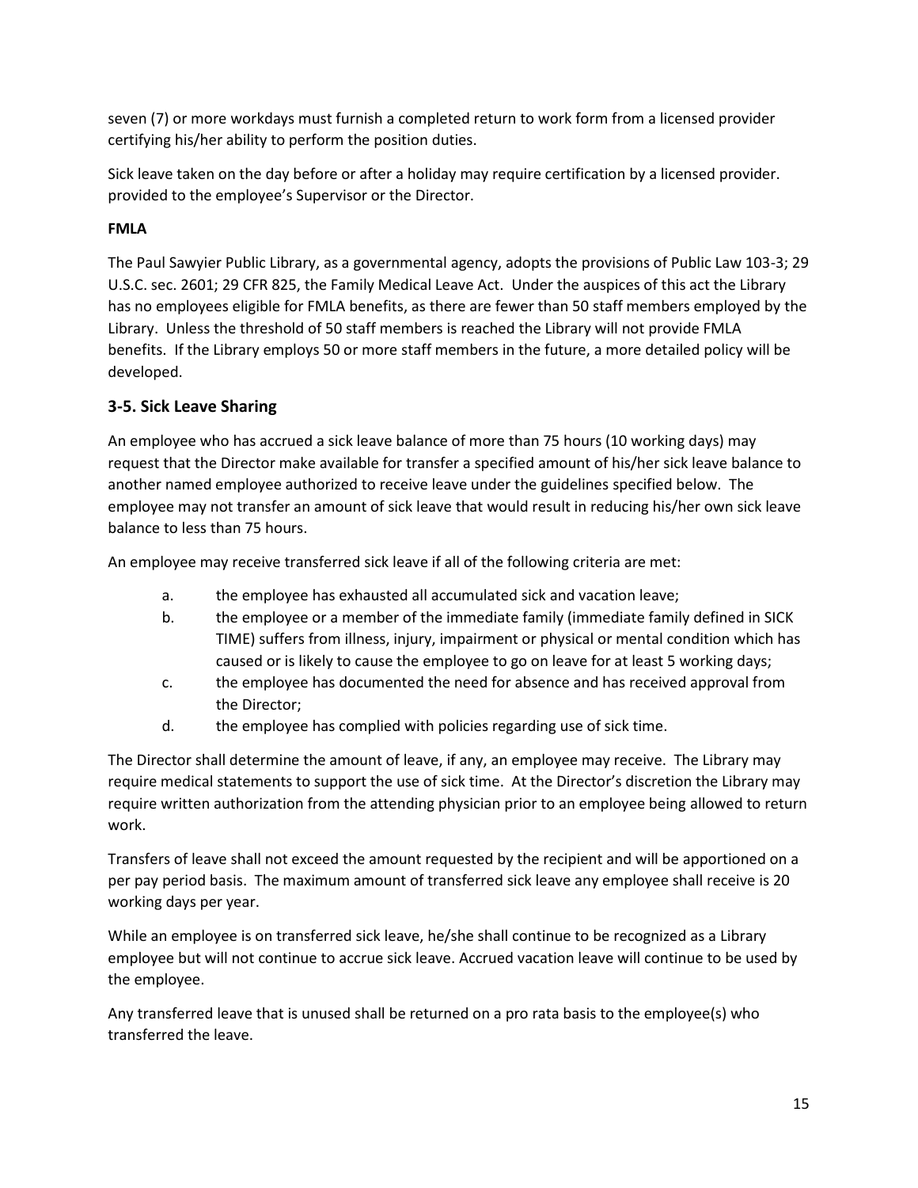seven (7) or more workdays must furnish a completed return to work form from a licensed provider certifying his/her ability to perform the position duties.

Sick leave taken on the day before or after a holiday may require certification by a licensed provider. provided to the employee's Supervisor or the Director.

**FMLA**

The Paul Sawyier Public Library, as a governmental agency, adopts the provisions of Public Law 103-3; 29 U.S.C. sec. 2601; 29 CFR 825, the Family Medical Leave Act. Under the auspices of this act the Library has no employees eligible for FMLA benefits, as there are fewer than 50 staff members employed by the Library. Unless the threshold of 50 staff members is reached the Library will not provide FMLA benefits. If the Library employs 50 or more staff members in the future, a more detailed policy will be developed.

### 3-5. Sick Leave Sharing

An employee who has accrued a sick leave balance of more than 75 hours (10 working days) may request that the Director make available for transfer a specified amount of his/her sick leave balance to another named employee authorized to receive leave under the guidelines specified below. The employee may not transfer an amount of sick leave that would result in reducing his/her own sick leave balance to less than 75 hours.

An employee may receive transferred sick leave if all of the following criteria are met:

a. the employee has exhausted all accumulated sick and vacation leave;
b. the employee or a member of the immediate family (immediate family defined in SICK TIME) suffers from illness, injury, impairment or physical or mental condition which has caused or is likely to cause the employee to go on leave for at least 5 working days;
c. the employee has documented the need for absence and has received approval from the Director;
d. the employee has complied with policies regarding use of sick time.

The Director shall determine the amount of leave, if any, an employee may receive. The Library may require medical statements to support the use of sick time. At the Director's discretion the Library may require written authorization from the attending physician prior to an employee being allowed to return work.

Transfers of leave shall not exceed the amount requested by the recipient and will be apportioned on a per pay period basis. The maximum amount of transferred sick leave any employee shall receive is 20 working days per year.

While an employee is on transferred sick leave, he/she shall continue to be recognized as a Library employee but will not continue to accrue sick leave. Accrued vacation leave will continue to be used by the employee.

Any transferred leave that is unused shall be returned on a pro rata basis to the employee(s) who transferred the leave.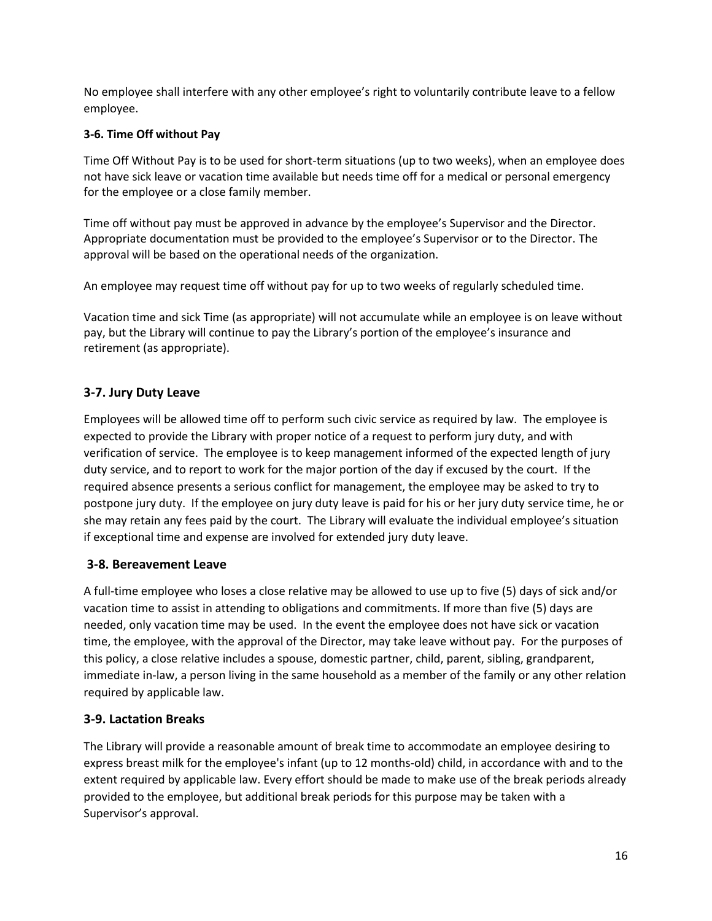No employee shall interfere with any other employee's right to voluntarily contribute leave to a fellow employee.

**3-6. Time Off without Pay**

Time Off Without Pay is to be used for short-term situations (up to two weeks), when an employee does not have sick leave or vacation time available but needs time off for a medical or personal emergency for the employee or a close family member.

Time off without pay must be approved in advance by the employee's Supervisor and the Director. Appropriate documentation must be provided to the employee's Supervisor or to the Director. The approval will be based on the operational needs of the organization.

An employee may request time off without pay for up to two weeks of regularly scheduled time.

Vacation time and sick Time (as appropriate) will not accumulate while an employee is on leave without pay, but the Library will continue to pay the Library's portion of the employee's insurance and retirement (as appropriate).

### 3-7. Jury Duty Leave

Employees will be allowed time off to perform such civic service as required by law. The employee is expected to provide the Library with proper notice of a request to perform jury duty, and with verification of service. The employee is to keep management informed of the expected length of jury duty service, and to report to work for the major portion of the day if excused by the court. If the required absence presents a serious conflict for management, the employee may be asked to try to postpone jury duty. If the employee on jury duty leave is paid for his or her jury duty service time, he or she may retain any fees paid by the court. The Library will evaluate the individual employee's situation if exceptional time and expense are involved for extended jury duty leave.

### 3-8. Bereavement Leave

A full-time employee who loses a close relative may be allowed to use up to five (5) days of sick and/or vacation time to assist in attending to obligations and commitments. If more than five (5) days are needed, only vacation time may be used. In the event the employee does not have sick or vacation time, the employee, with the approval of the Director, may take leave without pay. For the purposes of this policy, a close relative includes a spouse, domestic partner, child, parent, sibling, grandparent, immediate in-law, a person living in the same household as a member of the family or any other relation required by applicable law.

### 3-9. Lactation Breaks

The Library will provide a reasonable amount of break time to accommodate an employee desiring to express breast milk for the employee's infant (up to 12 months-old) child, in accordance with and to the extent required by applicable law. Every effort should be made to make use of the break periods already provided to the employee, but additional break periods for this purpose may be taken with a Supervisor's approval.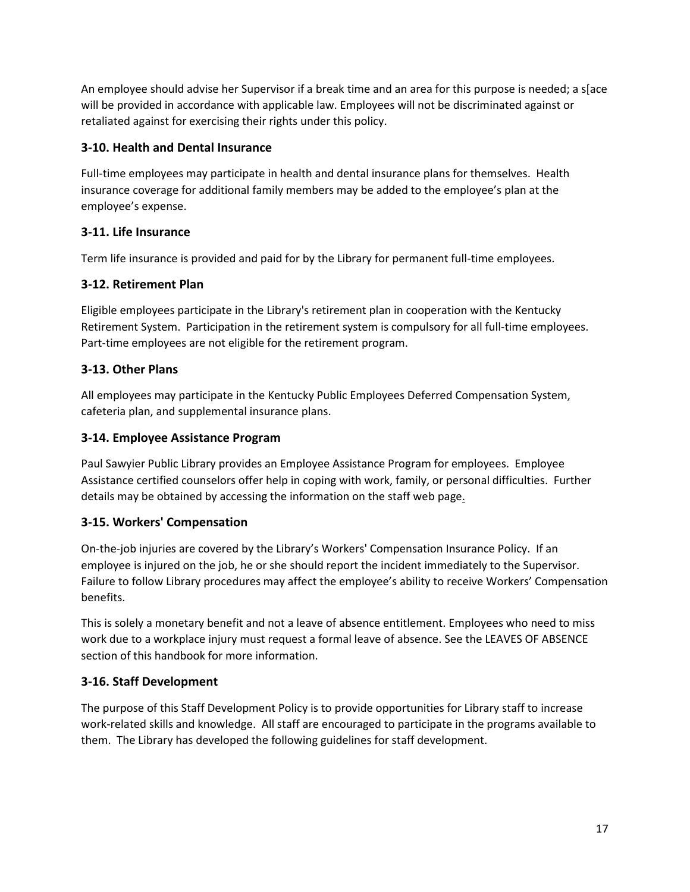An employee should advise her Supervisor if a break time and an area for this purpose is needed; a s[ace will be provided in accordance with applicable law. Employees will not be discriminated against or retaliated against for exercising their rights under this policy.

### 3-10. Health and Dental Insurance

Full-time employees may participate in health and dental insurance plans for themselves. Health insurance coverage for additional family members may be added to the employee's plan at the employee's expense.

### 3-11. Life Insurance

Term life insurance is provided and paid for by the Library for permanent full-time employees.

### 3-12. Retirement Plan

Eligible employees participate in the Library's retirement plan in cooperation with the Kentucky Retirement System. Participation in the retirement system is compulsory for all full-time employees. Part-time employees are not eligible for the retirement program.

### 3-13. Other Plans

All employees may participate in the Kentucky Public Employees Deferred Compensation System, cafeteria plan, and supplemental insurance plans.

### 3-14. Employee Assistance Program

Paul Sawyier Public Library provides an Employee Assistance Program for employees. Employee Assistance certified counselors offer help in coping with work, family, or personal difficulties. Further details may be obtained by accessing the information on the staff web page.

### 3-15. Workers' Compensation

On-the-job injuries are covered by the Library's Workers' Compensation Insurance Policy. If an employee is injured on the job, he or she should report the incident immediately to the Supervisor. Failure to follow Library procedures may affect the employee's ability to receive Workers' Compensation benefits.

This is solely a monetary benefit and not a leave of absence entitlement. Employees who need to miss work due to a workplace injury must request a formal leave of absence. See the LEAVES OF ABSENCE section of this handbook for more information.

### 3-16. Staff Development

The purpose of this Staff Development Policy is to provide opportunities for Library staff to increase work-related skills and knowledge. All staff are encouraged to participate in the programs available to them. The Library has developed the following guidelines for staff development.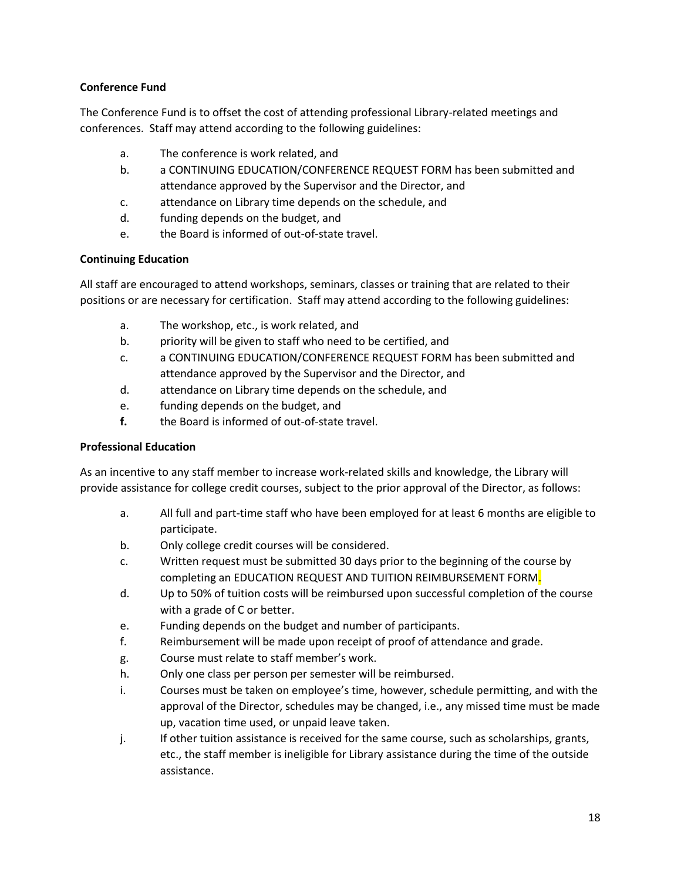**Conference Fund**

The Conference Fund is to offset the cost of attending professional Library-related meetings and conferences. Staff may attend according to the following guidelines:

a. The conference is work related, and
b. a CONTINUING EDUCATION/CONFERENCE REQUEST FORM has been submitted and attendance approved by the Supervisor and the Director, and
c. attendance on Library time depends on the schedule, and
d. funding depends on the budget, and
e. the Board is informed of out-of-state travel.

**Continuing Education**

All staff are encouraged to attend workshops, seminars, classes or training that are related to their positions or are necessary for certification. Staff may attend according to the following guidelines:

a. The workshop, etc., is work related, and
b. priority will be given to staff who need to be certified, and
c. a CONTINUING EDUCATION/CONFERENCE REQUEST FORM has been submitted and attendance approved by the Supervisor and the Director, and
d. attendance on Library time depends on the schedule, and
e. funding depends on the budget, and
**f.** the Board is informed of out-of-state travel.

**Professional Education**

As an incentive to any staff member to increase work-related skills and knowledge, the Library will provide assistance for college credit courses, subject to the prior approval of the Director, as follows:

a. All full and part-time staff who have been employed for at least 6 months are eligible to participate.
b. Only college credit courses will be considered.
c. Written request must be submitted 30 days prior to the beginning of the course by completing an EDUCATION REQUEST AND TUITION REIMBURSEMENT FORM.
d. Up to 50% of tuition costs will be reimbursed upon successful completion of the course with a grade of C or better.
e. Funding depends on the budget and number of participants.
f. Reimbursement will be made upon receipt of proof of attendance and grade.
g. Course must relate to staff member's work.
h. Only one class per person per semester will be reimbursed.
i. Courses must be taken on employee's time, however, schedule permitting, and with the approval of the Director, schedules may be changed, i.e., any missed time must be made up, vacation time used, or unpaid leave taken.
j. If other tuition assistance is received for the same course, such as scholarships, grants, etc., the staff member is ineligible for Library assistance during the time of the outside assistance.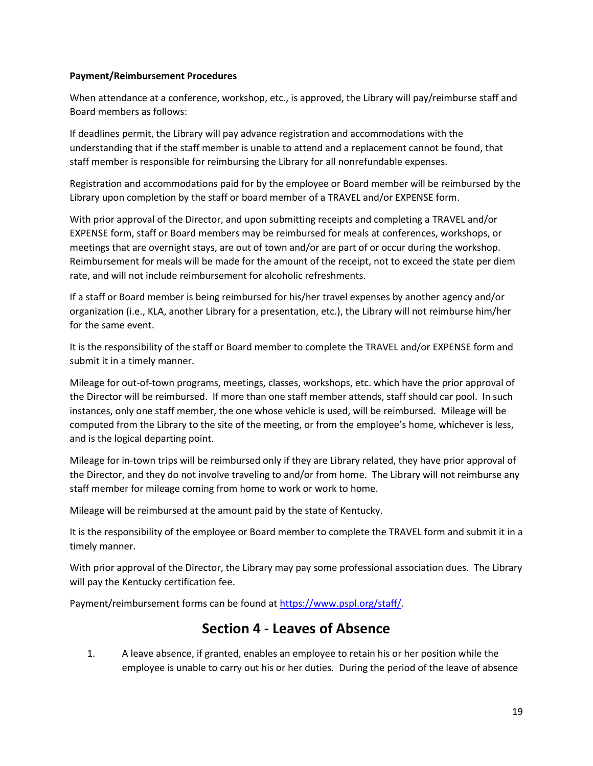**Payment/Reimbursement Procedures**

When attendance at a conference, workshop, etc., is approved, the Library will pay/reimburse staff and Board members as follows:

If deadlines permit, the Library will pay advance registration and accommodations with the understanding that if the staff member is unable to attend and a replacement cannot be found, that staff member is responsible for reimbursing the Library for all nonrefundable expenses.

Registration and accommodations paid for by the employee or Board member will be reimbursed by the Library upon completion by the staff or board member of a TRAVEL and/or EXPENSE form.

With prior approval of the Director, and upon submitting receipts and completing a TRAVEL and/or EXPENSE form, staff or Board members may be reimbursed for meals at conferences, workshops, or meetings that are overnight stays, are out of town and/or are part of or occur during the workshop. Reimbursement for meals will be made for the amount of the receipt, not to exceed the state per diem rate, and will not include reimbursement for alcoholic refreshments.

If a staff or Board member is being reimbursed for his/her travel expenses by another agency and/or organization (i.e., KLA, another Library for a presentation, etc.), the Library will not reimburse him/her for the same event.

It is the responsibility of the staff or Board member to complete the TRAVEL and/or EXPENSE form and submit it in a timely manner.

Mileage for out-of-town programs, meetings, classes, workshops, etc. which have the prior approval of the Director will be reimbursed. If more than one staff member attends, staff should car pool. In such instances, only one staff member, the one whose vehicle is used, will be reimbursed. Mileage will be computed from the Library to the site of the meeting, or from the employee's home, whichever is less, and is the logical departing point.

Mileage for in-town trips will be reimbursed only if they are Library related, they have prior approval of the Director, and they do not involve traveling to and/or from home. The Library will not reimburse any staff member for mileage coming from home to work or work to home.

Mileage will be reimbursed at the amount paid by the state of Kentucky.

It is the responsibility of the employee or Board member to complete the TRAVEL form and submit it in a timely manner.

With prior approval of the Director, the Library may pay some professional association dues. The Library will pay the Kentucky certification fee.

Payment/reimbursement forms can be found at https://www.pspl.org/staff/.

## Section 4 - Leaves of Absence

1. A leave absence, if granted, enables an employee to retain his or her position while the employee is unable to carry out his or her duties. During the period of the leave of absence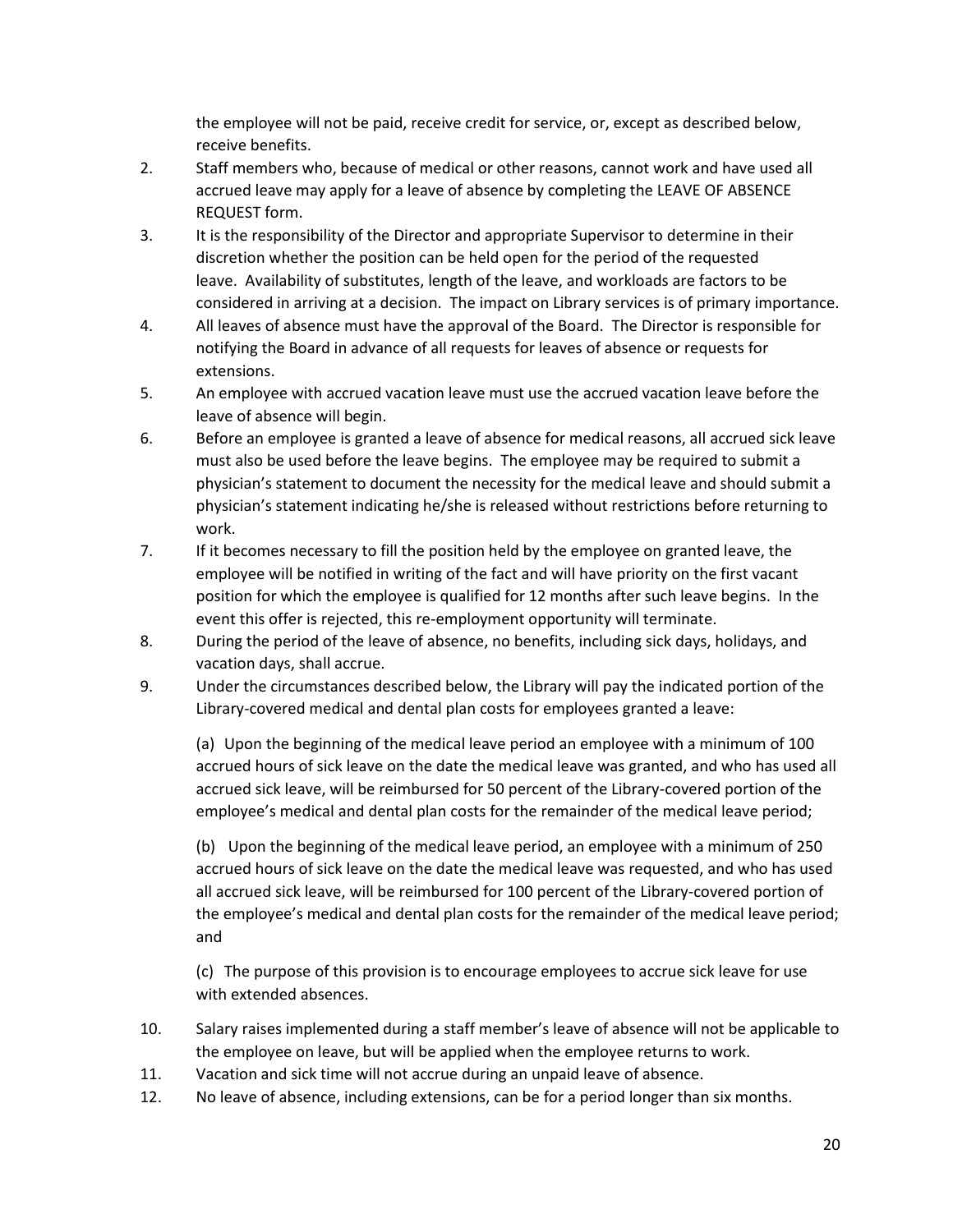the employee will not be paid, receive credit for service, or, except as described below, receive benefits.

2. Staff members who, because of medical or other reasons, cannot work and have used all accrued leave may apply for a leave of absence by completing the LEAVE OF ABSENCE REQUEST form.
3. It is the responsibility of the Director and appropriate Supervisor to determine in their discretion whether the position can be held open for the period of the requested leave. Availability of substitutes, length of the leave, and workloads are factors to be considered in arriving at a decision. The impact on Library services is of primary importance.
4. All leaves of absence must have the approval of the Board. The Director is responsible for notifying the Board in advance of all requests for leaves of absence or requests for extensions.
5. An employee with accrued vacation leave must use the accrued vacation leave before the leave of absence will begin.
6. Before an employee is granted a leave of absence for medical reasons, all accrued sick leave must also be used before the leave begins. The employee may be required to submit a physician's statement to document the necessity for the medical leave and should submit a physician's statement indicating he/she is released without restrictions before returning to work.
7. If it becomes necessary to fill the position held by the employee on granted leave, the employee will be notified in writing of the fact and will have priority on the first vacant position for which the employee is qualified for 12 months after such leave begins. In the event this offer is rejected, this re-employment opportunity will terminate.
8. During the period of the leave of absence, no benefits, including sick days, holidays, and vacation days, shall accrue.
9. Under the circumstances described below, the Library will pay the indicated portion of the Library-covered medical and dental plan costs for employees granted a leave:

   (a) Upon the beginning of the medical leave period an employee with a minimum of 100 accrued hours of sick leave on the date the medical leave was granted, and who has used all accrued sick leave, will be reimbursed for 50 percent of the Library-covered portion of the employee's medical and dental plan costs for the remainder of the medical leave period;

   (b) Upon the beginning of the medical leave period, an employee with a minimum of 250 accrued hours of sick leave on the date the medical leave was requested, and who has used all accrued sick leave, will be reimbursed for 100 percent of the Library-covered portion of the employee's medical and dental plan costs for the remainder of the medical leave period; and

   (c) The purpose of this provision is to encourage employees to accrue sick leave for use with extended absences.

10. Salary raises implemented during a staff member's leave of absence will not be applicable to the employee on leave, but will be applied when the employee returns to work.
11. Vacation and sick time will not accrue during an unpaid leave of absence.
12. No leave of absence, including extensions, can be for a period longer than six months.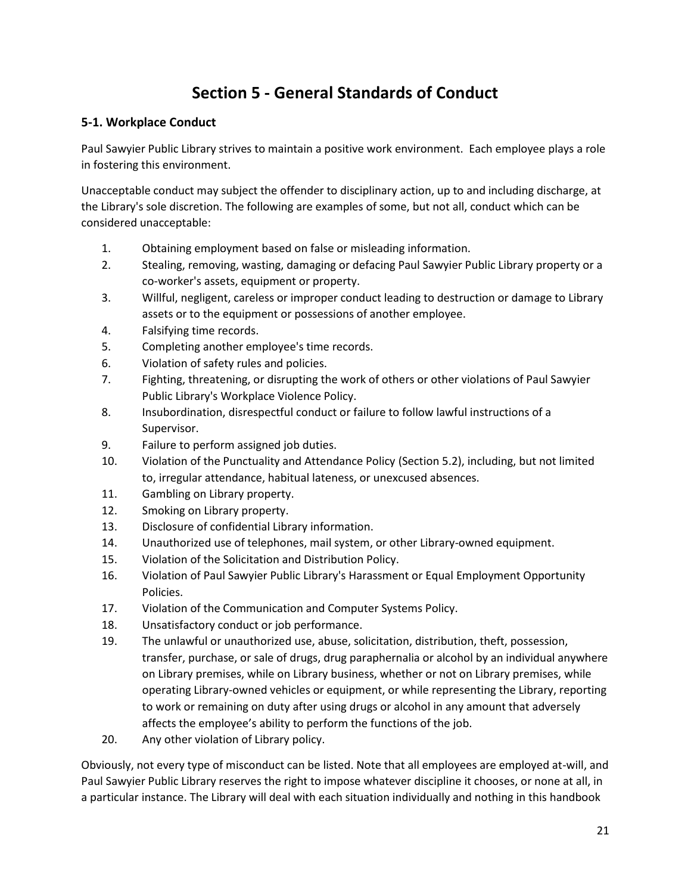# Section 5 - General Standards of Conduct

## 5-1. Workplace Conduct

Paul Sawyier Public Library strives to maintain a positive work environment. Each employee plays a role in fostering this environment.

Unacceptable conduct may subject the offender to disciplinary action, up to and including discharge, at the Library's sole discretion. The following are examples of some, but not all, conduct which can be considered unacceptable:

1. Obtaining employment based on false or misleading information.
2. Stealing, removing, wasting, damaging or defacing Paul Sawyier Public Library property or a co-worker's assets, equipment or property.
3. Willful, negligent, careless or improper conduct leading to destruction or damage to Library assets or to the equipment or possessions of another employee.
4. Falsifying time records.
5. Completing another employee's time records.
6. Violation of safety rules and policies.
7. Fighting, threatening, or disrupting the work of others or other violations of Paul Sawyier Public Library's Workplace Violence Policy.
8. Insubordination, disrespectful conduct or failure to follow lawful instructions of a Supervisor.
9. Failure to perform assigned job duties.
10. Violation of the Punctuality and Attendance Policy (Section 5.2), including, but not limited to, irregular attendance, habitual lateness, or unexcused absences.
11. Gambling on Library property.
12. Smoking on Library property.
13. Disclosure of confidential Library information.
14. Unauthorized use of telephones, mail system, or other Library-owned equipment.
15. Violation of the Solicitation and Distribution Policy.
16. Violation of Paul Sawyier Public Library's Harassment or Equal Employment Opportunity Policies.
17. Violation of the Communication and Computer Systems Policy.
18. Unsatisfactory conduct or job performance.
19. The unlawful or unauthorized use, abuse, solicitation, distribution, theft, possession, transfer, purchase, or sale of drugs, drug paraphernalia or alcohol by an individual anywhere on Library premises, while on Library business, whether or not on Library premises, while operating Library-owned vehicles or equipment, or while representing the Library, reporting to work or remaining on duty after using drugs or alcohol in any amount that adversely affects the employee's ability to perform the functions of the job.
20. Any other violation of Library policy.

Obviously, not every type of misconduct can be listed. Note that all employees are employed at-will, and Paul Sawyier Public Library reserves the right to impose whatever discipline it chooses, or none at all, in a particular instance. The Library will deal with each situation individually and nothing in this handbook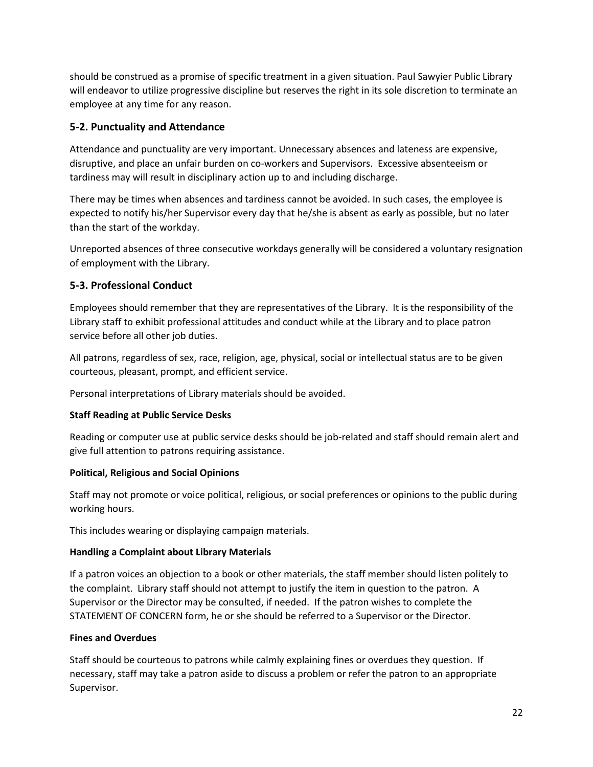should be construed as a promise of specific treatment in a given situation. Paul Sawyier Public Library will endeavor to utilize progressive discipline but reserves the right in its sole discretion to terminate an employee at any time for any reason.

## 5-2. Punctuality and Attendance

Attendance and punctuality are very important. Unnecessary absences and lateness are expensive, disruptive, and place an unfair burden on co-workers and Supervisors. Excessive absenteeism or tardiness may will result in disciplinary action up to and including discharge.

There may be times when absences and tardiness cannot be avoided. In such cases, the employee is expected to notify his/her Supervisor every day that he/she is absent as early as possible, but no later than the start of the workday.

Unreported absences of three consecutive workdays generally will be considered a voluntary resignation of employment with the Library.

## 5-3. Professional Conduct

Employees should remember that they are representatives of the Library. It is the responsibility of the Library staff to exhibit professional attitudes and conduct while at the Library and to place patron service before all other job duties.

All patrons, regardless of sex, race, religion, age, physical, social or intellectual status are to be given courteous, pleasant, prompt, and efficient service.

Personal interpretations of Library materials should be avoided.

**Staff Reading at Public Service Desks**

Reading or computer use at public service desks should be job-related and staff should remain alert and give full attention to patrons requiring assistance.

**Political, Religious and Social Opinions**

Staff may not promote or voice political, religious, or social preferences or opinions to the public during working hours.

This includes wearing or displaying campaign materials.

**Handling a Complaint about Library Materials**

If a patron voices an objection to a book or other materials, the staff member should listen politely to the complaint. Library staff should not attempt to justify the item in question to the patron. A Supervisor or the Director may be consulted, if needed. If the patron wishes to complete the STATEMENT OF CONCERN form, he or she should be referred to a Supervisor or the Director.

**Fines and Overdues**

Staff should be courteous to patrons while calmly explaining fines or overdues they question. If necessary, staff may take a patron aside to discuss a problem or refer the patron to an appropriate Supervisor.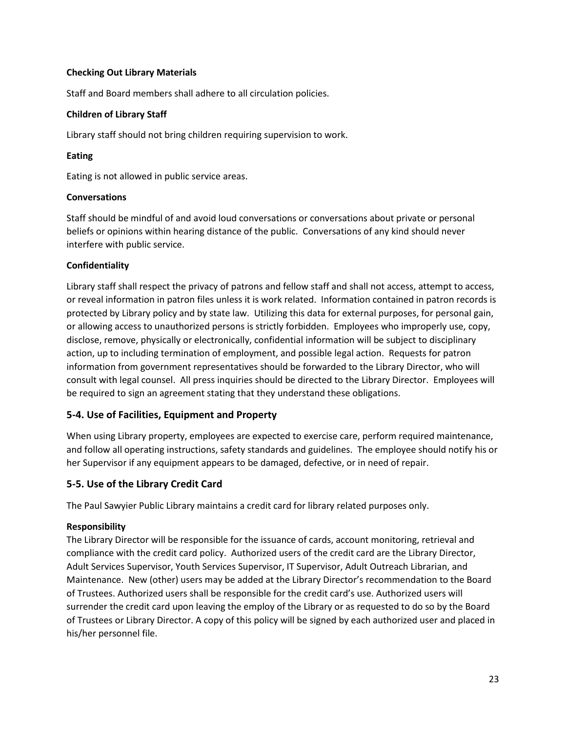**Checking Out Library Materials**

Staff and Board members shall adhere to all circulation policies.

**Children of Library Staff**

Library staff should not bring children requiring supervision to work.

**Eating**

Eating is not allowed in public service areas.

**Conversations**

Staff should be mindful of and avoid loud conversations or conversations about private or personal beliefs or opinions within hearing distance of the public. Conversations of any kind should never interfere with public service.

**Confidentiality**

Library staff shall respect the privacy of patrons and fellow staff and shall not access, attempt to access, or reveal information in patron files unless it is work related. Information contained in patron records is protected by Library policy and by state law. Utilizing this data for external purposes, for personal gain, or allowing access to unauthorized persons is strictly forbidden. Employees who improperly use, copy, disclose, remove, physically or electronically, confidential information will be subject to disciplinary action, up to including termination of employment, and possible legal action. Requests for patron information from government representatives should be forwarded to the Library Director, who will consult with legal counsel. All press inquiries should be directed to the Library Director. Employees will be required to sign an agreement stating that they understand these obligations.

## 5-4. Use of Facilities, Equipment and Property

When using Library property, employees are expected to exercise care, perform required maintenance, and follow all operating instructions, safety standards and guidelines. The employee should notify his or her Supervisor if any equipment appears to be damaged, defective, or in need of repair.

## 5-5. Use of the Library Credit Card

The Paul Sawyier Public Library maintains a credit card for library related purposes only.

**Responsibility**

The Library Director will be responsible for the issuance of cards, account monitoring, retrieval and compliance with the credit card policy. Authorized users of the credit card are the Library Director, Adult Services Supervisor, Youth Services Supervisor, IT Supervisor, Adult Outreach Librarian, and Maintenance. New (other) users may be added at the Library Director's recommendation to the Board of Trustees. Authorized users shall be responsible for the credit card's use. Authorized users will surrender the credit card upon leaving the employ of the Library or as requested to do so by the Board of Trustees or Library Director. A copy of this policy will be signed by each authorized user and placed in his/her personnel file.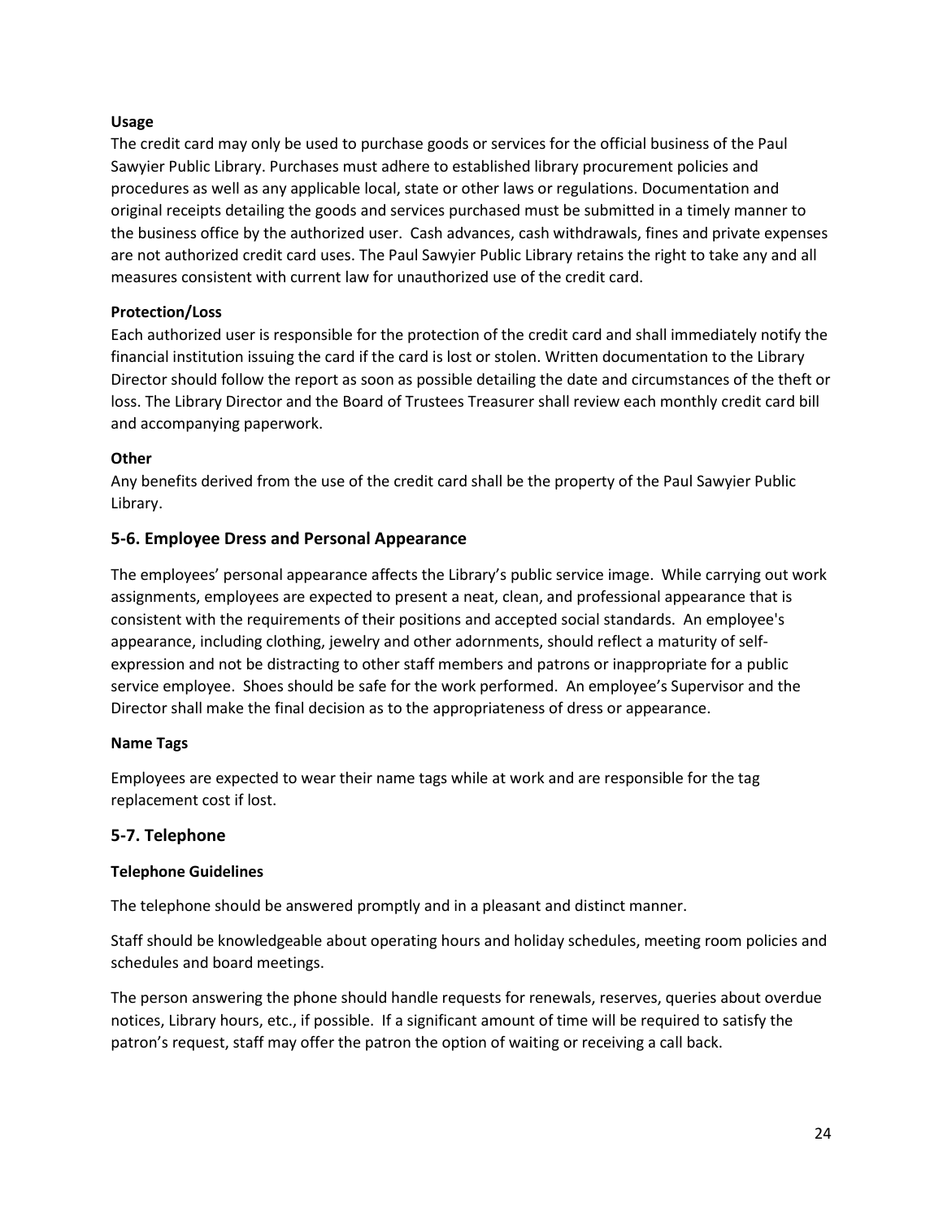#### Usage

The credit card may only be used to purchase goods or services for the official business of the Paul Sawyier Public Library. Purchases must adhere to established library procurement policies and procedures as well as any applicable local, state or other laws or regulations. Documentation and original receipts detailing the goods and services purchased must be submitted in a timely manner to the business office by the authorized user. Cash advances, cash withdrawals, fines and private expenses are not authorized credit card uses. The Paul Sawyier Public Library retains the right to take any and all measures consistent with current law for unauthorized use of the credit card.

#### Protection/Loss

Each authorized user is responsible for the protection of the credit card and shall immediately notify the financial institution issuing the card if the card is lost or stolen. Written documentation to the Library Director should follow the report as soon as possible detailing the date and circumstances of the theft or loss. The Library Director and the Board of Trustees Treasurer shall review each monthly credit card bill and accompanying paperwork.

#### Other

Any benefits derived from the use of the credit card shall be the property of the Paul Sawyier Public Library.

## 5-6. Employee Dress and Personal Appearance

The employees' personal appearance affects the Library's public service image. While carrying out work assignments, employees are expected to present a neat, clean, and professional appearance that is consistent with the requirements of their positions and accepted social standards. An employee's appearance, including clothing, jewelry and other adornments, should reflect a maturity of self-expression and not be distracting to other staff members and patrons or inappropriate for a public service employee. Shoes should be safe for the work performed. An employee's Supervisor and the Director shall make the final decision as to the appropriateness of dress or appearance.

#### Name Tags

Employees are expected to wear their name tags while at work and are responsible for the tag replacement cost if lost.

## 5-7. Telephone

#### Telephone Guidelines

The telephone should be answered promptly and in a pleasant and distinct manner.

Staff should be knowledgeable about operating hours and holiday schedules, meeting room policies and schedules and board meetings.

The person answering the phone should handle requests for renewals, reserves, queries about overdue notices, Library hours, etc., if possible. If a significant amount of time will be required to satisfy the patron's request, staff may offer the patron the option of waiting or receiving a call back.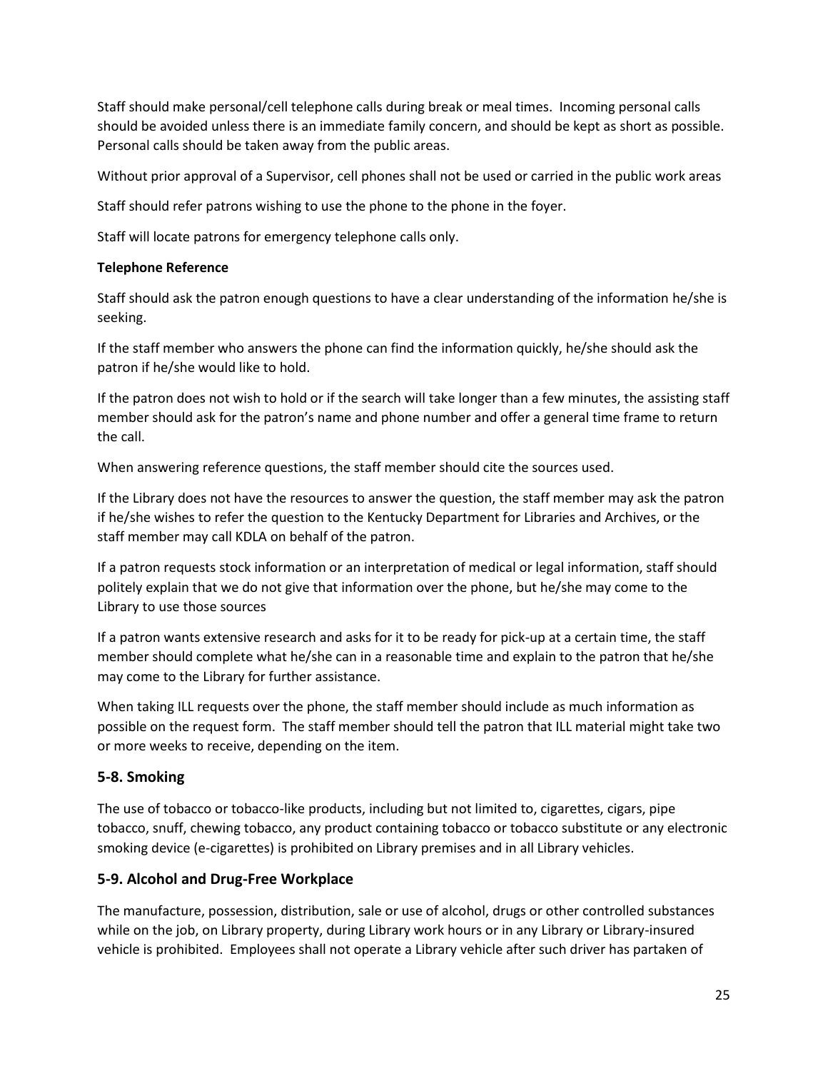Staff should make personal/cell telephone calls during break or meal times. Incoming personal calls should be avoided unless there is an immediate family concern, and should be kept as short as possible. Personal calls should be taken away from the public areas.

Without prior approval of a Supervisor, cell phones shall not be used or carried in the public work areas

Staff should refer patrons wishing to use the phone to the phone in the foyer.

Staff will locate patrons for emergency telephone calls only.

**Telephone Reference**

Staff should ask the patron enough questions to have a clear understanding of the information he/she is seeking.

If the staff member who answers the phone can find the information quickly, he/she should ask the patron if he/she would like to hold.

If the patron does not wish to hold or if the search will take longer than a few minutes, the assisting staff member should ask for the patron's name and phone number and offer a general time frame to return the call.

When answering reference questions, the staff member should cite the sources used.

If the Library does not have the resources to answer the question, the staff member may ask the patron if he/she wishes to refer the question to the Kentucky Department for Libraries and Archives, or the staff member may call KDLA on behalf of the patron.

If a patron requests stock information or an interpretation of medical or legal information, staff should politely explain that we do not give that information over the phone, but he/she may come to the Library to use those sources

If a patron wants extensive research and asks for it to be ready for pick-up at a certain time, the staff member should complete what he/she can in a reasonable time and explain to the patron that he/she may come to the Library for further assistance.

When taking ILL requests over the phone, the staff member should include as much information as possible on the request form. The staff member should tell the patron that ILL material might take two or more weeks to receive, depending on the item.

## 5-8. Smoking

The use of tobacco or tobacco-like products, including but not limited to, cigarettes, cigars, pipe tobacco, snuff, chewing tobacco, any product containing tobacco or tobacco substitute or any electronic smoking device (e-cigarettes) is prohibited on Library premises and in all Library vehicles.

## 5-9. Alcohol and Drug-Free Workplace

The manufacture, possession, distribution, sale or use of alcohol, drugs or other controlled substances while on the job, on Library property, during Library work hours or in any Library or Library-insured vehicle is prohibited. Employees shall not operate a Library vehicle after such driver has partaken of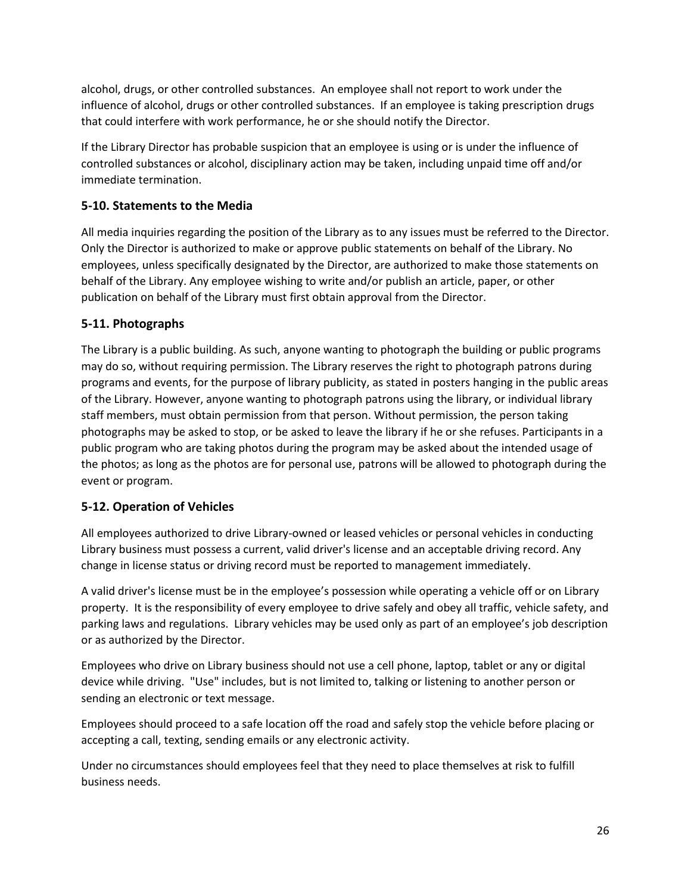alcohol, drugs, or other controlled substances. An employee shall not report to work under the influence of alcohol, drugs or other controlled substances. If an employee is taking prescription drugs that could interfere with work performance, he or she should notify the Director.

If the Library Director has probable suspicion that an employee is using or is under the influence of controlled substances or alcohol, disciplinary action may be taken, including unpaid time off and/or immediate termination.

### 5-10. Statements to the Media

All media inquiries regarding the position of the Library as to any issues must be referred to the Director. Only the Director is authorized to make or approve public statements on behalf of the Library. No employees, unless specifically designated by the Director, are authorized to make those statements on behalf of the Library. Any employee wishing to write and/or publish an article, paper, or other publication on behalf of the Library must first obtain approval from the Director.

### 5-11. Photographs

The Library is a public building. As such, anyone wanting to photograph the building or public programs may do so, without requiring permission. The Library reserves the right to photograph patrons during programs and events, for the purpose of library publicity, as stated in posters hanging in the public areas of the Library. However, anyone wanting to photograph patrons using the library, or individual library staff members, must obtain permission from that person. Without permission, the person taking photographs may be asked to stop, or be asked to leave the library if he or she refuses. Participants in a public program who are taking photos during the program may be asked about the intended usage of the photos; as long as the photos are for personal use, patrons will be allowed to photograph during the event or program.

### 5-12. Operation of Vehicles

All employees authorized to drive Library-owned or leased vehicles or personal vehicles in conducting Library business must possess a current, valid driver's license and an acceptable driving record. Any change in license status or driving record must be reported to management immediately.

A valid driver's license must be in the employee's possession while operating a vehicle off or on Library property. It is the responsibility of every employee to drive safely and obey all traffic, vehicle safety, and parking laws and regulations. Library vehicles may be used only as part of an employee's job description or as authorized by the Director.

Employees who drive on Library business should not use a cell phone, laptop, tablet or any or digital device while driving. "Use" includes, but is not limited to, talking or listening to another person or sending an electronic or text message.

Employees should proceed to a safe location off the road and safely stop the vehicle before placing or accepting a call, texting, sending emails or any electronic activity.

Under no circumstances should employees feel that they need to place themselves at risk to fulfill business needs.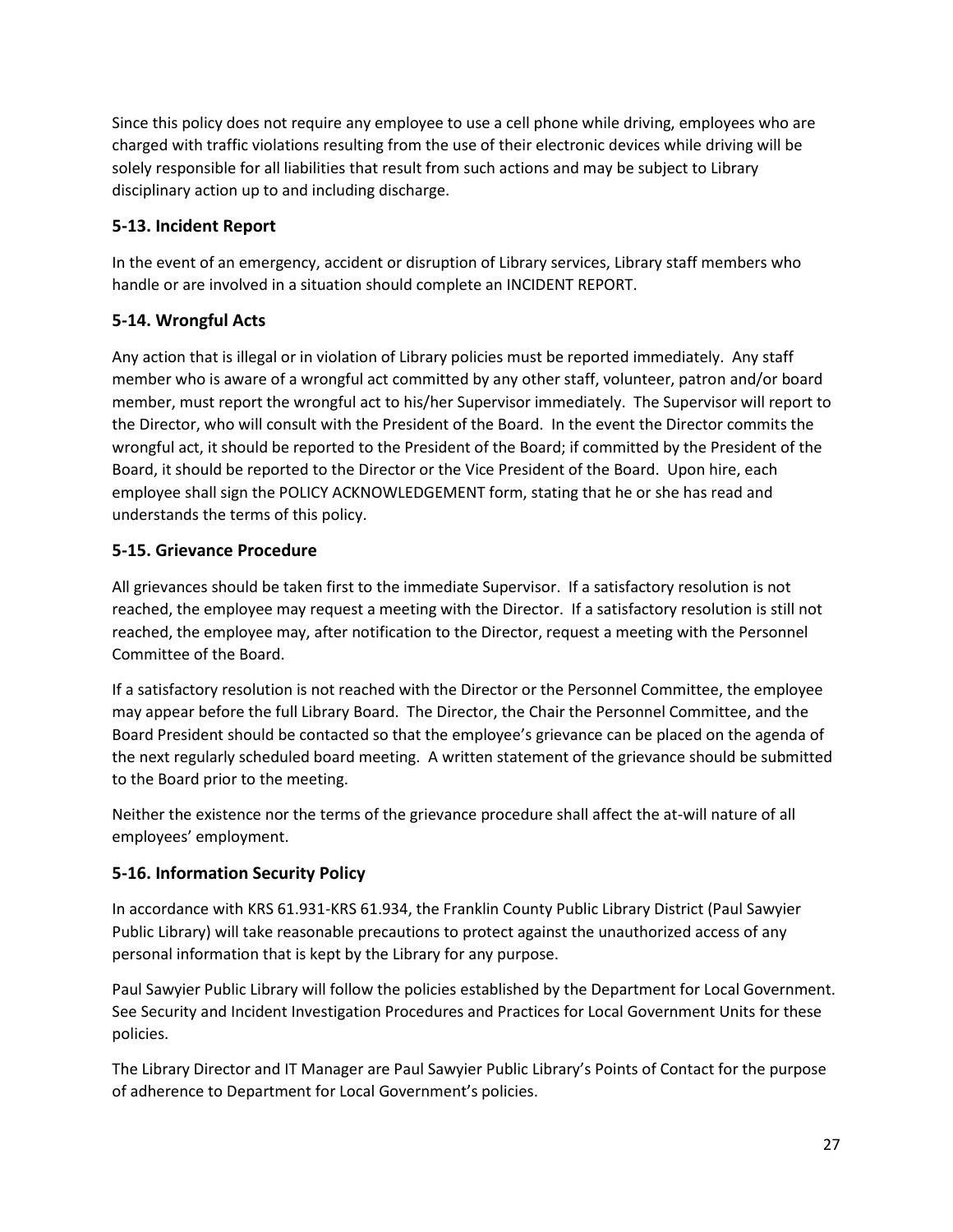Since this policy does not require any employee to use a cell phone while driving, employees who are charged with traffic violations resulting from the use of their electronic devices while driving will be solely responsible for all liabilities that result from such actions and may be subject to Library disciplinary action up to and including discharge.

### 5-13. Incident Report

In the event of an emergency, accident or disruption of Library services, Library staff members who handle or are involved in a situation should complete an INCIDENT REPORT.

### 5-14. Wrongful Acts

Any action that is illegal or in violation of Library policies must be reported immediately. Any staff member who is aware of a wrongful act committed by any other staff, volunteer, patron and/or board member, must report the wrongful act to his/her Supervisor immediately. The Supervisor will report to the Director, who will consult with the President of the Board. In the event the Director commits the wrongful act, it should be reported to the President of the Board; if committed by the President of the Board, it should be reported to the Director or the Vice President of the Board. Upon hire, each employee shall sign the POLICY ACKNOWLEDGEMENT form, stating that he or she has read and understands the terms of this policy.

### 5-15. Grievance Procedure

All grievances should be taken first to the immediate Supervisor. If a satisfactory resolution is not reached, the employee may request a meeting with the Director. If a satisfactory resolution is still not reached, the employee may, after notification to the Director, request a meeting with the Personnel Committee of the Board.

If a satisfactory resolution is not reached with the Director or the Personnel Committee, the employee may appear before the full Library Board. The Director, the Chair the Personnel Committee, and the Board President should be contacted so that the employee's grievance can be placed on the agenda of the next regularly scheduled board meeting. A written statement of the grievance should be submitted to the Board prior to the meeting.

Neither the existence nor the terms of the grievance procedure shall affect the at-will nature of all employees' employment.

### 5-16. Information Security Policy

In accordance with KRS 61.931-KRS 61.934, the Franklin County Public Library District (Paul Sawyier Public Library) will take reasonable precautions to protect against the unauthorized access of any personal information that is kept by the Library for any purpose.

Paul Sawyier Public Library will follow the policies established by the Department for Local Government. See Security and Incident Investigation Procedures and Practices for Local Government Units for these policies.

The Library Director and IT Manager are Paul Sawyier Public Library's Points of Contact for the purpose of adherence to Department for Local Government's policies.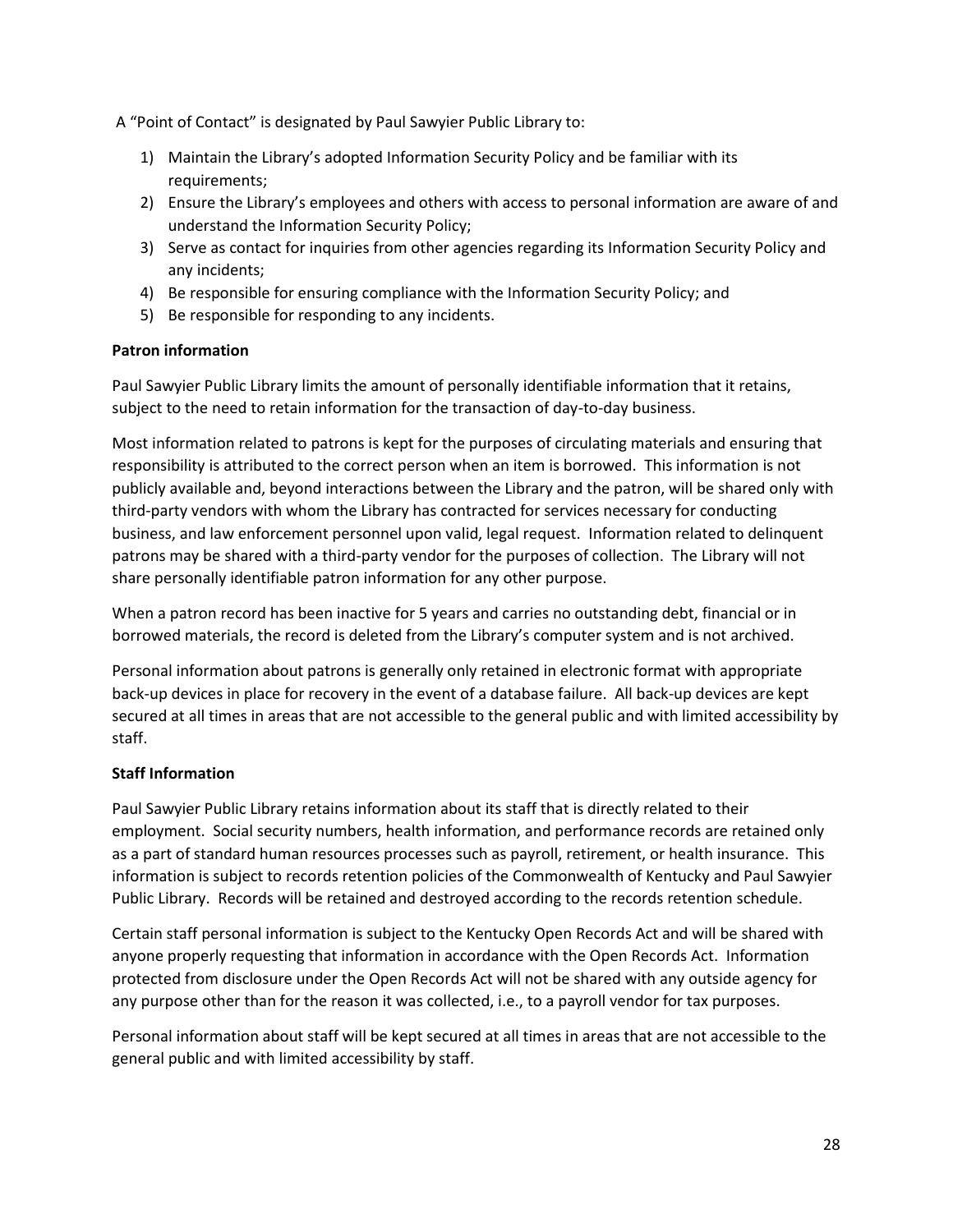A "Point of Contact" is designated by Paul Sawyier Public Library to:

1) Maintain the Library's adopted Information Security Policy and be familiar with its requirements;
2) Ensure the Library's employees and others with access to personal information are aware of and understand the Information Security Policy;
3) Serve as contact for inquiries from other agencies regarding its Information Security Policy and any incidents;
4) Be responsible for ensuring compliance with the Information Security Policy; and
5) Be responsible for responding to any incidents.

**Patron information**

Paul Sawyier Public Library limits the amount of personally identifiable information that it retains, subject to the need to retain information for the transaction of day-to-day business.

Most information related to patrons is kept for the purposes of circulating materials and ensuring that responsibility is attributed to the correct person when an item is borrowed. This information is not publicly available and, beyond interactions between the Library and the patron, will be shared only with third-party vendors with whom the Library has contracted for services necessary for conducting business, and law enforcement personnel upon valid, legal request. Information related to delinquent patrons may be shared with a third-party vendor for the purposes of collection. The Library will not share personally identifiable patron information for any other purpose.

When a patron record has been inactive for 5 years and carries no outstanding debt, financial or in borrowed materials, the record is deleted from the Library's computer system and is not archived.

Personal information about patrons is generally only retained in electronic format with appropriate back-up devices in place for recovery in the event of a database failure. All back-up devices are kept secured at all times in areas that are not accessible to the general public and with limited accessibility by staff.

**Staff Information**

Paul Sawyier Public Library retains information about its staff that is directly related to their employment. Social security numbers, health information, and performance records are retained only as a part of standard human resources processes such as payroll, retirement, or health insurance. This information is subject to records retention policies of the Commonwealth of Kentucky and Paul Sawyier Public Library. Records will be retained and destroyed according to the records retention schedule.

Certain staff personal information is subject to the Kentucky Open Records Act and will be shared with anyone properly requesting that information in accordance with the Open Records Act. Information protected from disclosure under the Open Records Act will not be shared with any outside agency for any purpose other than for the reason it was collected, i.e., to a payroll vendor for tax purposes.

Personal information about staff will be kept secured at all times in areas that are not accessible to the general public and with limited accessibility by staff.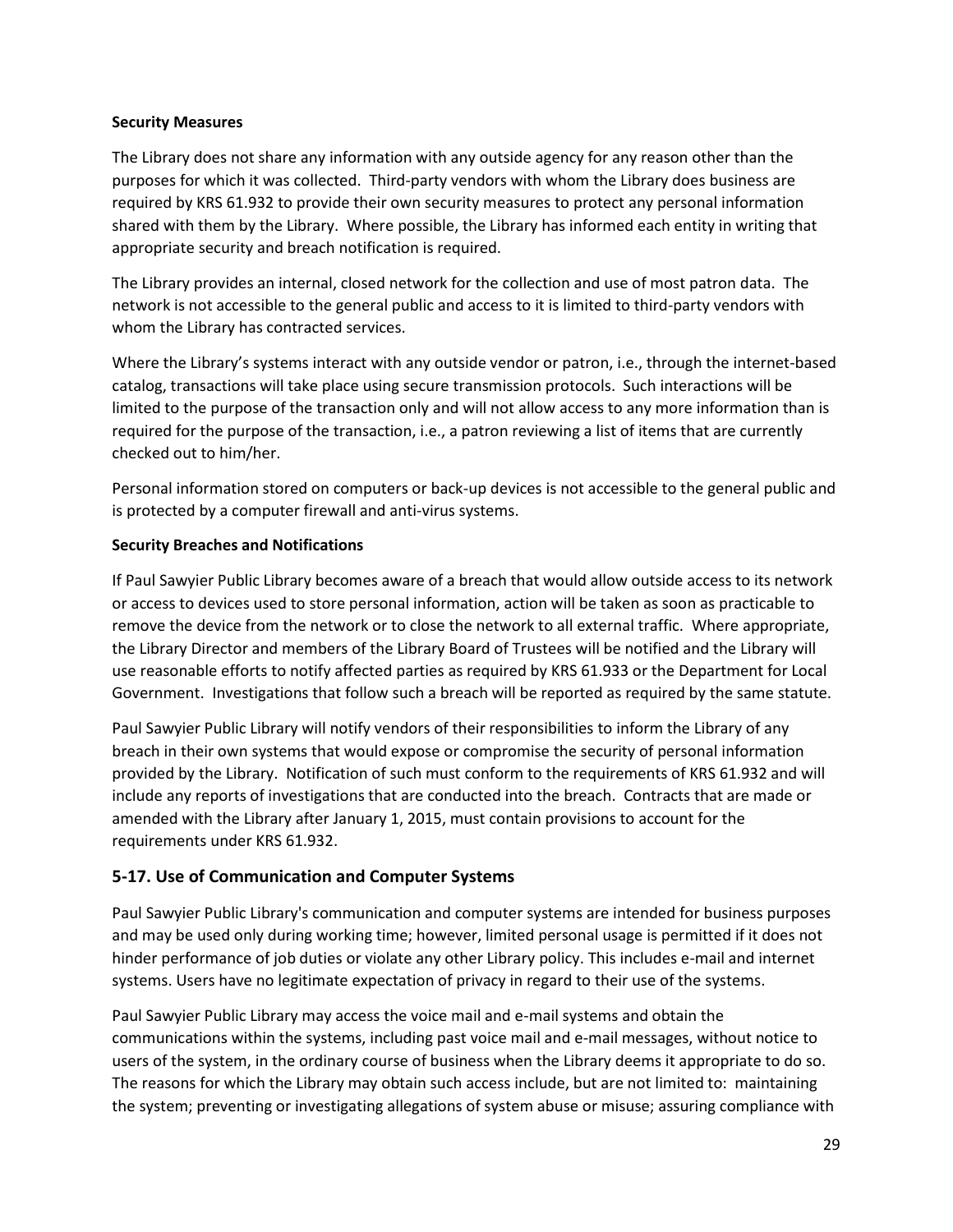**Security Measures**

The Library does not share any information with any outside agency for any reason other than the purposes for which it was collected. Third-party vendors with whom the Library does business are required by KRS 61.932 to provide their own security measures to protect any personal information shared with them by the Library. Where possible, the Library has informed each entity in writing that appropriate security and breach notification is required.

The Library provides an internal, closed network for the collection and use of most patron data. The network is not accessible to the general public and access to it is limited to third-party vendors with whom the Library has contracted services.

Where the Library's systems interact with any outside vendor or patron, i.e., through the internet-based catalog, transactions will take place using secure transmission protocols. Such interactions will be limited to the purpose of the transaction only and will not allow access to any more information than is required for the purpose of the transaction, i.e., a patron reviewing a list of items that are currently checked out to him/her.

Personal information stored on computers or back-up devices is not accessible to the general public and is protected by a computer firewall and anti-virus systems.

**Security Breaches and Notifications**

If Paul Sawyier Public Library becomes aware of a breach that would allow outside access to its network or access to devices used to store personal information, action will be taken as soon as practicable to remove the device from the network or to close the network to all external traffic. Where appropriate, the Library Director and members of the Library Board of Trustees will be notified and the Library will use reasonable efforts to notify affected parties as required by KRS 61.933 or the Department for Local Government. Investigations that follow such a breach will be reported as required by the same statute.

Paul Sawyier Public Library will notify vendors of their responsibilities to inform the Library of any breach in their own systems that would expose or compromise the security of personal information provided by the Library. Notification of such must conform to the requirements of KRS 61.932 and will include any reports of investigations that are conducted into the breach. Contracts that are made or amended with the Library after January 1, 2015, must contain provisions to account for the requirements under KRS 61.932.

## 5-17. Use of Communication and Computer Systems

Paul Sawyier Public Library's communication and computer systems are intended for business purposes and may be used only during working time; however, limited personal usage is permitted if it does not hinder performance of job duties or violate any other Library policy. This includes e-mail and internet systems. Users have no legitimate expectation of privacy in regard to their use of the systems.

Paul Sawyier Public Library may access the voice mail and e-mail systems and obtain the communications within the systems, including past voice mail and e-mail messages, without notice to users of the system, in the ordinary course of business when the Library deems it appropriate to do so. The reasons for which the Library may obtain such access include, but are not limited to: maintaining the system; preventing or investigating allegations of system abuse or misuse; assuring compliance with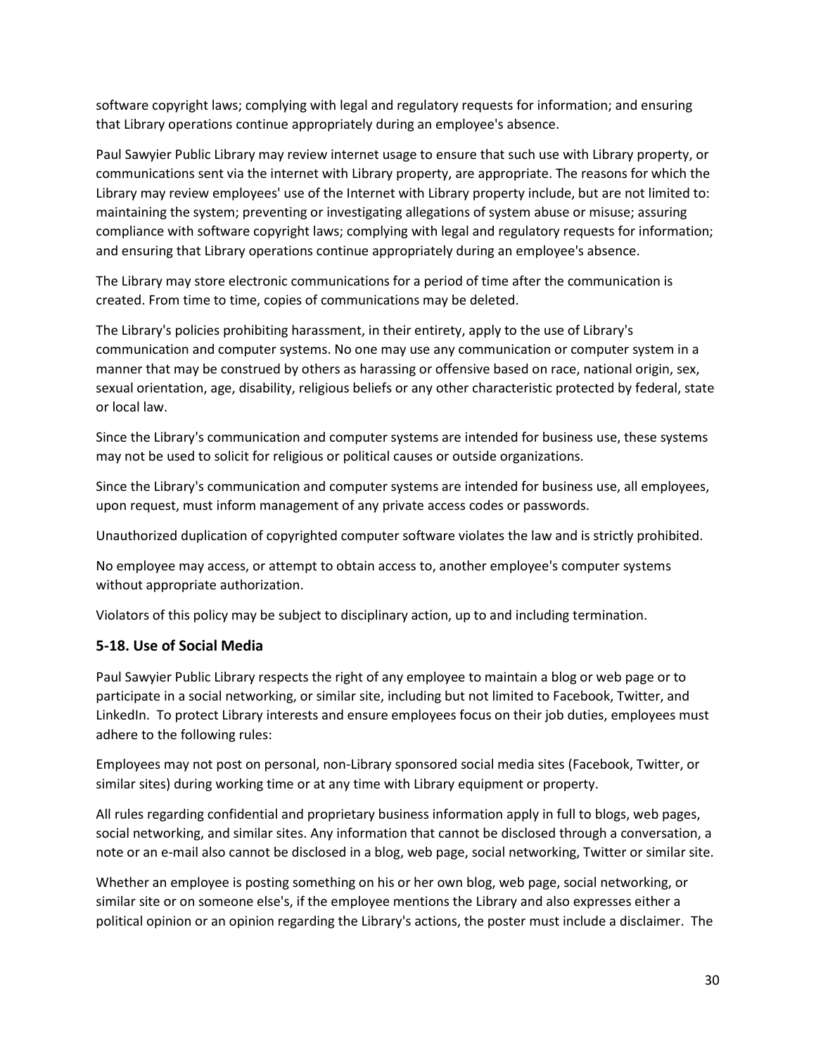software copyright laws; complying with legal and regulatory requests for information; and ensuring that Library operations continue appropriately during an employee's absence.

Paul Sawyier Public Library may review internet usage to ensure that such use with Library property, or communications sent via the internet with Library property, are appropriate. The reasons for which the Library may review employees' use of the Internet with Library property include, but are not limited to: maintaining the system; preventing or investigating allegations of system abuse or misuse; assuring compliance with software copyright laws; complying with legal and regulatory requests for information; and ensuring that Library operations continue appropriately during an employee's absence.

The Library may store electronic communications for a period of time after the communication is created. From time to time, copies of communications may be deleted.

The Library's policies prohibiting harassment, in their entirety, apply to the use of Library's communication and computer systems. No one may use any communication or computer system in a manner that may be construed by others as harassing or offensive based on race, national origin, sex, sexual orientation, age, disability, religious beliefs or any other characteristic protected by federal, state or local law.

Since the Library's communication and computer systems are intended for business use, these systems may not be used to solicit for religious or political causes or outside organizations.

Since the Library's communication and computer systems are intended for business use, all employees, upon request, must inform management of any private access codes or passwords.

Unauthorized duplication of copyrighted computer software violates the law and is strictly prohibited.

No employee may access, or attempt to obtain access to, another employee's computer systems without appropriate authorization.

Violators of this policy may be subject to disciplinary action, up to and including termination.

### 5-18. Use of Social Media

Paul Sawyier Public Library respects the right of any employee to maintain a blog or web page or to participate in a social networking, or similar site, including but not limited to Facebook, Twitter, and LinkedIn. To protect Library interests and ensure employees focus on their job duties, employees must adhere to the following rules:

Employees may not post on personal, non-Library sponsored social media sites (Facebook, Twitter, or similar sites) during working time or at any time with Library equipment or property.

All rules regarding confidential and proprietary business information apply in full to blogs, web pages, social networking, and similar sites. Any information that cannot be disclosed through a conversation, a note or an e-mail also cannot be disclosed in a blog, web page, social networking, Twitter or similar site.

Whether an employee is posting something on his or her own blog, web page, social networking, or similar site or on someone else's, if the employee mentions the Library and also expresses either a political opinion or an opinion regarding the Library's actions, the poster must include a disclaimer. The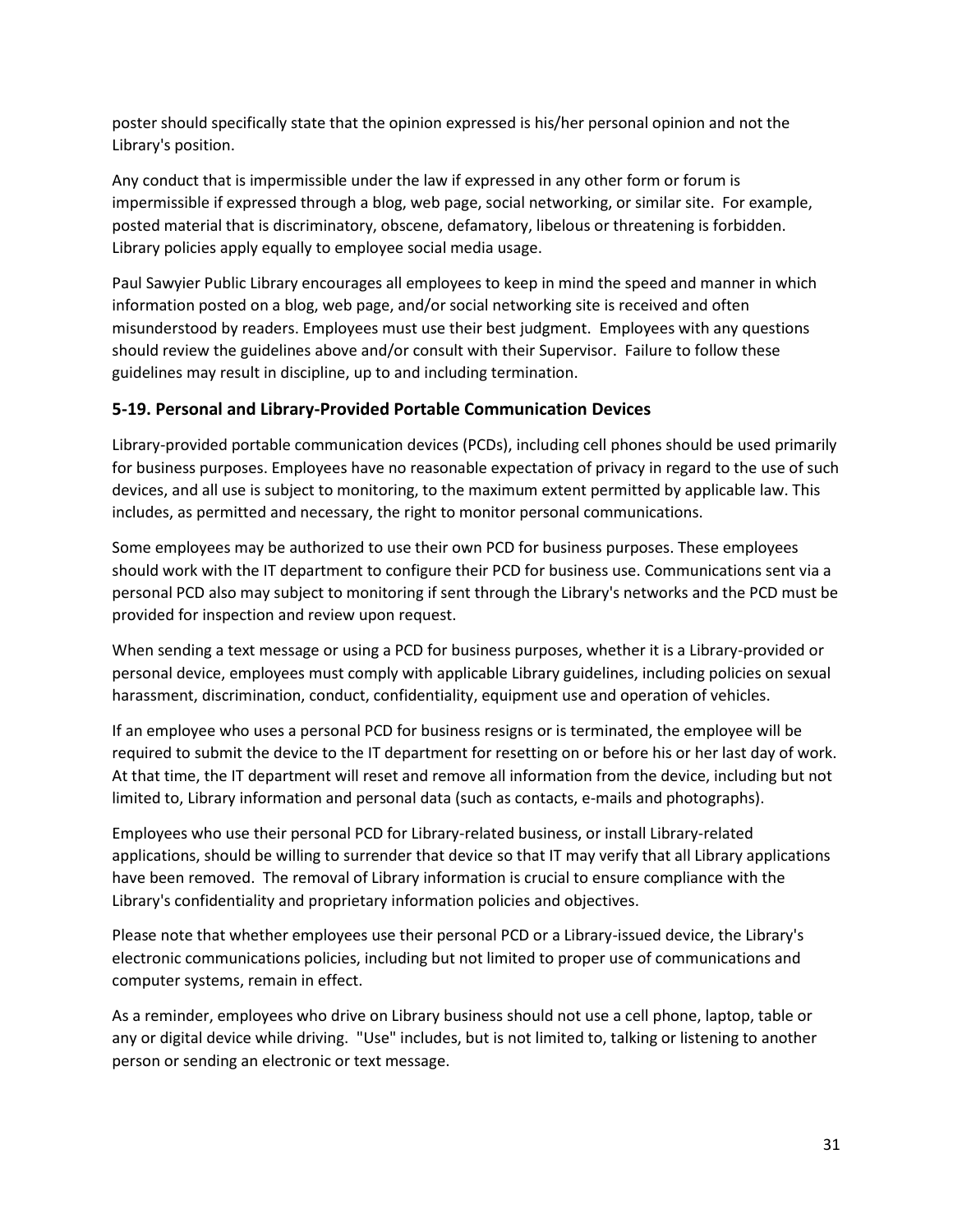poster should specifically state that the opinion expressed is his/her personal opinion and not the Library's position.

Any conduct that is impermissible under the law if expressed in any other form or forum is impermissible if expressed through a blog, web page, social networking, or similar site. For example, posted material that is discriminatory, obscene, defamatory, libelous or threatening is forbidden. Library policies apply equally to employee social media usage.

Paul Sawyier Public Library encourages all employees to keep in mind the speed and manner in which information posted on a blog, web page, and/or social networking site is received and often misunderstood by readers. Employees must use their best judgment. Employees with any questions should review the guidelines above and/or consult with their Supervisor. Failure to follow these guidelines may result in discipline, up to and including termination.

### 5-19. Personal and Library-Provided Portable Communication Devices

Library-provided portable communication devices (PCDs), including cell phones should be used primarily for business purposes. Employees have no reasonable expectation of privacy in regard to the use of such devices, and all use is subject to monitoring, to the maximum extent permitted by applicable law. This includes, as permitted and necessary, the right to monitor personal communications.

Some employees may be authorized to use their own PCD for business purposes. These employees should work with the IT department to configure their PCD for business use. Communications sent via a personal PCD also may subject to monitoring if sent through the Library's networks and the PCD must be provided for inspection and review upon request.

When sending a text message or using a PCD for business purposes, whether it is a Library-provided or personal device, employees must comply with applicable Library guidelines, including policies on sexual harassment, discrimination, conduct, confidentiality, equipment use and operation of vehicles.

If an employee who uses a personal PCD for business resigns or is terminated, the employee will be required to submit the device to the IT department for resetting on or before his or her last day of work. At that time, the IT department will reset and remove all information from the device, including but not limited to, Library information and personal data (such as contacts, e-mails and photographs).

Employees who use their personal PCD for Library-related business, or install Library-related applications, should be willing to surrender that device so that IT may verify that all Library applications have been removed. The removal of Library information is crucial to ensure compliance with the Library's confidentiality and proprietary information policies and objectives.

Please note that whether employees use their personal PCD or a Library-issued device, the Library's electronic communications policies, including but not limited to proper use of communications and computer systems, remain in effect.

As a reminder, employees who drive on Library business should not use a cell phone, laptop, table or any or digital device while driving. "Use" includes, but is not limited to, talking or listening to another person or sending an electronic or text message.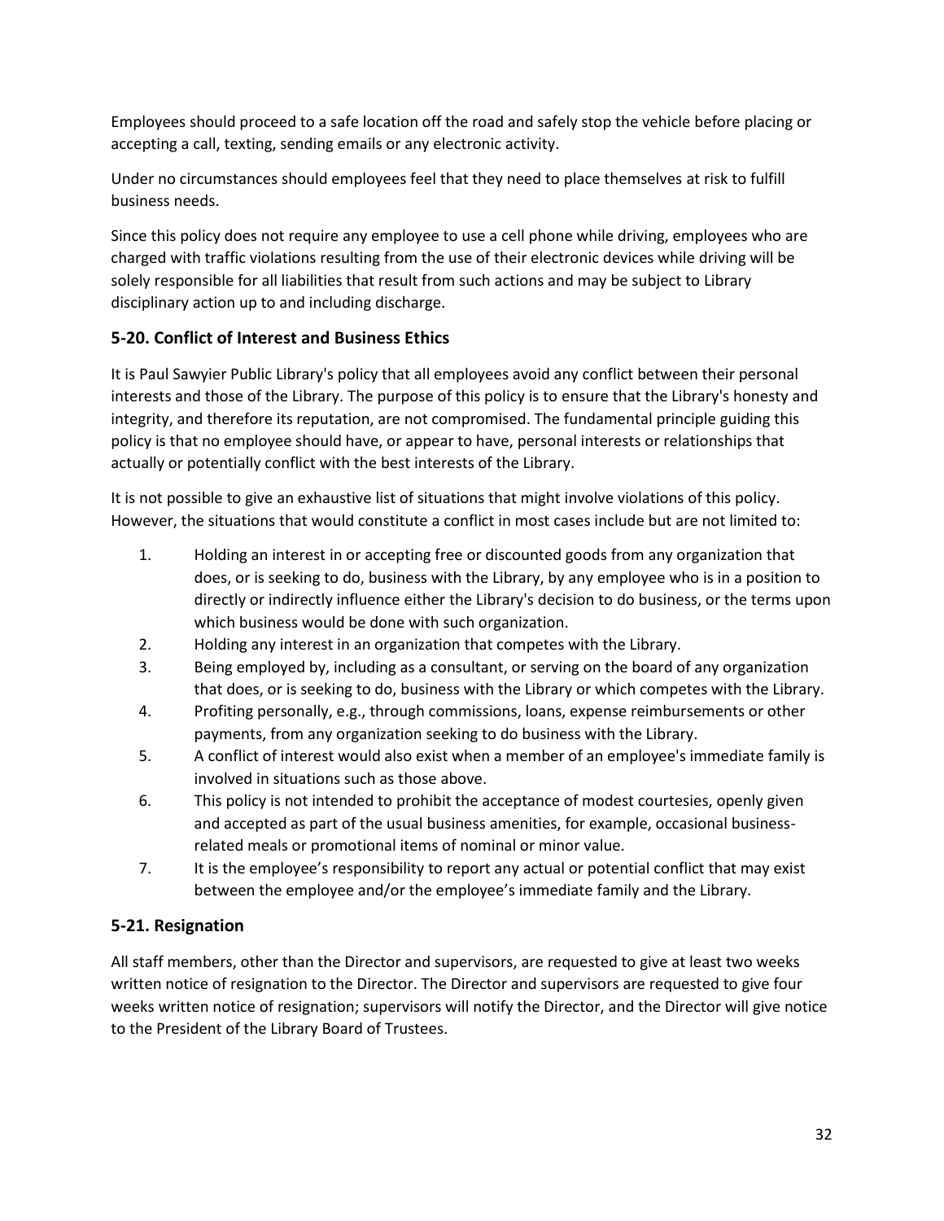Employees should proceed to a safe location off the road and safely stop the vehicle before placing or accepting a call, texting, sending emails or any electronic activity.

Under no circumstances should employees feel that they need to place themselves at risk to fulfill business needs.

Since this policy does not require any employee to use a cell phone while driving, employees who are charged with traffic violations resulting from the use of their electronic devices while driving will be solely responsible for all liabilities that result from such actions and may be subject to Library disciplinary action up to and including discharge.

### 5-20. Conflict of Interest and Business Ethics

It is Paul Sawyier Public Library's policy that all employees avoid any conflict between their personal interests and those of the Library. The purpose of this policy is to ensure that the Library's honesty and integrity, and therefore its reputation, are not compromised. The fundamental principle guiding this policy is that no employee should have, or appear to have, personal interests or relationships that actually or potentially conflict with the best interests of the Library.

It is not possible to give an exhaustive list of situations that might involve violations of this policy. However, the situations that would constitute a conflict in most cases include but are not limited to:

1. Holding an interest in or accepting free or discounted goods from any organization that does, or is seeking to do, business with the Library, by any employee who is in a position to directly or indirectly influence either the Library's decision to do business, or the terms upon which business would be done with such organization.
2. Holding any interest in an organization that competes with the Library.
3. Being employed by, including as a consultant, or serving on the board of any organization that does, or is seeking to do, business with the Library or which competes with the Library.
4. Profiting personally, e.g., through commissions, loans, expense reimbursements or other payments, from any organization seeking to do business with the Library.
5. A conflict of interest would also exist when a member of an employee's immediate family is involved in situations such as those above.
6. This policy is not intended to prohibit the acceptance of modest courtesies, openly given and accepted as part of the usual business amenities, for example, occasional business-related meals or promotional items of nominal or minor value.
7. It is the employee's responsibility to report any actual or potential conflict that may exist between the employee and/or the employee's immediate family and the Library.

### 5-21. Resignation

All staff members, other than the Director and supervisors, are requested to give at least two weeks written notice of resignation to the Director. The Director and supervisors are requested to give four weeks written notice of resignation; supervisors will notify the Director, and the Director will give notice to the President of the Library Board of Trustees.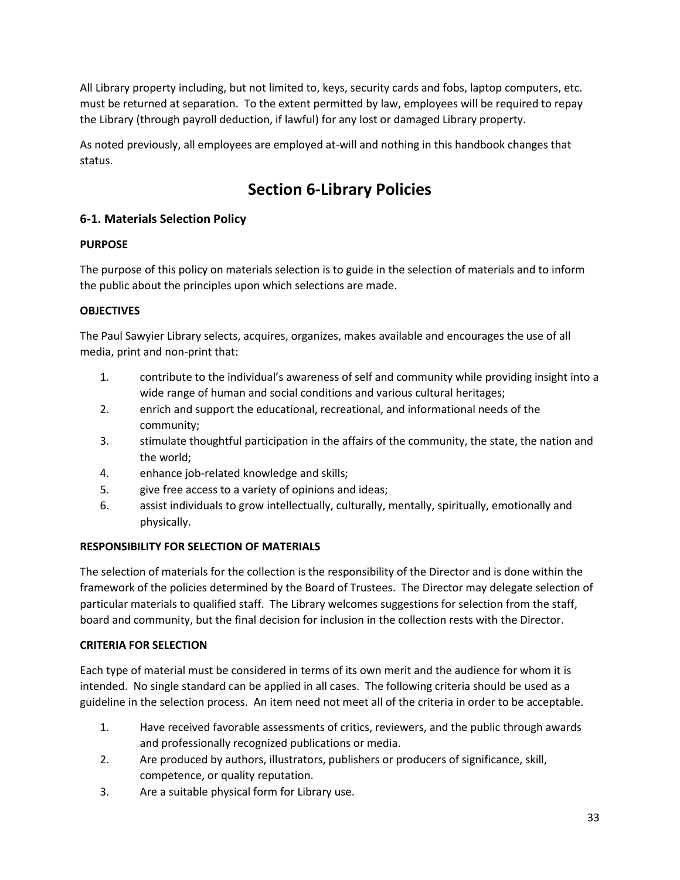All Library property including, but not limited to, keys, security cards and fobs, laptop computers, etc. must be returned at separation. To the extent permitted by law, employees will be required to repay the Library (through payroll deduction, if lawful) for any lost or damaged Library property.

As noted previously, all employees are employed at-will and nothing in this handbook changes that status.

# Section 6-Library Policies

### 6-1. Materials Selection Policy

**PURPOSE**

The purpose of this policy on materials selection is to guide in the selection of materials and to inform the public about the principles upon which selections are made.

**OBJECTIVES**

The Paul Sawyier Library selects, acquires, organizes, makes available and encourages the use of all media, print and non-print that:

1. contribute to the individual's awareness of self and community while providing insight into a wide range of human and social conditions and various cultural heritages;
2. enrich and support the educational, recreational, and informational needs of the community;
3. stimulate thoughtful participation in the affairs of the community, the state, the nation and the world;
4. enhance job-related knowledge and skills;
5. give free access to a variety of opinions and ideas;
6. assist individuals to grow intellectually, culturally, mentally, spiritually, emotionally and physically.

**RESPONSIBILITY FOR SELECTION OF MATERIALS**

The selection of materials for the collection is the responsibility of the Director and is done within the framework of the policies determined by the Board of Trustees. The Director may delegate selection of particular materials to qualified staff. The Library welcomes suggestions for selection from the staff, board and community, but the final decision for inclusion in the collection rests with the Director.

**CRITERIA FOR SELECTION**

Each type of material must be considered in terms of its own merit and the audience for whom it is intended. No single standard can be applied in all cases. The following criteria should be used as a guideline in the selection process. An item need not meet all of the criteria in order to be acceptable.

1. Have received favorable assessments of critics, reviewers, and the public through awards and professionally recognized publications or media.
2. Are produced by authors, illustrators, publishers or producers of significance, skill, competence, or quality reputation.
3. Are a suitable physical form for Library use.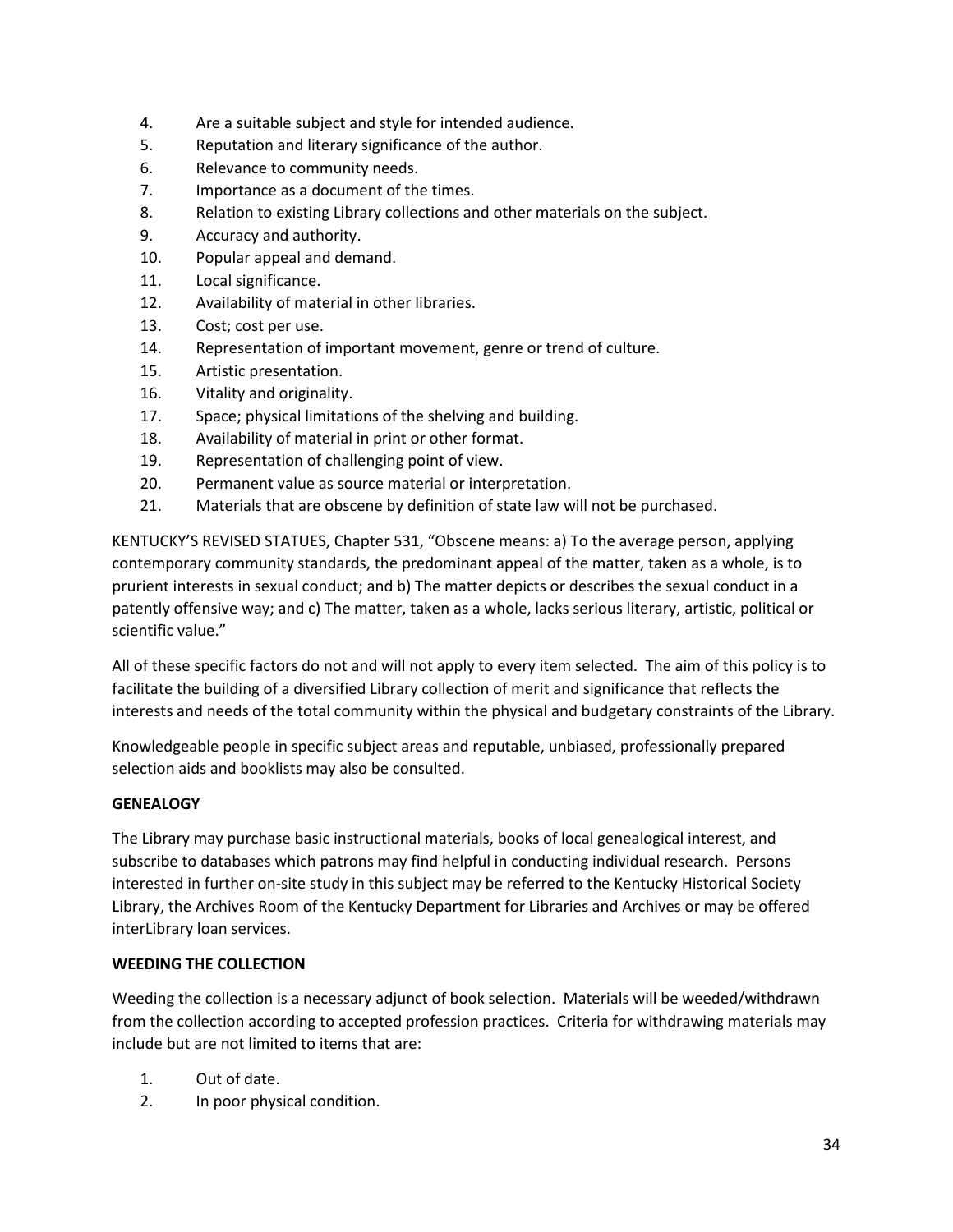4. Are a suitable subject and style for intended audience.
5. Reputation and literary significance of the author.
6. Relevance to community needs.
7. Importance as a document of the times.
8. Relation to existing Library collections and other materials on the subject.
9. Accuracy and authority.
10. Popular appeal and demand.
11. Local significance.
12. Availability of material in other libraries.
13. Cost; cost per use.
14. Representation of important movement, genre or trend of culture.
15. Artistic presentation.
16. Vitality and originality.
17. Space; physical limitations of the shelving and building.
18. Availability of material in print or other format.
19. Representation of challenging point of view.
20. Permanent value as source material or interpretation.
21. Materials that are obscene by definition of state law will not be purchased.

KENTUCKY'S REVISED STATUES, Chapter 531, "Obscene means: a) To the average person, applying contemporary community standards, the predominant appeal of the matter, taken as a whole, is to prurient interests in sexual conduct; and b) The matter depicts or describes the sexual conduct in a patently offensive way; and c) The matter, taken as a whole, lacks serious literary, artistic, political or scientific value."

All of these specific factors do not and will not apply to every item selected. The aim of this policy is to facilitate the building of a diversified Library collection of merit and significance that reflects the interests and needs of the total community within the physical and budgetary constraints of the Library.

Knowledgeable people in specific subject areas and reputable, unbiased, professionally prepared selection aids and booklists may also be consulted.

**GENEALOGY**

The Library may purchase basic instructional materials, books of local genealogical interest, and subscribe to databases which patrons may find helpful in conducting individual research. Persons interested in further on-site study in this subject may be referred to the Kentucky Historical Society Library, the Archives Room of the Kentucky Department for Libraries and Archives or may be offered interLibrary loan services.

**WEEDING THE COLLECTION**

Weeding the collection is a necessary adjunct of book selection. Materials will be weeded/withdrawn from the collection according to accepted profession practices. Criteria for withdrawing materials may include but are not limited to items that are:

1. Out of date.
2. In poor physical condition.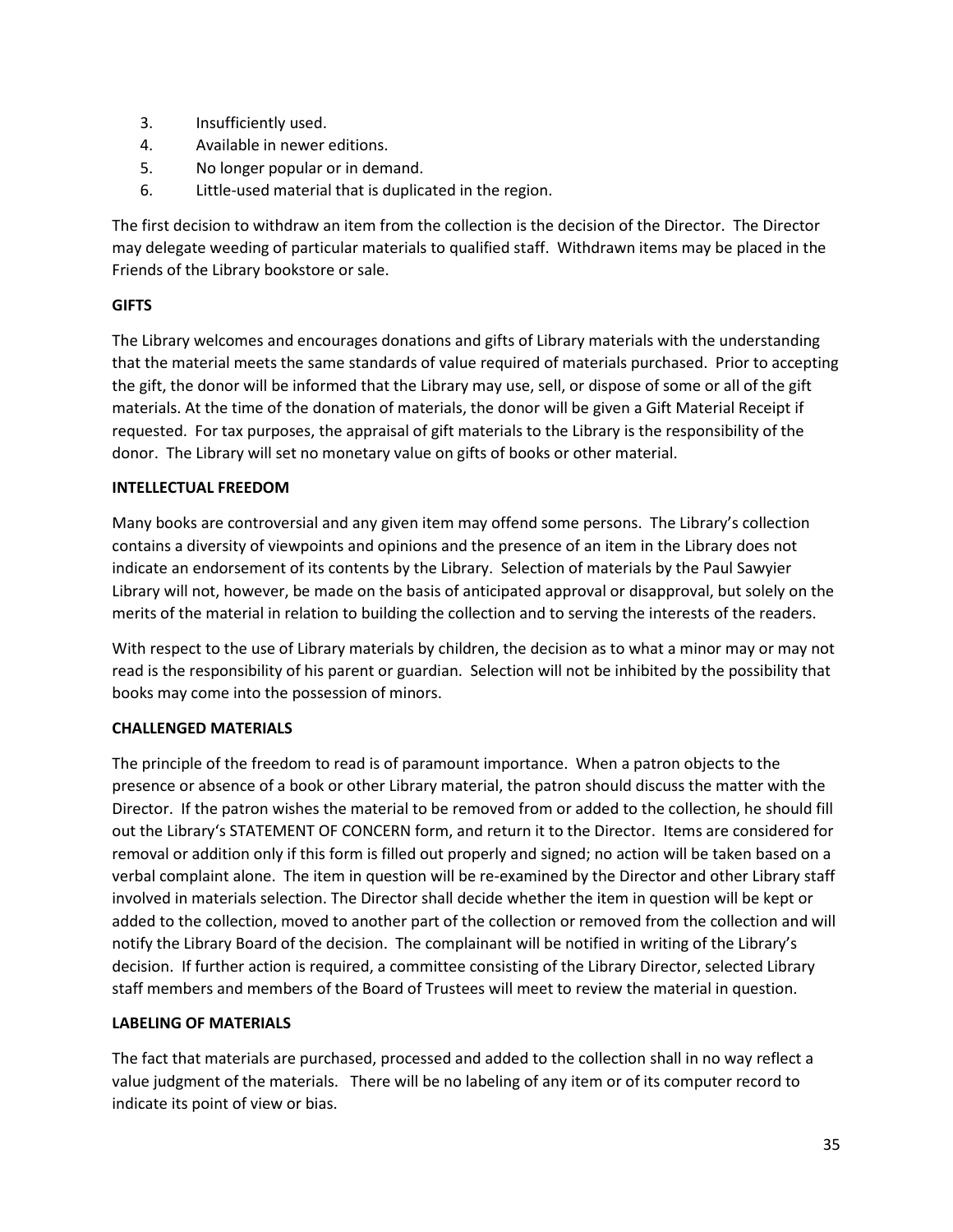3. Insufficiently used.
4. Available in newer editions.
5. No longer popular or in demand.
6. Little-used material that is duplicated in the region.

The first decision to withdraw an item from the collection is the decision of the Director. The Director may delegate weeding of particular materials to qualified staff. Withdrawn items may be placed in the Friends of the Library bookstore or sale.

**GIFTS**

The Library welcomes and encourages donations and gifts of Library materials with the understanding that the material meets the same standards of value required of materials purchased. Prior to accepting the gift, the donor will be informed that the Library may use, sell, or dispose of some or all of the gift materials. At the time of the donation of materials, the donor will be given a Gift Material Receipt if requested. For tax purposes, the appraisal of gift materials to the Library is the responsibility of the donor. The Library will set no monetary value on gifts of books or other material.

**INTELLECTUAL FREEDOM**

Many books are controversial and any given item may offend some persons. The Library's collection contains a diversity of viewpoints and opinions and the presence of an item in the Library does not indicate an endorsement of its contents by the Library. Selection of materials by the Paul Sawyier Library will not, however, be made on the basis of anticipated approval or disapproval, but solely on the merits of the material in relation to building the collection and to serving the interests of the readers.

With respect to the use of Library materials by children, the decision as to what a minor may or may not read is the responsibility of his parent or guardian. Selection will not be inhibited by the possibility that books may come into the possession of minors.

**CHALLENGED MATERIALS**

The principle of the freedom to read is of paramount importance. When a patron objects to the presence or absence of a book or other Library material, the patron should discuss the matter with the Director. If the patron wishes the material to be removed from or added to the collection, he should fill out the Library's STATEMENT OF CONCERN form, and return it to the Director. Items are considered for removal or addition only if this form is filled out properly and signed; no action will be taken based on a verbal complaint alone. The item in question will be re-examined by the Director and other Library staff involved in materials selection. The Director shall decide whether the item in question will be kept or added to the collection, moved to another part of the collection or removed from the collection and will notify the Library Board of the decision. The complainant will be notified in writing of the Library's decision. If further action is required, a committee consisting of the Library Director, selected Library staff members and members of the Board of Trustees will meet to review the material in question.

**LABELING OF MATERIALS**

The fact that materials are purchased, processed and added to the collection shall in no way reflect a value judgment of the materials. There will be no labeling of any item or of its computer record to indicate its point of view or bias.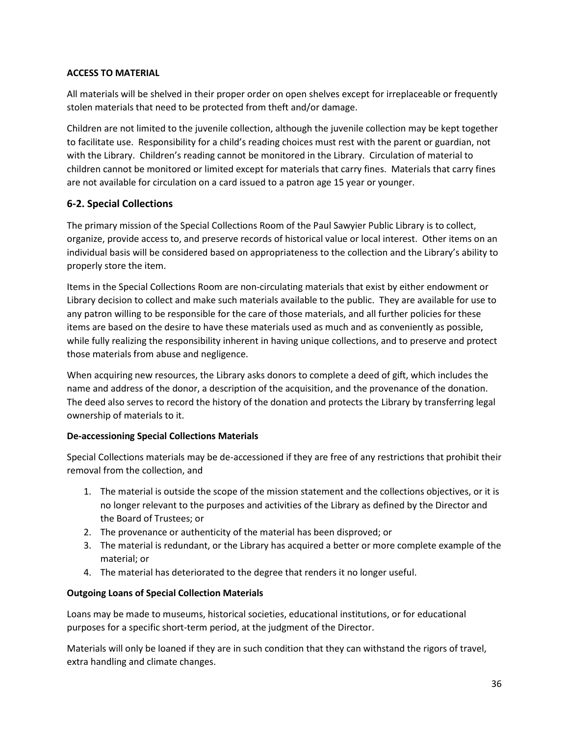**ACCESS TO MATERIAL**

All materials will be shelved in their proper order on open shelves except for irreplaceable or frequently stolen materials that need to be protected from theft and/or damage.

Children are not limited to the juvenile collection, although the juvenile collection may be kept together to facilitate use. Responsibility for a child's reading choices must rest with the parent or guardian, not with the Library. Children's reading cannot be monitored in the Library. Circulation of material to children cannot be monitored or limited except for materials that carry fines. Materials that carry fines are not available for circulation on a card issued to a patron age 15 year or younger.

## 6-2. Special Collections

The primary mission of the Special Collections Room of the Paul Sawyier Public Library is to collect, organize, provide access to, and preserve records of historical value or local interest. Other items on an individual basis will be considered based on appropriateness to the collection and the Library's ability to properly store the item.

Items in the Special Collections Room are non-circulating materials that exist by either endowment or Library decision to collect and make such materials available to the public. They are available for use to any patron willing to be responsible for the care of those materials, and all further policies for these items are based on the desire to have these materials used as much and as conveniently as possible, while fully realizing the responsibility inherent in having unique collections, and to preserve and protect those materials from abuse and negligence.

When acquiring new resources, the Library asks donors to complete a deed of gift, which includes the name and address of the donor, a description of the acquisition, and the provenance of the donation. The deed also serves to record the history of the donation and protects the Library by transferring legal ownership of materials to it.

**De-accessioning Special Collections Materials**

Special Collections materials may be de-accessioned if they are free of any restrictions that prohibit their removal from the collection, and

1. The material is outside the scope of the mission statement and the collections objectives, or it is no longer relevant to the purposes and activities of the Library as defined by the Director and the Board of Trustees; or
2. The provenance or authenticity of the material has been disproved; or
3. The material is redundant, or the Library has acquired a better or more complete example of the material; or
4. The material has deteriorated to the degree that renders it no longer useful.

**Outgoing Loans of Special Collection Materials**

Loans may be made to museums, historical societies, educational institutions, or for educational purposes for a specific short-term period, at the judgment of the Director.

Materials will only be loaned if they are in such condition that they can withstand the rigors of travel, extra handling and climate changes.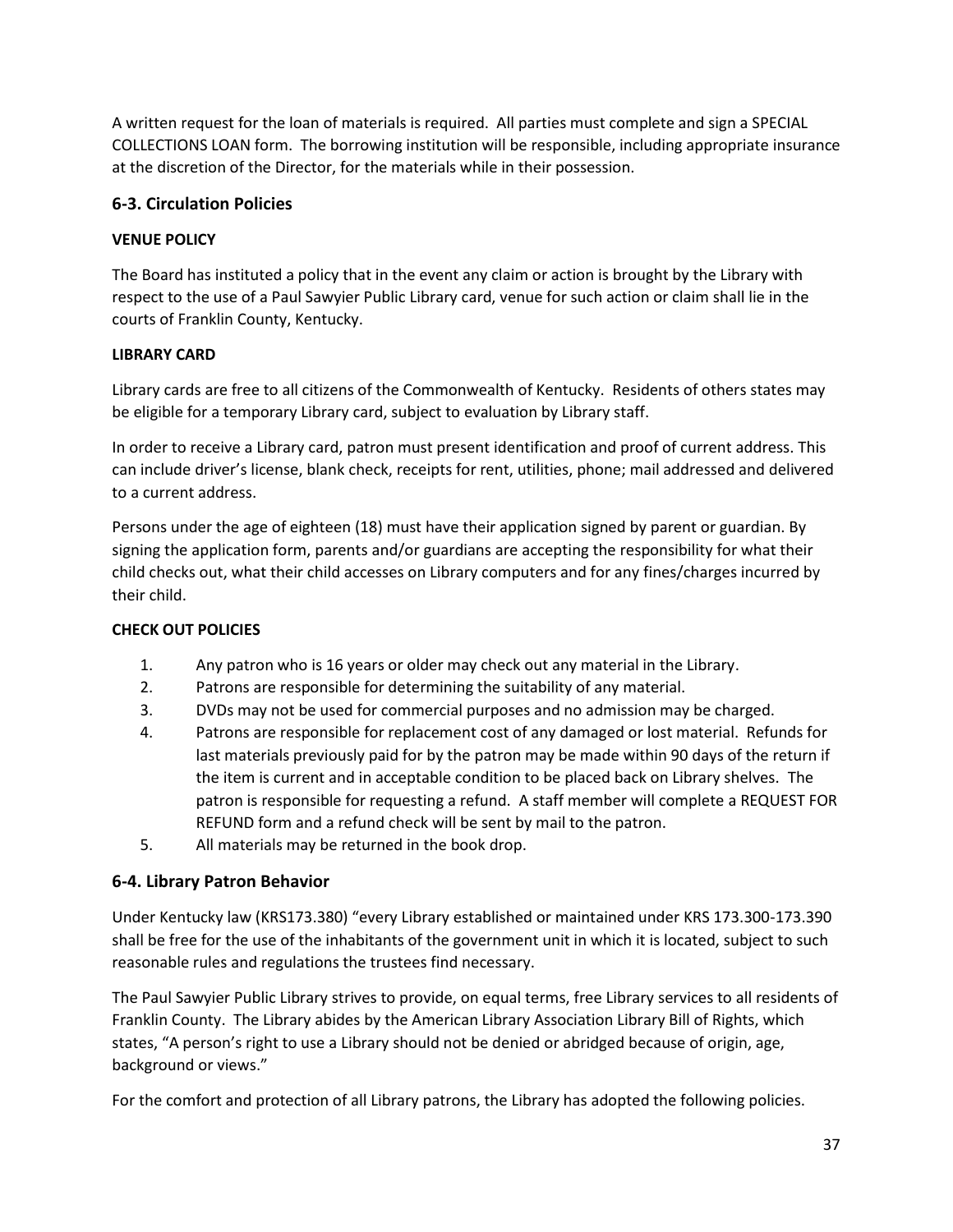A written request for the loan of materials is required. All parties must complete and sign a SPECIAL COLLECTIONS LOAN form. The borrowing institution will be responsible, including appropriate insurance at the discretion of the Director, for the materials while in their possession.

## 6-3. Circulation Policies

**VENUE POLICY**

The Board has instituted a policy that in the event any claim or action is brought by the Library with respect to the use of a Paul Sawyier Public Library card, venue for such action or claim shall lie in the courts of Franklin County, Kentucky.

**LIBRARY CARD**

Library cards are free to all citizens of the Commonwealth of Kentucky. Residents of others states may be eligible for a temporary Library card, subject to evaluation by Library staff.

In order to receive a Library card, patron must present identification and proof of current address. This can include driver's license, blank check, receipts for rent, utilities, phone; mail addressed and delivered to a current address.

Persons under the age of eighteen (18) must have their application signed by parent or guardian. By signing the application form, parents and/or guardians are accepting the responsibility for what their child checks out, what their child accesses on Library computers and for any fines/charges incurred by their child.

**CHECK OUT POLICIES**

1. Any patron who is 16 years or older may check out any material in the Library.
2. Patrons are responsible for determining the suitability of any material.
3. DVDs may not be used for commercial purposes and no admission may be charged.
4. Patrons are responsible for replacement cost of any damaged or lost material. Refunds for last materials previously paid for by the patron may be made within 90 days of the return if the item is current and in acceptable condition to be placed back on Library shelves. The patron is responsible for requesting a refund. A staff member will complete a REQUEST FOR REFUND form and a refund check will be sent by mail to the patron.
5. All materials may be returned in the book drop.

## 6-4. Library Patron Behavior

Under Kentucky law (KRS173.380) "every Library established or maintained under KRS 173.300-173.390 shall be free for the use of the inhabitants of the government unit in which it is located, subject to such reasonable rules and regulations the trustees find necessary.

The Paul Sawyier Public Library strives to provide, on equal terms, free Library services to all residents of Franklin County. The Library abides by the American Library Association Library Bill of Rights, which states, "A person's right to use a Library should not be denied or abridged because of origin, age, background or views."

For the comfort and protection of all Library patrons, the Library has adopted the following policies.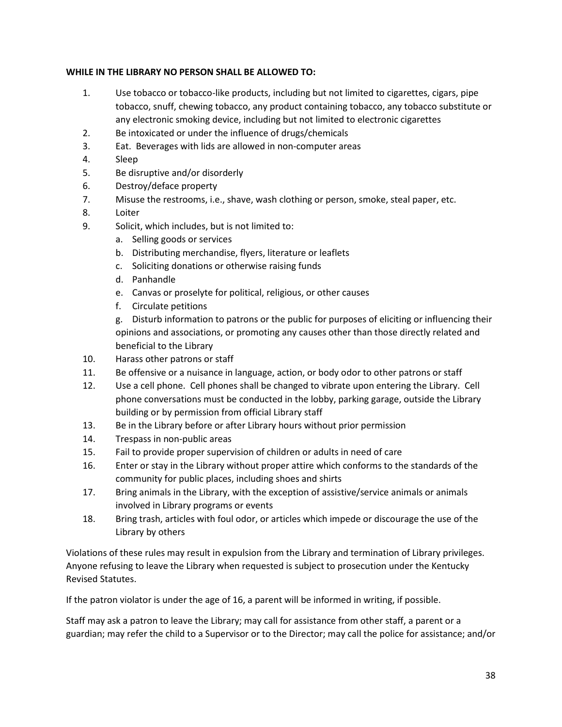**WHILE IN THE LIBRARY NO PERSON SHALL BE ALLOWED TO:**

1. Use tobacco or tobacco-like products, including but not limited to cigarettes, cigars, pipe tobacco, snuff, chewing tobacco, any product containing tobacco, any tobacco substitute or any electronic smoking device, including but not limited to electronic cigarettes
2. Be intoxicated or under the influence of drugs/chemicals
3. Eat. Beverages with lids are allowed in non-computer areas
4. Sleep
5. Be disruptive and/or disorderly
6. Destroy/deface property
7. Misuse the restrooms, i.e., shave, wash clothing or person, smoke, steal paper, etc.
8. Loiter
9. Solicit, which includes, but is not limited to:
   a. Selling goods or services
   b. Distributing merchandise, flyers, literature or leaflets
   c. Soliciting donations or otherwise raising funds
   d. Panhandle
   e. Canvas or proselyte for political, religious, or other causes
   f. Circulate petitions
   g. Disturb information to patrons or the public for purposes of eliciting or influencing their opinions and associations, or promoting any causes other than those directly related and beneficial to the Library
10. Harass other patrons or staff
11. Be offensive or a nuisance in language, action, or body odor to other patrons or staff
12. Use a cell phone. Cell phones shall be changed to vibrate upon entering the Library. Cell phone conversations must be conducted in the lobby, parking garage, outside the Library building or by permission from official Library staff
13. Be in the Library before or after Library hours without prior permission
14. Trespass in non-public areas
15. Fail to provide proper supervision of children or adults in need of care
16. Enter or stay in the Library without proper attire which conforms to the standards of the community for public places, including shoes and shirts
17. Bring animals in the Library, with the exception of assistive/service animals or animals involved in Library programs or events
18. Bring trash, articles with foul odor, or articles which impede or discourage the use of the Library by others

Violations of these rules may result in expulsion from the Library and termination of Library privileges. Anyone refusing to leave the Library when requested is subject to prosecution under the Kentucky Revised Statutes.

If the patron violator is under the age of 16, a parent will be informed in writing, if possible.

Staff may ask a patron to leave the Library; may call for assistance from other staff, a parent or a guardian; may refer the child to a Supervisor or to the Director; may call the police for assistance; and/or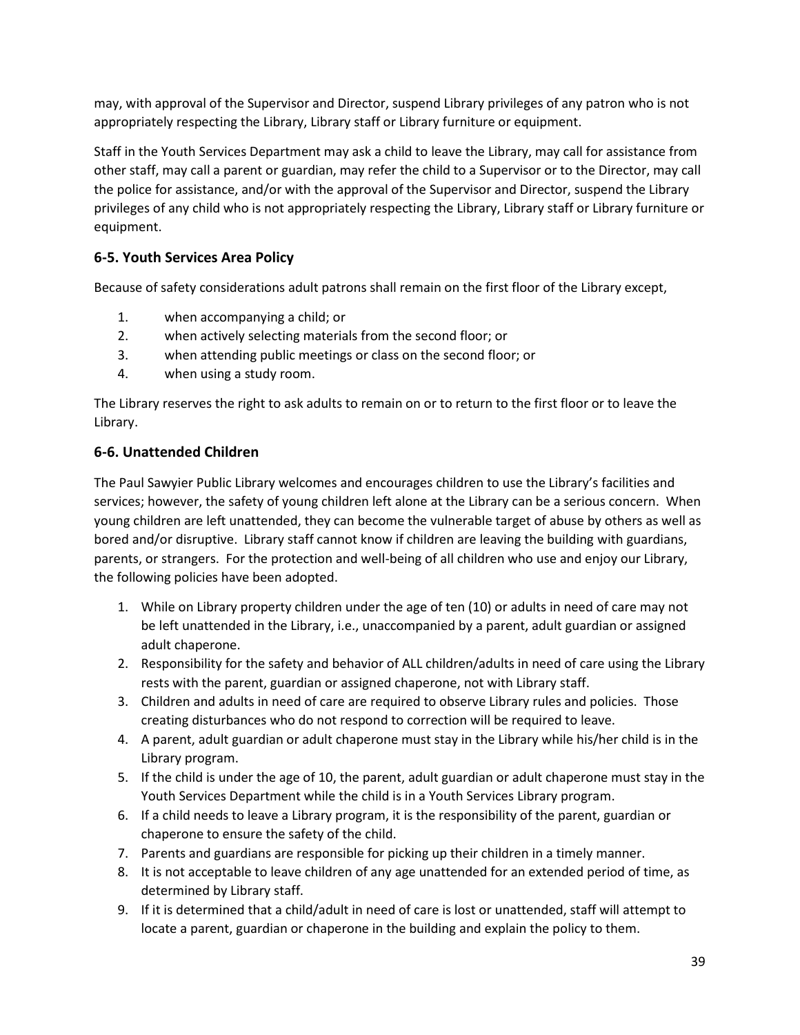may, with approval of the Supervisor and Director, suspend Library privileges of any patron who is not appropriately respecting the Library, Library staff or Library furniture or equipment.

Staff in the Youth Services Department may ask a child to leave the Library, may call for assistance from other staff, may call a parent or guardian, may refer the child to a Supervisor or to the Director, may call the police for assistance, and/or with the approval of the Supervisor and Director, suspend the Library privileges of any child who is not appropriately respecting the Library, Library staff or Library furniture or equipment.

### 6-5. Youth Services Area Policy

Because of safety considerations adult patrons shall remain on the first floor of the Library except,

1. when accompanying a child; or
2. when actively selecting materials from the second floor; or
3. when attending public meetings or class on the second floor; or
4. when using a study room.

The Library reserves the right to ask adults to remain on or to return to the first floor or to leave the Library.

### 6-6. Unattended Children

The Paul Sawyier Public Library welcomes and encourages children to use the Library's facilities and services; however, the safety of young children left alone at the Library can be a serious concern. When young children are left unattended, they can become the vulnerable target of abuse by others as well as bored and/or disruptive. Library staff cannot know if children are leaving the building with guardians, parents, or strangers. For the protection and well-being of all children who use and enjoy our Library, the following policies have been adopted.

1. While on Library property children under the age of ten (10) or adults in need of care may not be left unattended in the Library, i.e., unaccompanied by a parent, adult guardian or assigned adult chaperone.
2. Responsibility for the safety and behavior of ALL children/adults in need of care using the Library rests with the parent, guardian or assigned chaperone, not with Library staff.
3. Children and adults in need of care are required to observe Library rules and policies. Those creating disturbances who do not respond to correction will be required to leave.
4. A parent, adult guardian or adult chaperone must stay in the Library while his/her child is in the Library program.
5. If the child is under the age of 10, the parent, adult guardian or adult chaperone must stay in the Youth Services Department while the child is in a Youth Services Library program.
6. If a child needs to leave a Library program, it is the responsibility of the parent, guardian or chaperone to ensure the safety of the child.
7. Parents and guardians are responsible for picking up their children in a timely manner.
8. It is not acceptable to leave children of any age unattended for an extended period of time, as determined by Library staff.
9. If it is determined that a child/adult in need of care is lost or unattended, staff will attempt to locate a parent, guardian or chaperone in the building and explain the policy to them.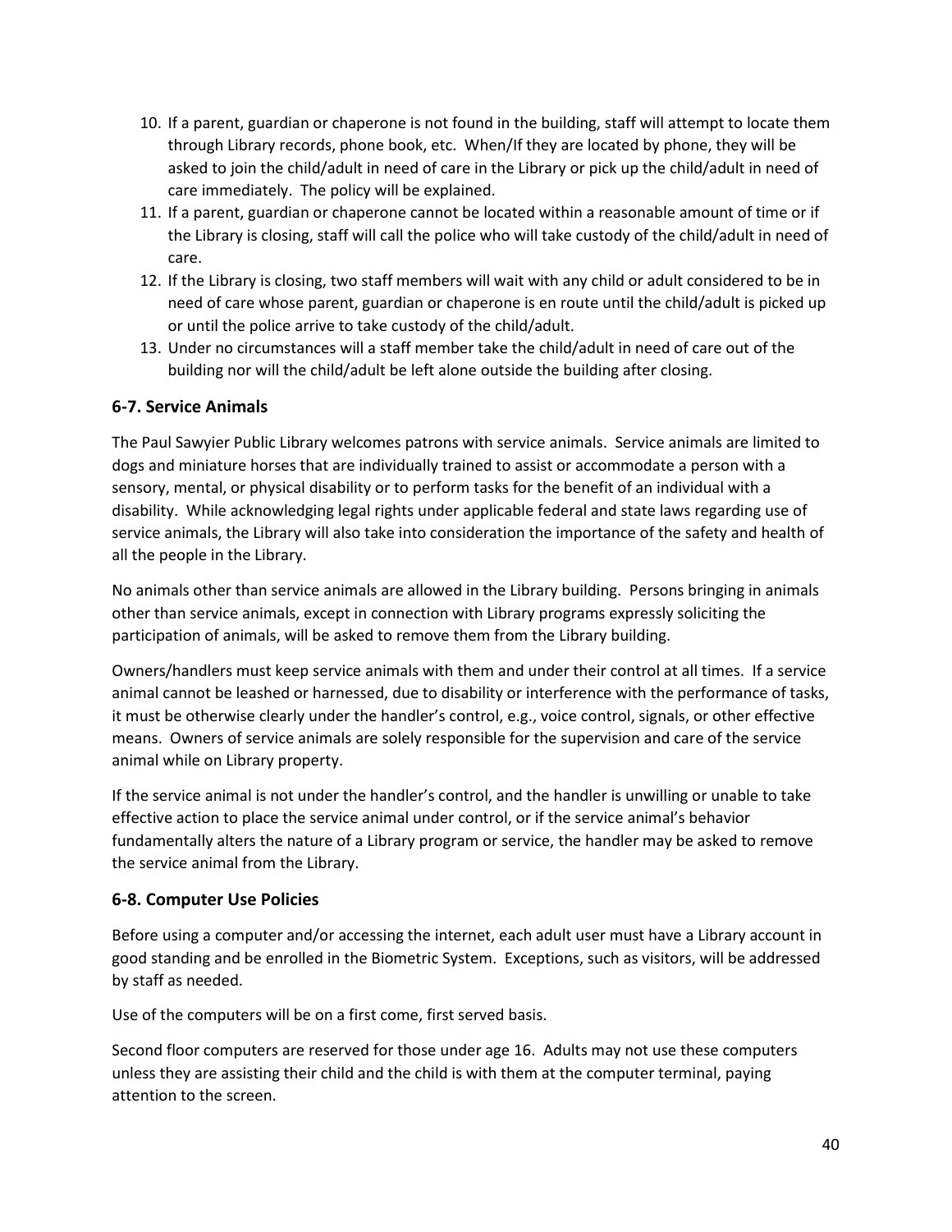10. If a parent, guardian or chaperone is not found in the building, staff will attempt to locate them through Library records, phone book, etc. When/If they are located by phone, they will be asked to join the child/adult in need of care in the Library or pick up the child/adult in need of care immediately. The policy will be explained.
11. If a parent, guardian or chaperone cannot be located within a reasonable amount of time or if the Library is closing, staff will call the police who will take custody of the child/adult in need of care.
12. If the Library is closing, two staff members will wait with any child or adult considered to be in need of care whose parent, guardian or chaperone is en route until the child/adult is picked up or until the police arrive to take custody of the child/adult.
13. Under no circumstances will a staff member take the child/adult in need of care out of the building nor will the child/adult be left alone outside the building after closing.

### 6-7. Service Animals

The Paul Sawyier Public Library welcomes patrons with service animals. Service animals are limited to dogs and miniature horses that are individually trained to assist or accommodate a person with a sensory, mental, or physical disability or to perform tasks for the benefit of an individual with a disability. While acknowledging legal rights under applicable federal and state laws regarding use of service animals, the Library will also take into consideration the importance of the safety and health of all the people in the Library.

No animals other than service animals are allowed in the Library building. Persons bringing in animals other than service animals, except in connection with Library programs expressly soliciting the participation of animals, will be asked to remove them from the Library building.

Owners/handlers must keep service animals with them and under their control at all times. If a service animal cannot be leashed or harnessed, due to disability or interference with the performance of tasks, it must be otherwise clearly under the handler's control, e.g., voice control, signals, or other effective means. Owners of service animals are solely responsible for the supervision and care of the service animal while on Library property.

If the service animal is not under the handler's control, and the handler is unwilling or unable to take effective action to place the service animal under control, or if the service animal's behavior fundamentally alters the nature of a Library program or service, the handler may be asked to remove the service animal from the Library.

### 6-8. Computer Use Policies

Before using a computer and/or accessing the internet, each adult user must have a Library account in good standing and be enrolled in the Biometric System. Exceptions, such as visitors, will be addressed by staff as needed.

Use of the computers will be on a first come, first served basis.

Second floor computers are reserved for those under age 16. Adults may not use these computers unless they are assisting their child and the child is with them at the computer terminal, paying attention to the screen.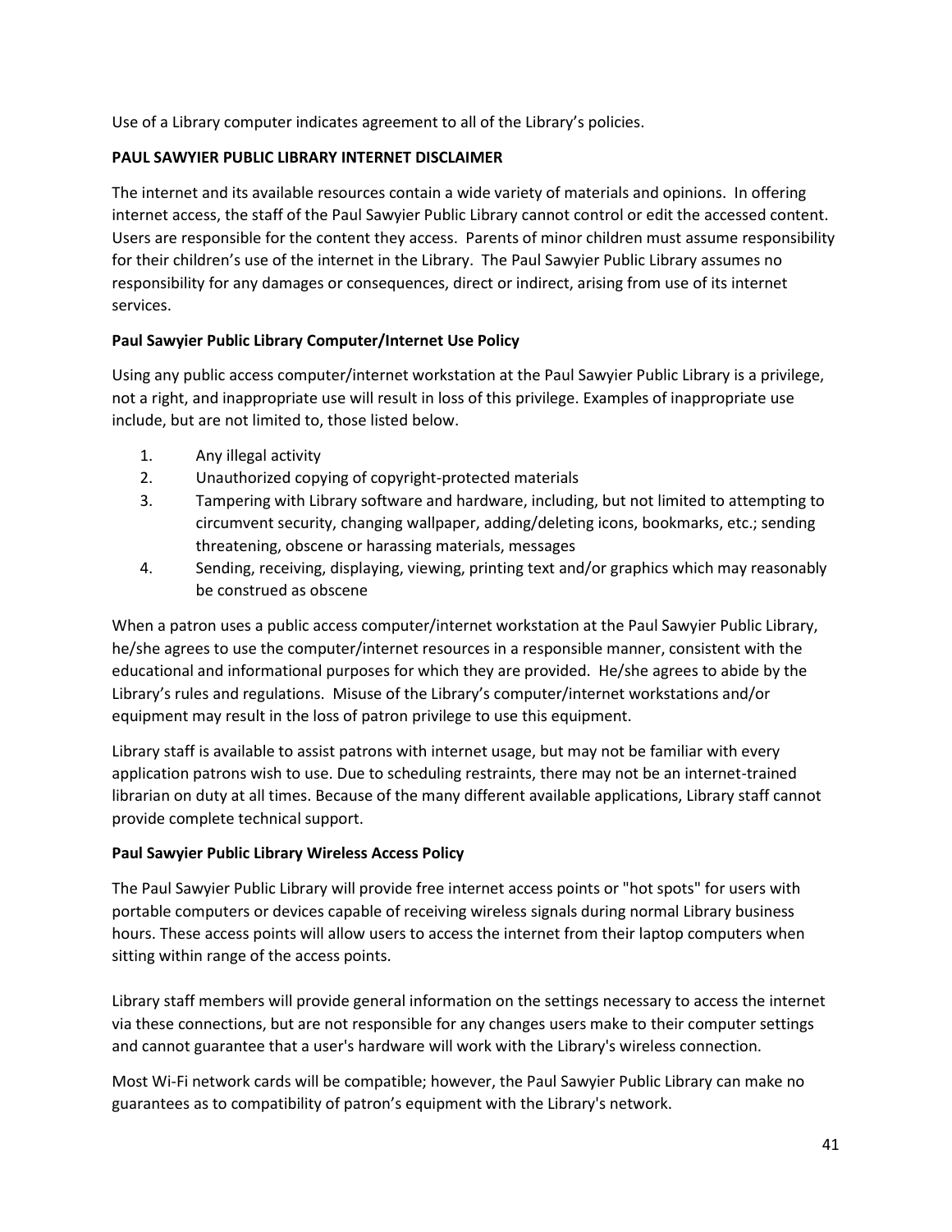Use of a Library computer indicates agreement to all of the Library's policies.

**PAUL SAWYIER PUBLIC LIBRARY INTERNET DISCLAIMER**

The internet and its available resources contain a wide variety of materials and opinions. In offering internet access, the staff of the Paul Sawyier Public Library cannot control or edit the accessed content. Users are responsible for the content they access. Parents of minor children must assume responsibility for their children's use of the internet in the Library. The Paul Sawyier Public Library assumes no responsibility for any damages or consequences, direct or indirect, arising from use of its internet services.

**Paul Sawyier Public Library Computer/Internet Use Policy**

Using any public access computer/internet workstation at the Paul Sawyier Public Library is a privilege, not a right, and inappropriate use will result in loss of this privilege. Examples of inappropriate use include, but are not limited to, those listed below.

1. Any illegal activity
2. Unauthorized copying of copyright-protected materials
3. Tampering with Library software and hardware, including, but not limited to attempting to circumvent security, changing wallpaper, adding/deleting icons, bookmarks, etc.; sending threatening, obscene or harassing materials, messages
4. Sending, receiving, displaying, viewing, printing text and/or graphics which may reasonably be construed as obscene

When a patron uses a public access computer/internet workstation at the Paul Sawyier Public Library, he/she agrees to use the computer/internet resources in a responsible manner, consistent with the educational and informational purposes for which they are provided. He/she agrees to abide by the Library's rules and regulations. Misuse of the Library's computer/internet workstations and/or equipment may result in the loss of patron privilege to use this equipment.

Library staff is available to assist patrons with internet usage, but may not be familiar with every application patrons wish to use. Due to scheduling restraints, there may not be an internet-trained librarian on duty at all times. Because of the many different available applications, Library staff cannot provide complete technical support.

**Paul Sawyier Public Library Wireless Access Policy**

The Paul Sawyier Public Library will provide free internet access points or "hot spots" for users with portable computers or devices capable of receiving wireless signals during normal Library business hours. These access points will allow users to access the internet from their laptop computers when sitting within range of the access points.

Library staff members will provide general information on the settings necessary to access the internet via these connections, but are not responsible for any changes users make to their computer settings and cannot guarantee that a user's hardware will work with the Library's wireless connection.

Most Wi-Fi network cards will be compatible; however, the Paul Sawyier Public Library can make no guarantees as to compatibility of patron's equipment with the Library's network.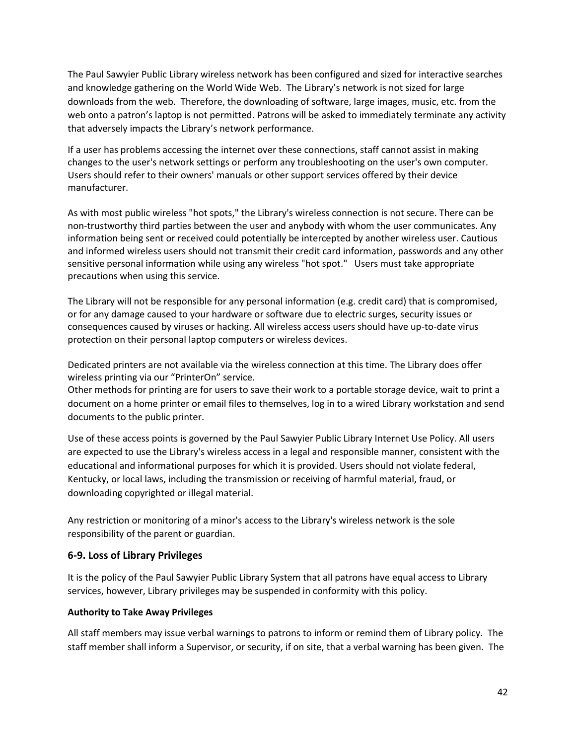The Paul Sawyier Public Library wireless network has been configured and sized for interactive searches and knowledge gathering on the World Wide Web. The Library's network is not sized for large downloads from the web. Therefore, the downloading of software, large images, music, etc. from the web onto a patron's laptop is not permitted. Patrons will be asked to immediately terminate any activity that adversely impacts the Library's network performance.

If a user has problems accessing the internet over these connections, staff cannot assist in making changes to the user's network settings or perform any troubleshooting on the user's own computer. Users should refer to their owners' manuals or other support services offered by their device manufacturer.

As with most public wireless "hot spots," the Library's wireless connection is not secure. There can be non-trustworthy third parties between the user and anybody with whom the user communicates. Any information being sent or received could potentially be intercepted by another wireless user. Cautious and informed wireless users should not transmit their credit card information, passwords and any other sensitive personal information while using any wireless "hot spot." Users must take appropriate precautions when using this service.

The Library will not be responsible for any personal information (e.g. credit card) that is compromised, or for any damage caused to your hardware or software due to electric surges, security issues or consequences caused by viruses or hacking. All wireless access users should have up-to-date virus protection on their personal laptop computers or wireless devices.

Dedicated printers are not available via the wireless connection at this time. The Library does offer wireless printing via our "PrinterOn" service.
Other methods for printing are for users to save their work to a portable storage device, wait to print a document on a home printer or email files to themselves, log in to a wired Library workstation and send documents to the public printer.

Use of these access points is governed by the Paul Sawyier Public Library Internet Use Policy. All users are expected to use the Library's wireless access in a legal and responsible manner, consistent with the educational and informational purposes for which it is provided. Users should not violate federal, Kentucky, or local laws, including the transmission or receiving of harmful material, fraud, or downloading copyrighted or illegal material.

Any restriction or monitoring of a minor's access to the Library's wireless network is the sole responsibility of the parent or guardian.

## 6-9. Loss of Library Privileges

It is the policy of the Paul Sawyier Public Library System that all patrons have equal access to Library services, however, Library privileges may be suspended in conformity with this policy.

**Authority to Take Away Privileges**

All staff members may issue verbal warnings to patrons to inform or remind them of Library policy. The staff member shall inform a Supervisor, or security, if on site, that a verbal warning has been given. The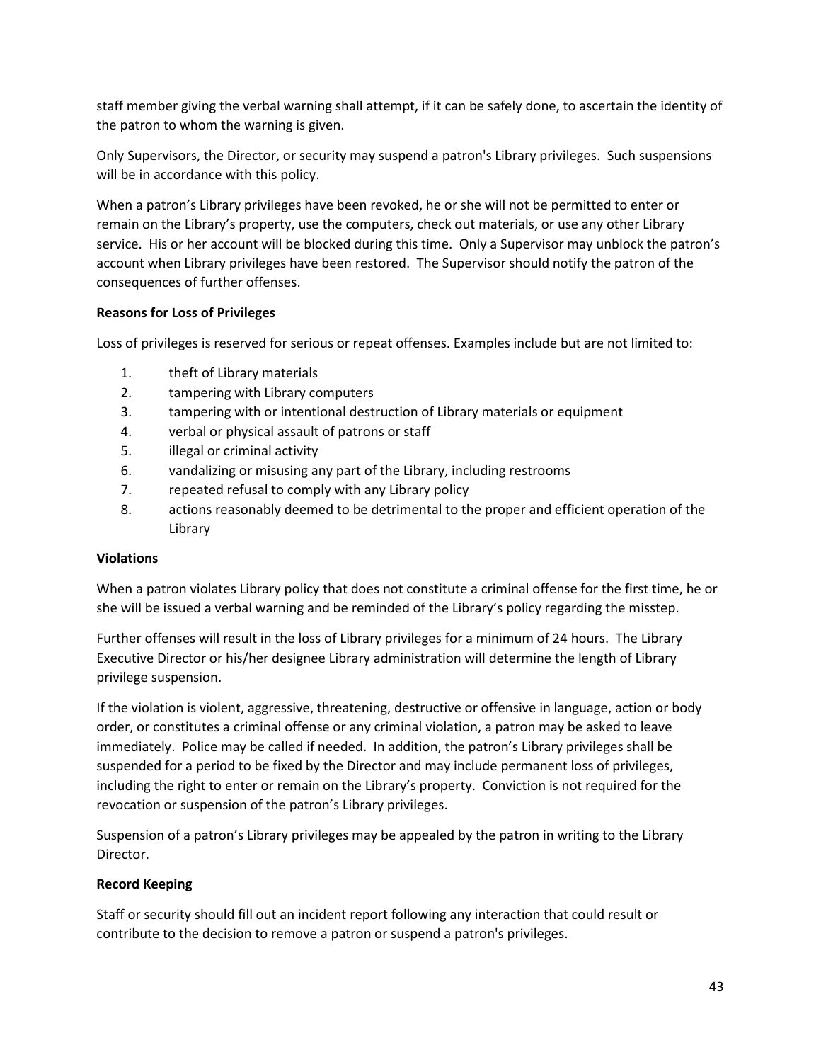staff member giving the verbal warning shall attempt, if it can be safely done, to ascertain the identity of the patron to whom the warning is given.

Only Supervisors, the Director, or security may suspend a patron's Library privileges. Such suspensions will be in accordance with this policy.

When a patron's Library privileges have been revoked, he or she will not be permitted to enter or remain on the Library's property, use the computers, check out materials, or use any other Library service. His or her account will be blocked during this time. Only a Supervisor may unblock the patron's account when Library privileges have been restored. The Supervisor should notify the patron of the consequences of further offenses.

**Reasons for Loss of Privileges**

Loss of privileges is reserved for serious or repeat offenses. Examples include but are not limited to:

1. theft of Library materials
2. tampering with Library computers
3. tampering with or intentional destruction of Library materials or equipment
4. verbal or physical assault of patrons or staff
5. illegal or criminal activity
6. vandalizing or misusing any part of the Library, including restrooms
7. repeated refusal to comply with any Library policy
8. actions reasonably deemed to be detrimental to the proper and efficient operation of the Library

**Violations**

When a patron violates Library policy that does not constitute a criminal offense for the first time, he or she will be issued a verbal warning and be reminded of the Library's policy regarding the misstep.

Further offenses will result in the loss of Library privileges for a minimum of 24 hours. The Library Executive Director or his/her designee Library administration will determine the length of Library privilege suspension.

If the violation is violent, aggressive, threatening, destructive or offensive in language, action or body order, or constitutes a criminal offense or any criminal violation, a patron may be asked to leave immediately. Police may be called if needed. In addition, the patron's Library privileges shall be suspended for a period to be fixed by the Director and may include permanent loss of privileges, including the right to enter or remain on the Library's property. Conviction is not required for the revocation or suspension of the patron's Library privileges.

Suspension of a patron's Library privileges may be appealed by the patron in writing to the Library Director.

**Record Keeping**

Staff or security should fill out an incident report following any interaction that could result or contribute to the decision to remove a patron or suspend a patron's privileges.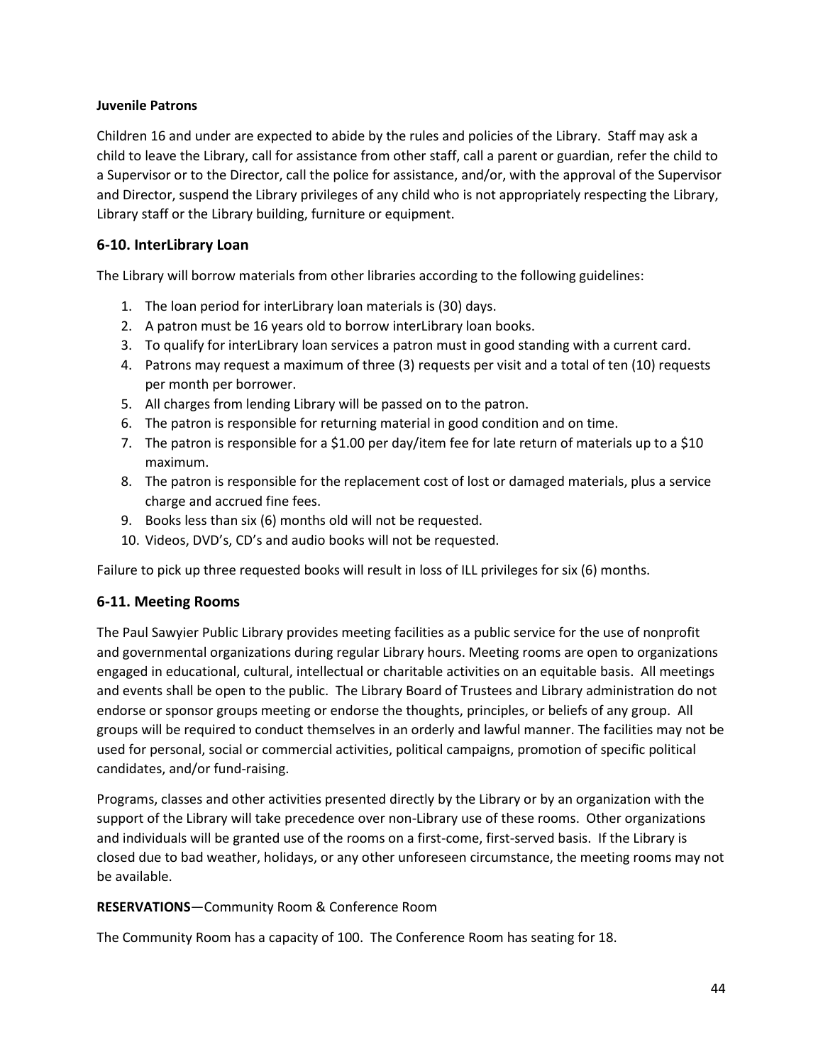**Juvenile Patrons**

Children 16 and under are expected to abide by the rules and policies of the Library. Staff may ask a child to leave the Library, call for assistance from other staff, call a parent or guardian, refer the child to a Supervisor or to the Director, call the police for assistance, and/or, with the approval of the Supervisor and Director, suspend the Library privileges of any child who is not appropriately respecting the Library, Library staff or the Library building, furniture or equipment.

## 6-10. InterLibrary Loan

The Library will borrow materials from other libraries according to the following guidelines:

1. The loan period for interLibrary loan materials is (30) days.
2. A patron must be 16 years old to borrow interLibrary loan books.
3. To qualify for interLibrary loan services a patron must in good standing with a current card.
4. Patrons may request a maximum of three (3) requests per visit and a total of ten (10) requests per month per borrower.
5. All charges from lending Library will be passed on to the patron.
6. The patron is responsible for returning material in good condition and on time.
7. The patron is responsible for a $1.00 per day/item fee for late return of materials up to a $10 maximum.
8. The patron is responsible for the replacement cost of lost or damaged materials, plus a service charge and accrued fine fees.
9. Books less than six (6) months old will not be requested.
10. Videos, DVD's, CD's and audio books will not be requested.

Failure to pick up three requested books will result in loss of ILL privileges for six (6) months.

## 6-11. Meeting Rooms

The Paul Sawyier Public Library provides meeting facilities as a public service for the use of nonprofit and governmental organizations during regular Library hours. Meeting rooms are open to organizations engaged in educational, cultural, intellectual or charitable activities on an equitable basis. All meetings and events shall be open to the public. The Library Board of Trustees and Library administration do not endorse or sponsor groups meeting or endorse the thoughts, principles, or beliefs of any group. All groups will be required to conduct themselves in an orderly and lawful manner. The facilities may not be used for personal, social or commercial activities, political campaigns, promotion of specific political candidates, and/or fund-raising.

Programs, classes and other activities presented directly by the Library or by an organization with the support of the Library will take precedence over non-Library use of these rooms. Other organizations and individuals will be granted use of the rooms on a first-come, first-served basis. If the Library is closed due to bad weather, holidays, or any other unforeseen circumstance, the meeting rooms may not be available.

**RESERVATIONS**—Community Room & Conference Room

The Community Room has a capacity of 100. The Conference Room has seating for 18.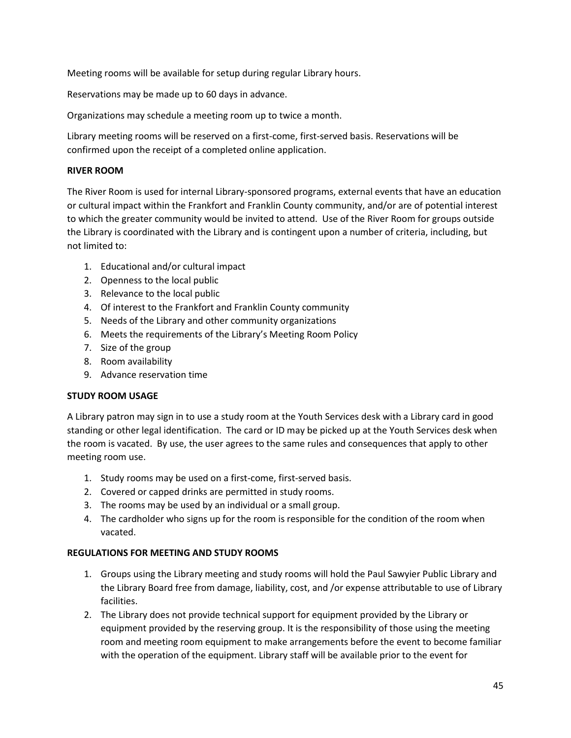Meeting rooms will be available for setup during regular Library hours.

Reservations may be made up to 60 days in advance.

Organizations may schedule a meeting room up to twice a month.

Library meeting rooms will be reserved on a first-come, first-served basis. Reservations will be confirmed upon the receipt of a completed online application.

**RIVER ROOM**

The River Room is used for internal Library-sponsored programs, external events that have an education or cultural impact within the Frankfort and Franklin County community, and/or are of potential interest to which the greater community would be invited to attend. Use of the River Room for groups outside the Library is coordinated with the Library and is contingent upon a number of criteria, including, but not limited to:

1. Educational and/or cultural impact
2. Openness to the local public
3. Relevance to the local public
4. Of interest to the Frankfort and Franklin County community
5. Needs of the Library and other community organizations
6. Meets the requirements of the Library's Meeting Room Policy
7. Size of the group
8. Room availability
9. Advance reservation time

**STUDY ROOM USAGE**

A Library patron may sign in to use a study room at the Youth Services desk with a Library card in good standing or other legal identification. The card or ID may be picked up at the Youth Services desk when the room is vacated. By use, the user agrees to the same rules and consequences that apply to other meeting room use.

1. Study rooms may be used on a first-come, first-served basis.
2. Covered or capped drinks are permitted in study rooms.
3. The rooms may be used by an individual or a small group.
4. The cardholder who signs up for the room is responsible for the condition of the room when vacated.

**REGULATIONS FOR MEETING AND STUDY ROOMS**

1. Groups using the Library meeting and study rooms will hold the Paul Sawyier Public Library and the Library Board free from damage, liability, cost, and /or expense attributable to use of Library facilities.
2. The Library does not provide technical support for equipment provided by the Library or equipment provided by the reserving group. It is the responsibility of those using the meeting room and meeting room equipment to make arrangements before the event to become familiar with the operation of the equipment. Library staff will be available prior to the event for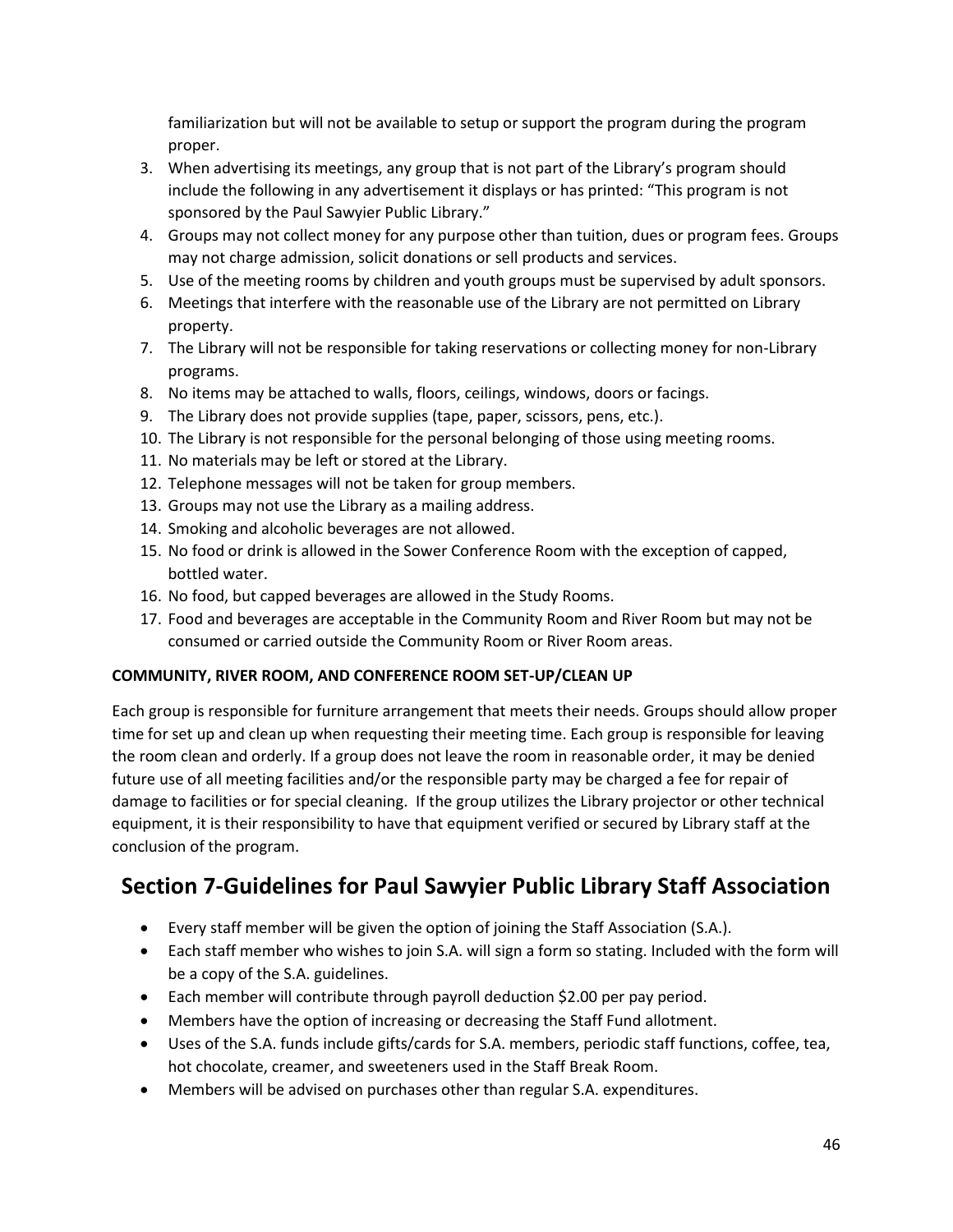familiarization but will not be available to setup or support the program during the program proper.

3. When advertising its meetings, any group that is not part of the Library's program should include the following in any advertisement it displays or has printed: "This program is not sponsored by the Paul Sawyier Public Library."
4. Groups may not collect money for any purpose other than tuition, dues or program fees. Groups may not charge admission, solicit donations or sell products and services.
5. Use of the meeting rooms by children and youth groups must be supervised by adult sponsors.
6. Meetings that interfere with the reasonable use of the Library are not permitted on Library property.
7. The Library will not be responsible for taking reservations or collecting money for non-Library programs.
8. No items may be attached to walls, floors, ceilings, windows, doors or facings.
9. The Library does not provide supplies (tape, paper, scissors, pens, etc.).
10. The Library is not responsible for the personal belonging of those using meeting rooms.
11. No materials may be left or stored at the Library.
12. Telephone messages will not be taken for group members.
13. Groups may not use the Library as a mailing address.
14. Smoking and alcoholic beverages are not allowed.
15. No food or drink is allowed in the Sower Conference Room with the exception of capped, bottled water.
16. No food, but capped beverages are allowed in the Study Rooms.
17. Food and beverages are acceptable in the Community Room and River Room but may not be consumed or carried outside the Community Room or River Room areas.

**COMMUNITY, RIVER ROOM, AND CONFERENCE ROOM SET-UP/CLEAN UP**

Each group is responsible for furniture arrangement that meets their needs. Groups should allow proper time for set up and clean up when requesting their meeting time. Each group is responsible for leaving the room clean and orderly. If a group does not leave the room in reasonable order, it may be denied future use of all meeting facilities and/or the responsible party may be charged a fee for repair of damage to facilities or for special cleaning. If the group utilizes the Library projector or other technical equipment, it is their responsibility to have that equipment verified or secured by Library staff at the conclusion of the program.

## Section 7-Guidelines for Paul Sawyier Public Library Staff Association

- Every staff member will be given the option of joining the Staff Association (S.A.).
- Each staff member who wishes to join S.A. will sign a form so stating. Included with the form will be a copy of the S.A. guidelines.
- Each member will contribute through payroll deduction $2.00 per pay period.
- Members have the option of increasing or decreasing the Staff Fund allotment.
- Uses of the S.A. funds include gifts/cards for S.A. members, periodic staff functions, coffee, tea, hot chocolate, creamer, and sweeteners used in the Staff Break Room.
- Members will be advised on purchases other than regular S.A. expenditures.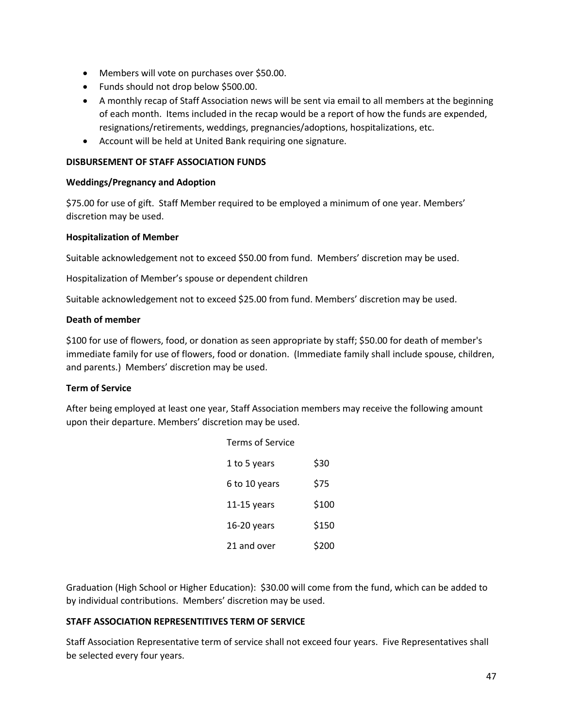- Members will vote on purchases over $50.00.
- Funds should not drop below $500.00.
- A monthly recap of Staff Association news will be sent via email to all members at the beginning of each month. Items included in the recap would be a report of how the funds are expended, resignations/retirements, weddings, pregnancies/adoptions, hospitalizations, etc.
- Account will be held at United Bank requiring one signature.

**DISBURSEMENT OF STAFF ASSOCIATION FUNDS**

**Weddings/Pregnancy and Adoption**

$75.00 for use of gift. Staff Member required to be employed a minimum of one year. Members' discretion may be used.

**Hospitalization of Member**

Suitable acknowledgement not to exceed $50.00 from fund. Members' discretion may be used.

Hospitalization of Member's spouse or dependent children

Suitable acknowledgement not to exceed $25.00 from fund. Members' discretion may be used.

**Death of member**

$100 for use of flowers, food, or donation as seen appropriate by staff; $50.00 for death of member's immediate family for use of flowers, food or donation. (Immediate family shall include spouse, children, and parents.) Members' discretion may be used.

**Term of Service**

After being employed at least one year, Staff Association members may receive the following amount upon their departure. Members' discretion may be used.

| Terms of Service | |
|---|---|
| 1 to 5 years | $30 |
| 6 to 10 years | $75 |
| 11-15 years | $100 |
| 16-20 years | $150 |
| 21 and over | $200 |

Graduation (High School or Higher Education): $30.00 will come from the fund, which can be added to by individual contributions. Members' discretion may be used.

**STAFF ASSOCIATION REPRESENTITIVES TERM OF SERVICE**

Staff Association Representative term of service shall not exceed four years. Five Representatives shall be selected every four years.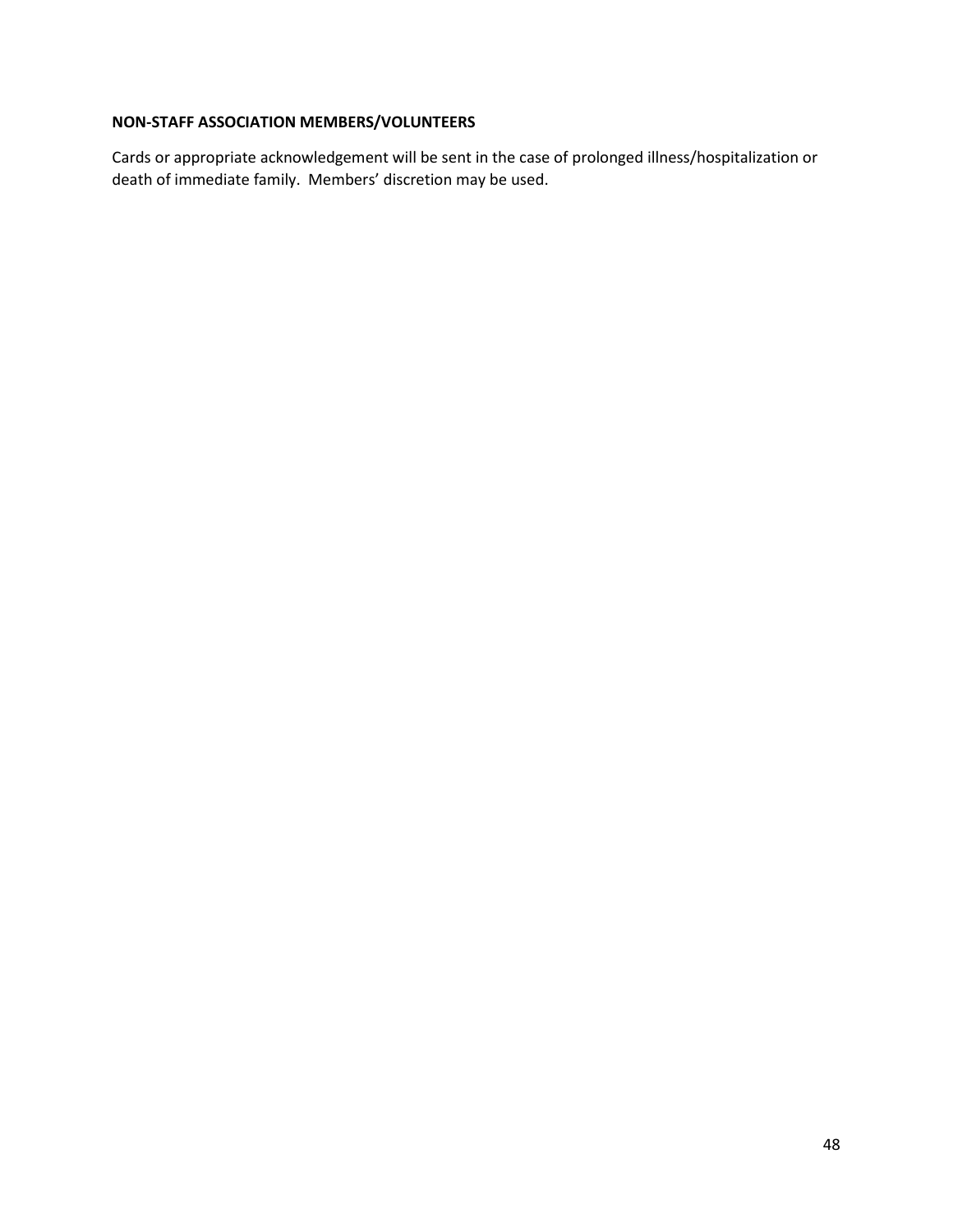**NON-STAFF ASSOCIATION MEMBERS/VOLUNTEERS**

Cards or appropriate acknowledgement will be sent in the case of prolonged illness/hospitalization or death of immediate family. Members' discretion may be used.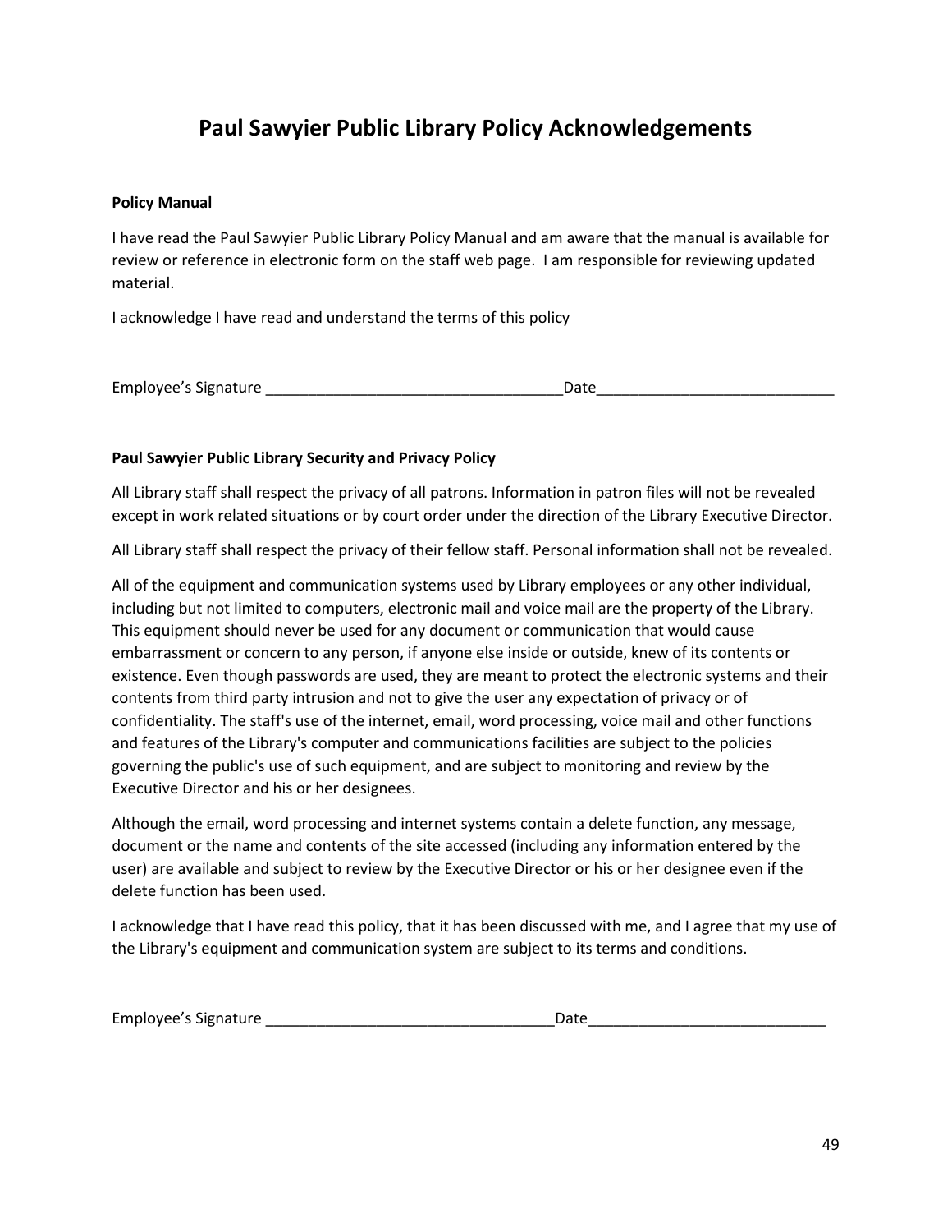# Paul Sawyier Public Library Policy Acknowledgements

**Policy Manual**

I have read the Paul Sawyier Public Library Policy Manual and am aware that the manual is available for review or reference in electronic form on the staff web page. I am responsible for reviewing updated material.

I acknowledge I have read and understand the terms of this policy

Employee's Signature ___________________________________Date___________________________

**Paul Sawyier Public Library Security and Privacy Policy**

All Library staff shall respect the privacy of all patrons. Information in patron files will not be revealed except in work related situations or by court order under the direction of the Library Executive Director.

All Library staff shall respect the privacy of their fellow staff. Personal information shall not be revealed.

All of the equipment and communication systems used by Library employees or any other individual, including but not limited to computers, electronic mail and voice mail are the property of the Library. This equipment should never be used for any document or communication that would cause embarrassment or concern to any person, if anyone else inside or outside, knew of its contents or existence. Even though passwords are used, they are meant to protect the electronic systems and their contents from third party intrusion and not to give the user any expectation of privacy or of confidentiality. The staff's use of the internet, email, word processing, voice mail and other functions and features of the Library's computer and communications facilities are subject to the policies governing the public's use of such equipment, and are subject to monitoring and review by the Executive Director and his or her designees.

Although the email, word processing and internet systems contain a delete function, any message, document or the name and contents of the site accessed (including any information entered by the user) are available and subject to review by the Executive Director or his or her designee even if the delete function has been used.

I acknowledge that I have read this policy, that it has been discussed with me, and I agree that my use of the Library's equipment and communication system are subject to its terms and conditions.

Employee's Signature _________________________________Date___________________________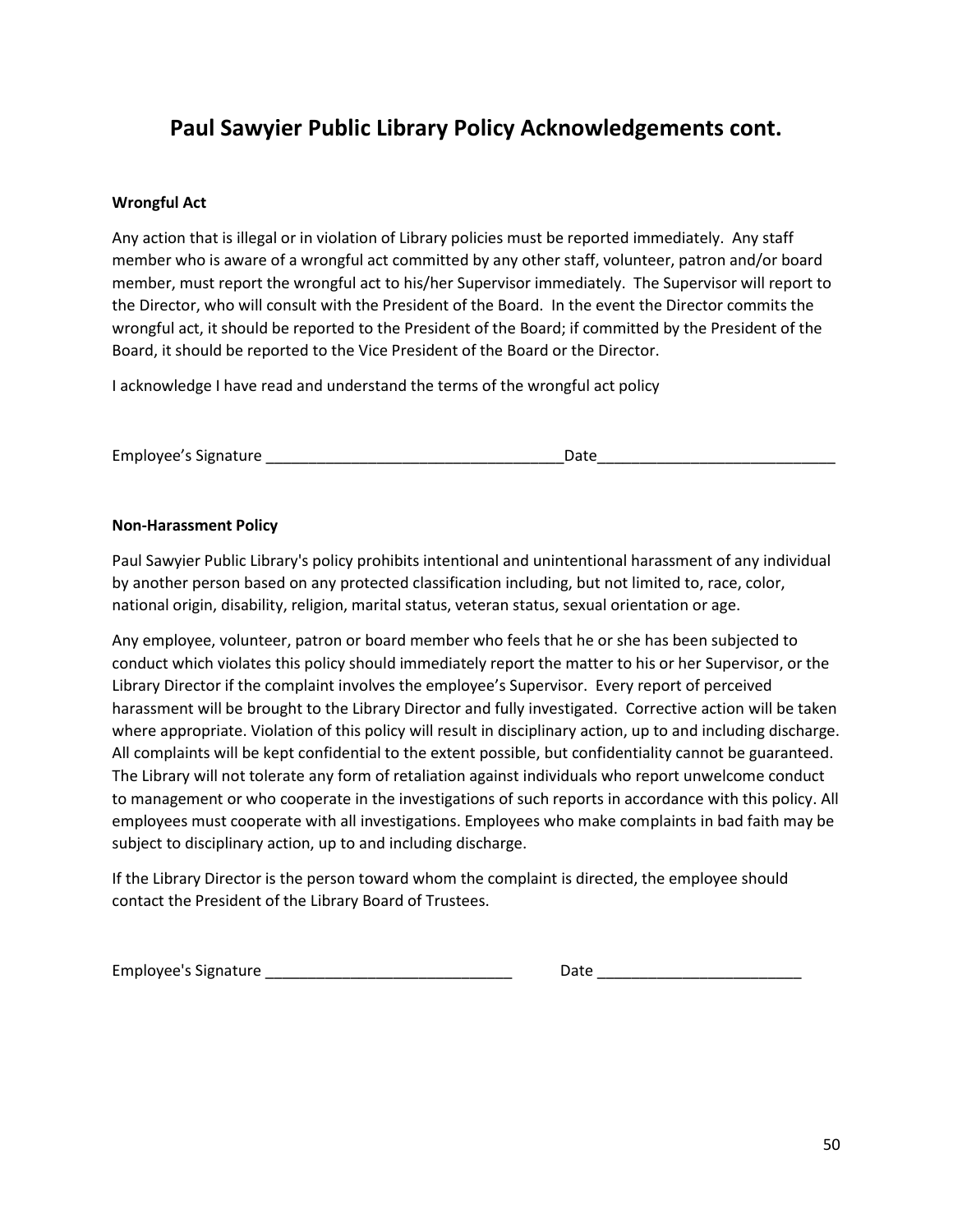# Paul Sawyier Public Library Policy Acknowledgements cont.

**Wrongful Act**

Any action that is illegal or in violation of Library policies must be reported immediately. Any staff member who is aware of a wrongful act committed by any other staff, volunteer, patron and/or board member, must report the wrongful act to his/her Supervisor immediately. The Supervisor will report to the Director, who will consult with the President of the Board. In the event the Director commits the wrongful act, it should be reported to the President of the Board; if committed by the President of the Board, it should be reported to the Vice President of the Board or the Director.

I acknowledge I have read and understand the terms of the wrongful act policy

Employee's Signature ___________________________________Date____________________________

**Non-Harassment Policy**

Paul Sawyier Public Library's policy prohibits intentional and unintentional harassment of any individual by another person based on any protected classification including, but not limited to, race, color, national origin, disability, religion, marital status, veteran status, sexual orientation or age.

Any employee, volunteer, patron or board member who feels that he or she has been subjected to conduct which violates this policy should immediately report the matter to his or her Supervisor, or the Library Director if the complaint involves the employee's Supervisor. Every report of perceived harassment will be brought to the Library Director and fully investigated. Corrective action will be taken where appropriate. Violation of this policy will result in disciplinary action, up to and including discharge. All complaints will be kept confidential to the extent possible, but confidentiality cannot be guaranteed. The Library will not tolerate any form of retaliation against individuals who report unwelcome conduct to management or who cooperate in the investigations of such reports in accordance with this policy. All employees must cooperate with all investigations. Employees who make complaints in bad faith may be subject to disciplinary action, up to and including discharge.

If the Library Director is the person toward whom the complaint is directed, the employee should contact the President of the Library Board of Trustees.

Employee's Signature _____________________________ Date ________________________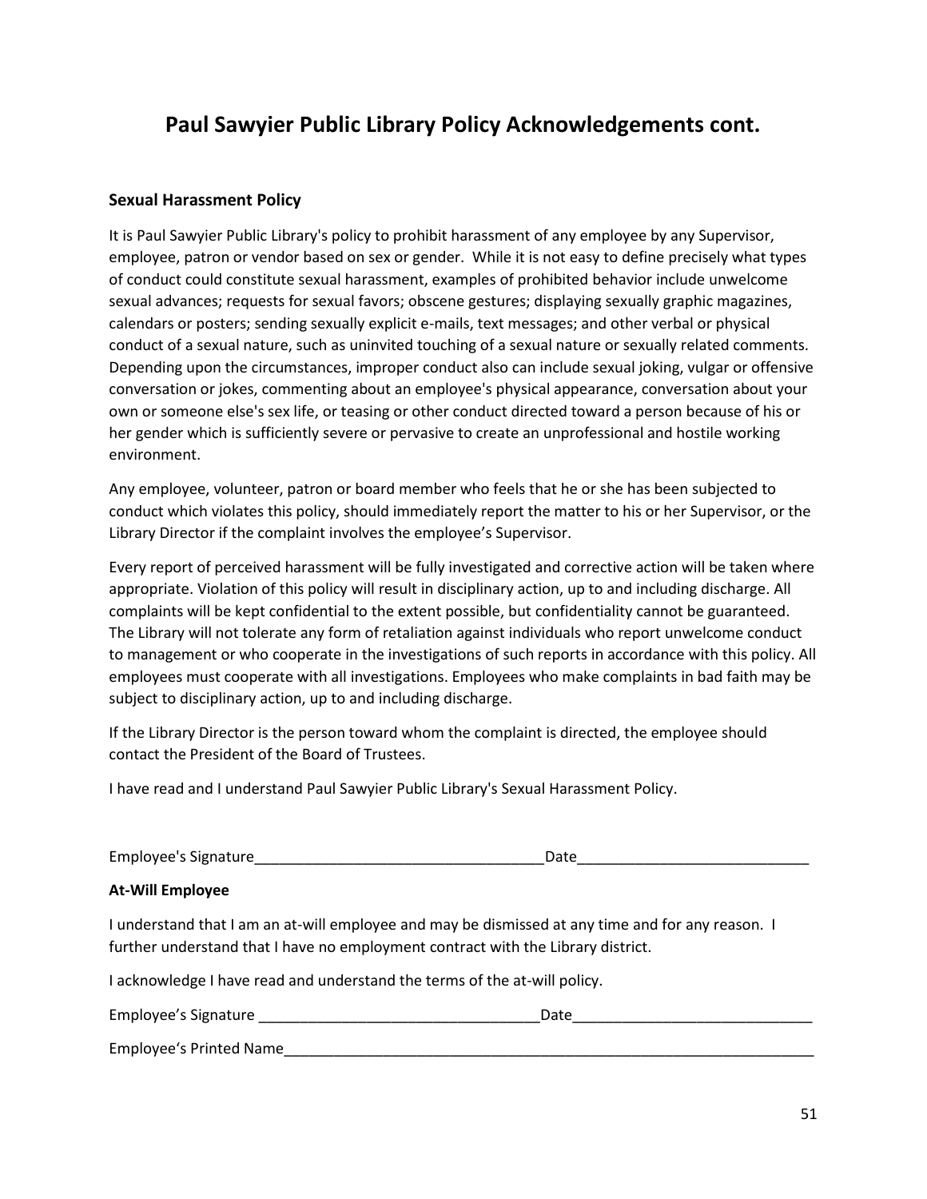# Paul Sawyier Public Library Policy Acknowledgements cont.

**Sexual Harassment Policy**

It is Paul Sawyier Public Library's policy to prohibit harassment of any employee by any Supervisor, employee, patron or vendor based on sex or gender. While it is not easy to define precisely what types of conduct could constitute sexual harassment, examples of prohibited behavior include unwelcome sexual advances; requests for sexual favors; obscene gestures; displaying sexually graphic magazines, calendars or posters; sending sexually explicit e-mails, text messages; and other verbal or physical conduct of a sexual nature, such as uninvited touching of a sexual nature or sexually related comments. Depending upon the circumstances, improper conduct also can include sexual joking, vulgar or offensive conversation or jokes, commenting about an employee's physical appearance, conversation about your own or someone else's sex life, or teasing or other conduct directed toward a person because of his or her gender which is sufficiently severe or pervasive to create an unprofessional and hostile working environment.

Any employee, volunteer, patron or board member who feels that he or she has been subjected to conduct which violates this policy, should immediately report the matter to his or her Supervisor, or the Library Director if the complaint involves the employee's Supervisor.

Every report of perceived harassment will be fully investigated and corrective action will be taken where appropriate. Violation of this policy will result in disciplinary action, up to and including discharge. All complaints will be kept confidential to the extent possible, but confidentiality cannot be guaranteed. The Library will not tolerate any form of retaliation against individuals who report unwelcome conduct to management or who cooperate in the investigations of such reports in accordance with this policy. All employees must cooperate with all investigations. Employees who make complaints in bad faith may be subject to disciplinary action, up to and including discharge.

If the Library Director is the person toward whom the complaint is directed, the employee should contact the President of the Board of Trustees.

I have read and I understand Paul Sawyier Public Library's Sexual Harassment Policy.

Employee's Signature___________________________________Date____________________________

**At-Will Employee**

I understand that I am an at-will employee and may be dismissed at any time and for any reason. I further understand that I have no employment contract with the Library district.

I acknowledge I have read and understand the terms of the at-will policy.

Employee's Signature __________________________________Date_____________________________

Employee's Printed Name_________________________________________________________________